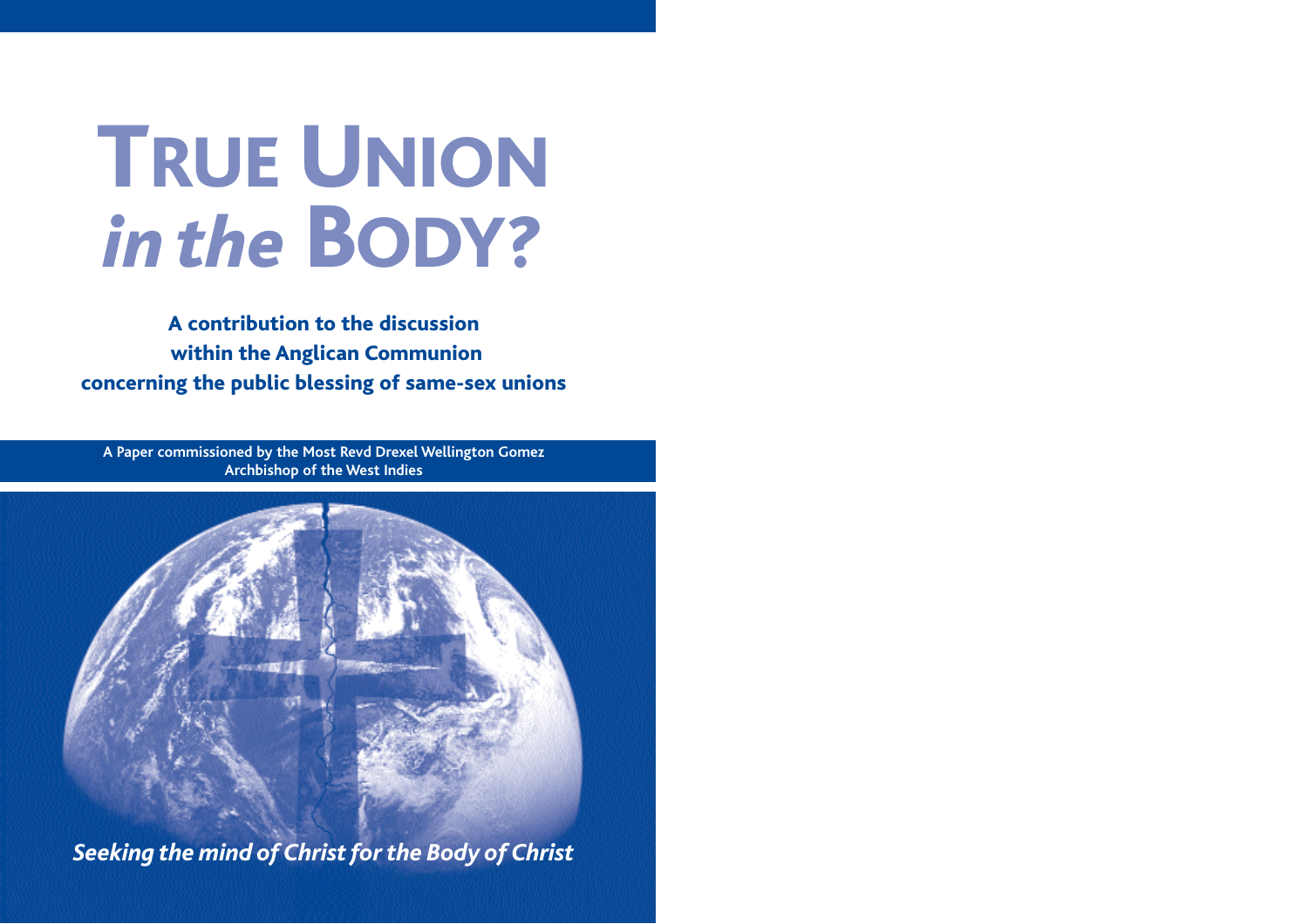# TRUE UNION *in the* BODY?

**A contribution to the discussion within the Anglican Communion concerning the public blessing of same-sex unions**

**A Paper commissioned by the Most Revd Drexel Wellington Gomez Archbishop of the West Indies**

***Seeking the mind of Christ for the Body of Christ***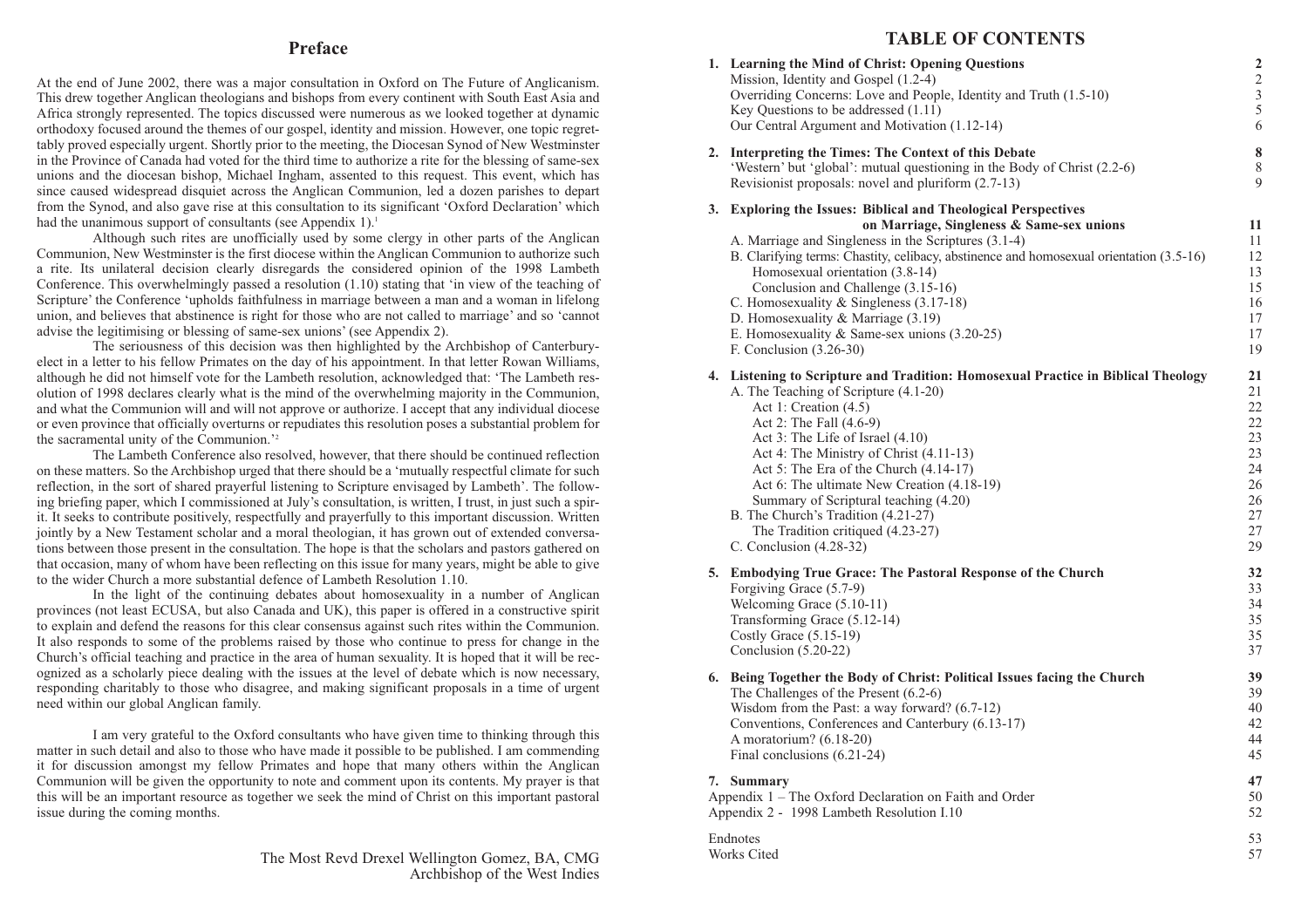# Preface

At the end of June 2002, there was a major consultation in Oxford on The Future of Anglicanism. This drew together Anglican theologians and bishops from every continent with South East Asia and Africa strongly represented. The topics discussed were numerous as we looked together at dynamic orthodoxy focused around the themes of our gospel, identity and mission. However, one topic regrettably proved especially urgent. Shortly prior to the meeting, the Diocesan Synod of New Westminster in the Province of Canada had voted for the third time to authorize a rite for the blessing of same-sex unions and the diocesan bishop, Michael Ingham, assented to this request. This event, which has since caused widespread disquiet across the Anglican Communion, led a dozen parishes to depart from the Synod, and also gave rise at this consultation to its significant 'Oxford Declaration' which had the unanimous support of consultants (see Appendix 1).[1]

Although such rites are unofficially used by some clergy in other parts of the Anglican Communion, New Westminster is the first diocese within the Anglican Communion to authorize such a rite. Its unilateral decision clearly disregards the considered opinion of the 1998 Lambeth Conference. This overwhelmingly passed a resolution (1.10) stating that 'in view of the teaching of Scripture' the Conference 'upholds faithfulness in marriage between a man and a woman in lifelong union, and believes that abstinence is right for those who are not called to marriage' and so 'cannot advise the legitimising or blessing of same-sex unions' (see Appendix 2).

The seriousness of this decision was then highlighted by the Archbishop of Canterbury-elect in a letter to his fellow Primates on the day of his appointment. In that letter Rowan Williams, although he did not himself vote for the Lambeth resolution, acknowledged that: 'The Lambeth resolution of 1998 declares clearly what is the mind of the overwhelming majority in the Communion, and what the Communion will and will not approve or authorize. I accept that any individual diocese or even province that officially overturns or repudiates this resolution poses a substantial problem for the sacramental unity of the Communion.'[2]

The Lambeth Conference also resolved, however, that there should be continued reflection on these matters. So the Archbishop urged that there should be a 'mutually respectful climate for such reflection, in the sort of shared prayerful listening to Scripture envisaged by Lambeth'. The following briefing paper, which I commissioned at July's consultation, is written, I trust, in just such a spirit. It seeks to contribute positively, respectfully and prayerfully to this important discussion. Written jointly by a New Testament scholar and a moral theologian, it has grown out of extended conversations between those present in the consultation. The hope is that the scholars and pastors gathered on that occasion, many of whom have been reflecting on this issue for many years, might be able to give to the wider Church a more substantial defence of Lambeth Resolution 1.10.

In the light of the continuing debates about homosexuality in a number of Anglican provinces (not least ECUSA, but also Canada and UK), this paper is offered in a constructive spirit to explain and defend the reasons for this clear consensus against such rites within the Communion. It also responds to some of the problems raised by those who continue to press for change in the Church's official teaching and practice in the area of human sexuality. It is hoped that it will be recognized as a scholarly piece dealing with the issues at the level of debate which is now necessary, responding charitably to those who disagree, and making significant proposals in a time of urgent need within our global Anglican family.

I am very grateful to the Oxford consultants who have given time to thinking through this matter in such detail and also to those who have made it possible to be published. I am commending it for discussion amongst my fellow Primates and hope that many others within the Anglican Communion will be given the opportunity to note and comment upon its contents. My prayer is that this will be an important resource as together we seek the mind of Christ on this important pastoral issue during the coming months.

The Most Revd Drexel Wellington Gomez, BA, CMG
Archbishop of the West Indies

# TABLE OF CONTENTS

| | |
|---|---|
| **1. Learning the Mind of Christ: Opening Questions** | **2** |
| Mission, Identity and Gospel (1.2-4) | 2 |
| Overriding Concerns: Love and People, Identity and Truth (1.5-10) | 3 |
| Key Questions to be addressed (1.11) | 5 |
| Our Central Argument and Motivation (1.12-14) | 6 |
| **2. Interpreting the Times: The Context of this Debate** | **8** |
| 'Western' but 'global': mutual questioning in the Body of Christ (2.2-6) | 8 |
| Revisionist proposals: novel and pluriform (2.7-13) | 9 |
| **3. Exploring the Issues: Biblical and Theological Perspectives on Marriage, Singleness & Same-sex unions** | **11** |
| A. Marriage and Singleness in the Scriptures (3.1-4) | 11 |
| B. Clarifying terms: Chastity, celibacy, abstinence and homosexual orientation (3.5-16) | 12 |
| Homosexual orientation (3.8-14) | 13 |
| Conclusion and Challenge (3.15-16) | 15 |
| C. Homosexuality & Singleness (3.17-18) | 16 |
| D. Homosexuality & Marriage (3.19) | 17 |
| E. Homosexuality & Same-sex unions (3.20-25) | 17 |
| F. Conclusion (3.26-30) | 19 |
| **4. Listening to Scripture and Tradition: Homosexual Practice in Biblical Theology** | **21** |
| A. The Teaching of Scripture (4.1-20) | 21 |
| Act 1: Creation (4.5) | 22 |
| Act 2: The Fall (4.6-9) | 22 |
| Act 3: The Life of Israel (4.10) | 23 |
| Act 4: The Ministry of Christ (4.11-13) | 23 |
| Act 5: The Era of the Church (4.14-17) | 24 |
| Act 6: The ultimate New Creation (4.18-19) | 26 |
| Summary of Scriptural teaching (4.20) | 26 |
| B. The Church's Tradition (4.21-27) | 27 |
| The Tradition critiqued (4.23-27) | 27 |
| C. Conclusion (4.28-32) | 29 |
| **5. Embodying True Grace: The Pastoral Response of the Church** | **32** |
| Forgiving Grace (5.7-9) | 33 |
| Welcoming Grace (5.10-11) | 34 |
| Transforming Grace (5.12-14) | 35 |
| Costly Grace (5.15-19) | 35 |
| Conclusion (5.20-22) | 37 |
| **6. Being Together the Body of Christ: Political Issues facing the Church** | **39** |
| The Challenges of the Present (6.2-6) | 39 |
| Wisdom from the Past: a way forward? (6.7-12) | 40 |
| Conventions, Conferences and Canterbury (6.13-17) | 42 |
| A moratorium? (6.18-20) | 44 |
| Final conclusions (6.21-24) | 45 |
| **7. Summary** | **47** |
| Appendix 1 – The Oxford Declaration on Faith and Order | 50 |
| Appendix 2 - 1998 Lambeth Resolution I.10 | 52 |
| Endnotes | 53 |
| Works Cited | 57 |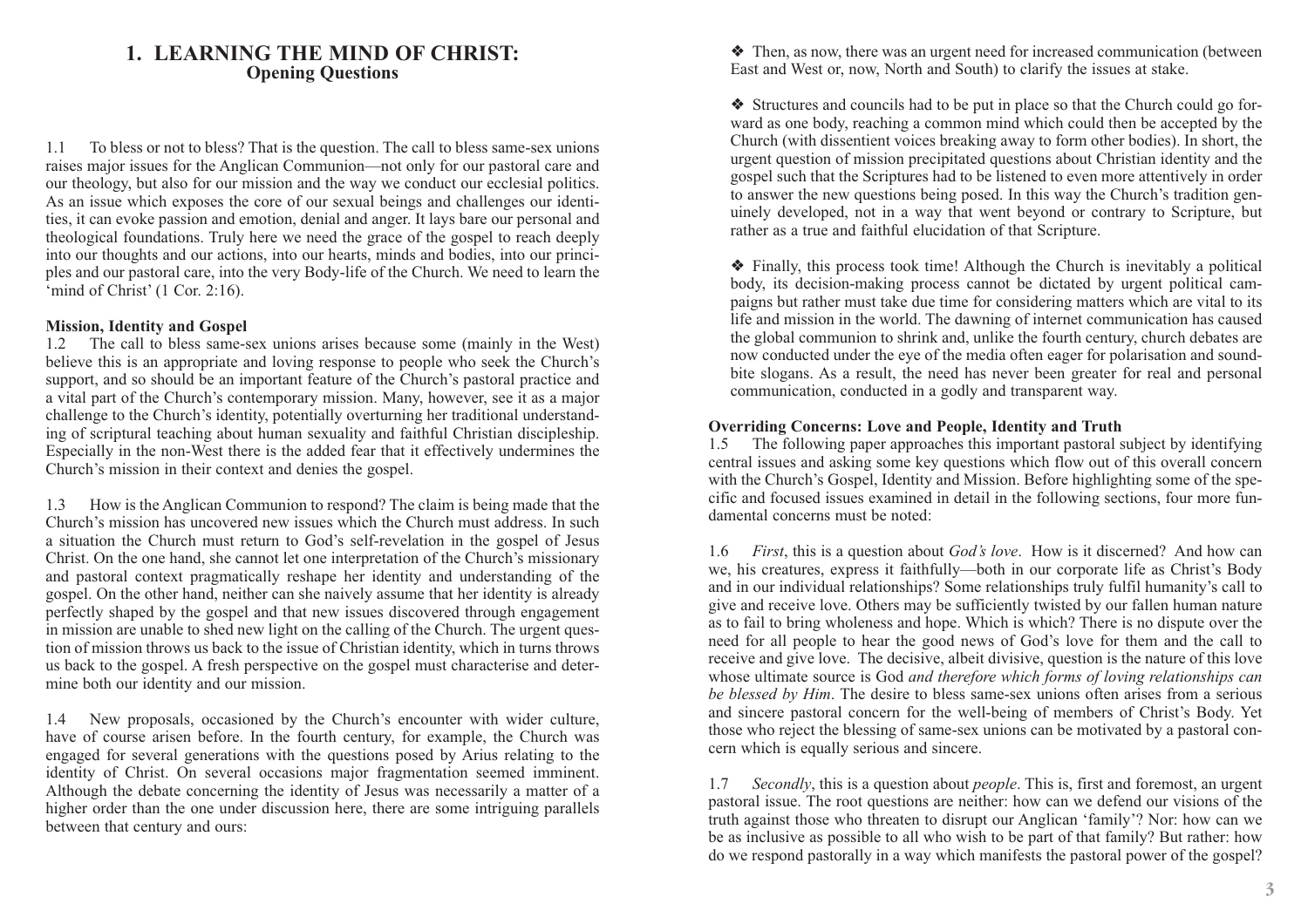# 1. LEARNING THE MIND OF CHRIST:
## Opening Questions

1.1 To bless or not to bless? That is the question. The call to bless same-sex unions raises major issues for the Anglican Communion—not only for our pastoral care and our theology, but also for our mission and the way we conduct our ecclesial politics. As an issue which exposes the core of our sexual beings and challenges our identities, it can evoke passion and emotion, denial and anger. It lays bare our personal and theological foundations. Truly here we need the grace of the gospel to reach deeply into our thoughts and our actions, into our hearts, minds and bodies, into our principles and our pastoral care, into the very Body-life of the Church. We need to learn the 'mind of Christ' (1 Cor. 2:16).

**Mission, Identity and Gospel**

1.2 The call to bless same-sex unions arises because some (mainly in the West) believe this is an appropriate and loving response to people who seek the Church's support, and so should be an important feature of the Church's pastoral practice and a vital part of the Church's contemporary mission. Many, however, see it as a major challenge to the Church's identity, potentially overturning her traditional understanding of scriptural teaching about human sexuality and faithful Christian discipleship. Especially in the non-West there is the added fear that it effectively undermines the Church's mission in their context and denies the gospel.

1.3 How is the Anglican Communion to respond? The claim is being made that the Church's mission has uncovered new issues which the Church must address. In such a situation the Church must return to God's self-revelation in the gospel of Jesus Christ. On the one hand, she cannot let one interpretation of the Church's missionary and pastoral context pragmatically reshape her identity and understanding of the gospel. On the other hand, neither can she naively assume that her identity is already perfectly shaped by the gospel and that new issues discovered through engagement in mission are unable to shed new light on the calling of the Church. The urgent question of mission throws us back to the issue of Christian identity, which in turns throws us back to the gospel. A fresh perspective on the gospel must characterise and determine both our identity and our mission.

1.4 New proposals, occasioned by the Church's encounter with wider culture, have of course arisen before. In the fourth century, for example, the Church was engaged for several generations with the questions posed by Arius relating to the identity of Christ. On several occasions major fragmentation seemed imminent. Although the debate concerning the identity of Jesus was necessarily a matter of a higher order than the one under discussion here, there are some intriguing parallels between that century and ours:

- ❖ Then, as now, there was an urgent need for increased communication (between East and West or, now, North and South) to clarify the issues at stake.

- ❖ Structures and councils had to be put in place so that the Church could go forward as one body, reaching a common mind which could then be accepted by the Church (with dissentient voices breaking away to form other bodies). In short, the urgent question of mission precipitated questions about Christian identity and the gospel such that the Scriptures had to be listened to even more attentively in order to answer the new questions being posed. In this way the Church's tradition genuinely developed, not in a way that went beyond or contrary to Scripture, but rather as a true and faithful elucidation of that Scripture.

- ❖ Finally, this process took time! Although the Church is inevitably a political body, its decision-making process cannot be dictated by urgent political campaigns but rather must take due time for considering matters which are vital to its life and mission in the world. The dawning of internet communication has caused the global communion to shrink and, unlike the fourth century, church debates are now conducted under the eye of the media often eager for polarisation and soundbite slogans. As a result, the need has never been greater for real and personal communication, conducted in a godly and transparent way.

**Overriding Concerns: Love and People, Identity and Truth**

1.5 The following paper approaches this important pastoral subject by identifying central issues and asking some key questions which flow out of this overall concern with the Church's Gospel, Identity and Mission. Before highlighting some of the specific and focused issues examined in detail in the following sections, four more fundamental concerns must be noted:

1.6 *First*, this is a question about *God's love*. How is it discerned? And how can we, his creatures, express it faithfully—both in our corporate life as Christ's Body and in our individual relationships? Some relationships truly fulfil humanity's call to give and receive love. Others may be sufficiently twisted by our fallen human nature as to fail to bring wholeness and hope. Which is which? There is no dispute over the need for all people to hear the good news of God's love for them and the call to receive and give love. The decisive, albeit divisive, question is the nature of this love whose ultimate source is God *and therefore which forms of loving relationships can be blessed by Him*. The desire to bless same-sex unions often arises from a serious and sincere pastoral concern for the well-being of members of Christ's Body. Yet those who reject the blessing of same-sex unions can be motivated by a pastoral concern which is equally serious and sincere.

1.7 *Secondly*, this is a question about *people*. This is, first and foremost, an urgent pastoral issue. The root questions are neither: how can we defend our visions of the truth against those who threaten to disrupt our Anglican 'family'? Nor: how can we be as inclusive as possible to all who wish to be part of that family? But rather: how do we respond pastorally in a way which manifests the pastoral power of the gospel?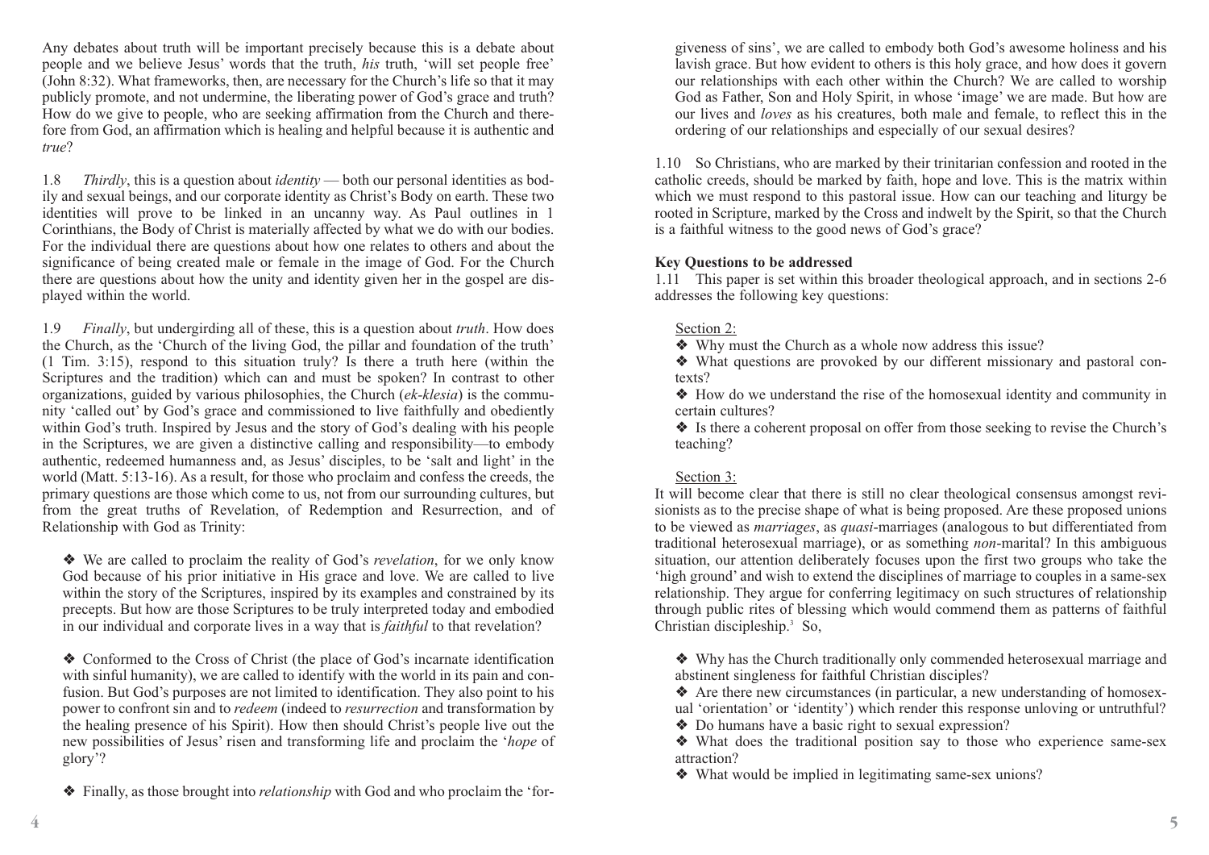Any debates about truth will be important precisely because this is a debate about people and we believe Jesus' words that the truth, *his* truth, 'will set people free' (John 8:32). What frameworks, then, are necessary for the Church's life so that it may publicly promote, and not undermine, the liberating power of God's grace and truth? How do we give to people, who are seeking affirmation from the Church and therefore from God, an affirmation which is healing and helpful because it is authentic and *true*?

1.8 *Thirdly*, this is a question about *identity* — both our personal identities as bodily and sexual beings, and our corporate identity as Christ's Body on earth. These two identities will prove to be linked in an uncanny way. As Paul outlines in 1 Corinthians, the Body of Christ is materially affected by what we do with our bodies. For the individual there are questions about how one relates to others and about the significance of being created male or female in the image of God. For the Church there are questions about how the unity and identity given her in the gospel are displayed within the world.

1.9 *Finally*, but undergirding all of these, this is a question about *truth*. How does the Church, as the 'Church of the living God, the pillar and foundation of the truth' (1 Tim. 3:15), respond to this situation truly? Is there a truth here (within the Scriptures and the tradition) which can and must be spoken? In contrast to other organizations, guided by various philosophies, the Church (*ek-klesia*) is the community 'called out' by God's grace and commissioned to live faithfully and obediently within God's truth. Inspired by Jesus and the story of God's dealing with his people in the Scriptures, we are given a distinctive calling and responsibility—to embody authentic, redeemed humanness and, as Jesus' disciples, to be 'salt and light' in the world (Matt. 5:13-16). As a result, for those who proclaim and confess the creeds, the primary questions are those which come to us, not from our surrounding cultures, but from the great truths of Revelation, of Redemption and Resurrection, and of Relationship with God as Trinity:

❖ We are called to proclaim the reality of God's *revelation*, for we only know God because of his prior initiative in His grace and love. We are called to live within the story of the Scriptures, inspired by its examples and constrained by its precepts. But how are those Scriptures to be truly interpreted today and embodied in our individual and corporate lives in a way that is *faithful* to that revelation?

❖ Conformed to the Cross of Christ (the place of God's incarnate identification with sinful humanity), we are called to identify with the world in its pain and confusion. But God's purposes are not limited to identification. They also point to his power to confront sin and to *redeem* (indeed to *resurrection* and transformation by the healing presence of his Spirit). How then should Christ's people live out the new possibilities of Jesus' risen and transforming life and proclaim the '*hope* of glory'?

❖ Finally, as those brought into *relationship* with God and who proclaim the 'forgiveness of sins', we are called to embody both God's awesome holiness and his lavish grace. But how evident to others is this holy grace, and how does it govern our relationships with each other within the Church? We are called to worship God as Father, Son and Holy Spirit, in whose 'image' we are made. But how are our lives and *loves* as his creatures, both male and female, to reflect this in the ordering of our relationships and especially of our sexual desires?

1.10 So Christians, who are marked by their trinitarian confession and rooted in the catholic creeds, should be marked by faith, hope and love. This is the matrix within which we must respond to this pastoral issue. How can our teaching and liturgy be rooted in Scripture, marked by the Cross and indwelt by the Spirit, so that the Church is a faithful witness to the good news of God's grace?

**Key Questions to be addressed**

1.11 This paper is set within this broader theological approach, and in sections 2-6 addresses the following key questions:

Section 2:

❖ Why must the Church as a whole now address this issue?

❖ What questions are provoked by our different missionary and pastoral contexts?

❖ How do we understand the rise of the homosexual identity and community in certain cultures?

❖ Is there a coherent proposal on offer from those seeking to revise the Church's teaching?

Section 3:

It will become clear that there is still no clear theological consensus amongst revisionists as to the precise shape of what is being proposed. Are these proposed unions to be viewed as *marriages*, as *quasi*-marriages (analogous to but differentiated from traditional heterosexual marriage), or as something *non*-marital? In this ambiguous situation, our attention deliberately focuses upon the first two groups who take the 'high ground' and wish to extend the disciplines of marriage to couples in a same-sex relationship. They argue for conferring legitimacy on such structures of relationship through public rites of blessing which would commend them as patterns of faithful Christian discipleship.[3] So,

❖ Why has the Church traditionally only commended heterosexual marriage and abstinent singleness for faithful Christian disciples?

❖ Are there new circumstances (in particular, a new understanding of homosexual 'orientation' or 'identity') which render this response unloving or untruthful?

❖ Do humans have a basic right to sexual expression?

❖ What does the traditional position say to those who experience same-sex attraction?

❖ What would be implied in legitimating same-sex unions?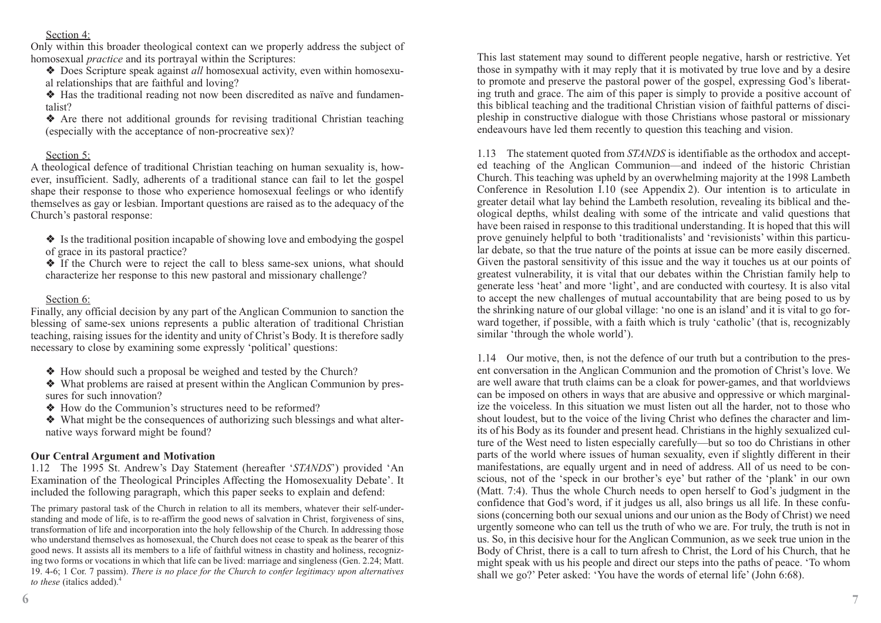Section 4:

Only within this broader theological context can we properly address the subject of homosexual *practice* and its portrayal within the Scriptures:

- ❖ Does Scripture speak against *all* homosexual activity, even within homosexual relationships that are faithful and loving?
- ❖ Has the traditional reading not now been discredited as naïve and fundamentalist?
- ❖ Are there not additional grounds for revising traditional Christian teaching (especially with the acceptance of non-procreative sex)?

Section 5:

A theological defence of traditional Christian teaching on human sexuality is, however, insufficient. Sadly, adherents of a traditional stance can fail to let the gospel shape their response to those who experience homosexual feelings or who identify themselves as gay or lesbian. Important questions are raised as to the adequacy of the Church's pastoral response:

- ❖ Is the traditional position incapable of showing love and embodying the gospel of grace in its pastoral practice?
- ❖ If the Church were to reject the call to bless same-sex unions, what should characterize her response to this new pastoral and missionary challenge?

Section 6:

Finally, any official decision by any part of the Anglican Communion to sanction the blessing of same-sex unions represents a public alteration of traditional Christian teaching, raising issues for the identity and unity of Christ's Body. It is therefore sadly necessary to close by examining some expressly 'political' questions:

- ❖ How should such a proposal be weighed and tested by the Church?
- ❖ What problems are raised at present within the Anglican Communion by pressures for such innovation?
- ❖ How do the Communion's structures need to be reformed?
- ❖ What might be the consequences of authorizing such blessings and what alternative ways forward might be found?

**Our Central Argument and Motivation**

1.12 The 1995 St. Andrew's Day Statement (hereafter '*STANDS*') provided 'An Examination of the Theological Principles Affecting the Homosexuality Debate'. It included the following paragraph, which this paper seeks to explain and defend:

> The primary pastoral task of the Church in relation to all its members, whatever their self-understanding and mode of life, is to re-affirm the good news of salvation in Christ, forgiveness of sins, transformation of life and incorporation into the holy fellowship of the Church. In addressing those who understand themselves as homosexual, the Church does not cease to speak as the bearer of this good news. It assists all its members to a life of faithful witness in chastity and holiness, recognizing two forms or vocations in which that life can be lived: marriage and singleness (Gen. 2.24; Matt. 19. 4-6; 1 Cor. 7 passim). *There is no place for the Church to confer legitimacy upon alternatives to these* (italics added).[4]

This last statement may sound to different people negative, harsh or restrictive. Yet those in sympathy with it may reply that it is motivated by true love and by a desire to promote and preserve the pastoral power of the gospel, expressing God's liberating truth and grace. The aim of this paper is simply to provide a positive account of this biblical teaching and the traditional Christian vision of faithful patterns of discipleship in constructive dialogue with those Christians whose pastoral or missionary endeavours have led them recently to question this teaching and vision.

1.13 The statement quoted from *STANDS* is identifiable as the orthodox and accepted teaching of the Anglican Communion—and indeed of the historic Christian Church. This teaching was upheld by an overwhelming majority at the 1998 Lambeth Conference in Resolution I.10 (see Appendix 2). Our intention is to articulate in greater detail what lay behind the Lambeth resolution, revealing its biblical and theological depths, whilst dealing with some of the intricate and valid questions that have been raised in response to this traditional understanding. It is hoped that this will prove genuinely helpful to both 'traditionalists' and 'revisionists' within this particular debate, so that the true nature of the points at issue can be more easily discerned. Given the pastoral sensitivity of this issue and the way it touches us at our points of greatest vulnerability, it is vital that our debates within the Christian family help to generate less 'heat' and more 'light', and are conducted with courtesy. It is also vital to accept the new challenges of mutual accountability that are being posed to us by the shrinking nature of our global village: 'no one is an island' and it is vital to go forward together, if possible, with a faith which is truly 'catholic' (that is, recognizably similar 'through the whole world').

1.14 Our motive, then, is not the defence of our truth but a contribution to the present conversation in the Anglican Communion and the promotion of Christ's love. We are well aware that truth claims can be a cloak for power-games, and that worldviews can be imposed on others in ways that are abusive and oppressive or which marginalize the voiceless. In this situation we must listen out all the harder, not to those who shout loudest, but to the voice of the living Christ who defines the character and limits of his Body as its founder and present head. Christians in the highly sexualized culture of the West need to listen especially carefully—but so too do Christians in other parts of the world where issues of human sexuality, even if slightly different in their manifestations, are equally urgent and in need of address. All of us need to be conscious, not of the 'speck in our brother's eye' but rather of the 'plank' in our own (Matt. 7:4). Thus the whole Church needs to open herself to God's judgment in the confidence that God's word, if it judges us all, also brings us all life. In these confusions (concerning both our sexual unions and our union as the Body of Christ) we need urgently someone who can tell us the truth of who we are. For truly, the truth is not in us. So, in this decisive hour for the Anglican Communion, as we seek true union in the Body of Christ, there is a call to turn afresh to Christ, the Lord of his Church, that he might speak with us his people and direct our steps into the paths of peace. 'To whom shall we go?' Peter asked: 'You have the words of eternal life' (John 6:68).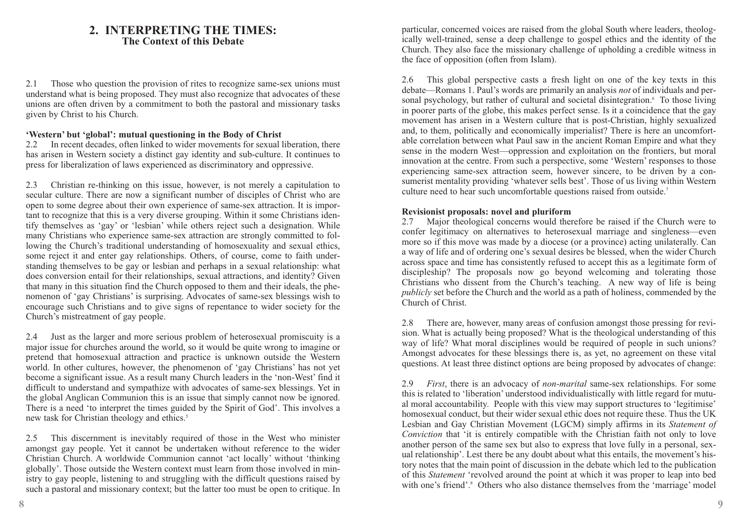## 2. INTERPRETING THE TIMES:
### The Context of this Debate

2.1 Those who question the provision of rites to recognize same-sex unions must understand what is being proposed. They must also recognize that advocates of these unions are often driven by a commitment to both the pastoral and missionary tasks given by Christ to his Church.

**'Western' but 'global': mutual questioning in the Body of Christ**

2.2 In recent decades, often linked to wider movements for sexual liberation, there has arisen in Western society a distinct gay identity and sub-culture. It continues to press for liberalization of laws experienced as discriminatory and oppressive.

2.3 Christian re-thinking on this issue, however, is not merely a capitulation to secular culture. There are now a significant number of disciples of Christ who are open to some degree about their own experience of same-sex attraction. It is important to recognize that this is a very diverse grouping. Within it some Christians identify themselves as 'gay' or 'lesbian' while others reject such a designation. While many Christians who experience same-sex attraction are strongly committed to following the Church's traditional understanding of homosexuality and sexual ethics, some reject it and enter gay relationships. Others, of course, come to faith understanding themselves to be gay or lesbian and perhaps in a sexual relationship: what does conversion entail for their relationships, sexual attractions, and identity? Given that many in this situation find the Church opposed to them and their ideals, the phenomenon of 'gay Christians' is surprising. Advocates of same-sex blessings wish to encourage such Christians and to give signs of repentance to wider society for the Church's mistreatment of gay people.

2.4 Just as the larger and more serious problem of heterosexual promiscuity is a major issue for churches around the world, so it would be quite wrong to imagine or pretend that homosexual attraction and practice is unknown outside the Western world. In other cultures, however, the phenomenon of 'gay Christians' has not yet become a significant issue. As a result many Church leaders in the 'non-West' find it difficult to understand and sympathize with advocates of same-sex blessings. Yet in the global Anglican Communion this is an issue that simply cannot now be ignored. There is a need 'to interpret the times guided by the Spirit of God'. This involves a new task for Christian theology and ethics.[5]

2.5 This discernment is inevitably required of those in the West who minister amongst gay people. Yet it cannot be undertaken without reference to the wider Christian Church. A worldwide Communion cannot 'act locally' without 'thinking globally'. Those outside the Western context must learn from those involved in ministry to gay people, listening to and struggling with the difficult questions raised by such a pastoral and missionary context; but the latter too must be open to critique. In particular, concerned voices are raised from the global South where leaders, theologically well-trained, sense a deep challenge to gospel ethics and the identity of the Church. They also face the missionary challenge of upholding a credible witness in the face of opposition (often from Islam).

2.6 This global perspective casts a fresh light on one of the key texts in this debate—Romans 1. Paul's words are primarily an analysis *not* of individuals and personal psychology, but rather of cultural and societal disintegration.[6] To those living in poorer parts of the globe, this makes perfect sense. Is it a coincidence that the gay movement has arisen in a Western culture that is post-Christian, highly sexualized and, to them, politically and economically imperialist? There is here an uncomfortable correlation between what Paul saw in the ancient Roman Empire and what they sense in the modern West—oppression and exploitation on the frontiers, but moral innovation at the centre. From such a perspective, some 'Western' responses to those experiencing same-sex attraction seem, however sincere, to be driven by a consumerist mentality providing 'whatever sells best'. Those of us living within Western culture need to hear such uncomfortable questions raised from outside.[7]

**Revisionist proposals: novel and pluriform**

2.7 Major theological concerns would therefore be raised if the Church were to confer legitimacy on alternatives to heterosexual marriage and singleness—even more so if this move was made by a diocese (or a province) acting unilaterally. Can a way of life and of ordering one's sexual desires be blessed, when the wider Church across space and time has consistently refused to accept this as a legitimate form of discipleship? The proposals now go beyond welcoming and tolerating those Christians who dissent from the Church's teaching. A new way of life is being *publicly* set before the Church and the world as a path of holiness, commended by the Church of Christ.

2.8 There are, however, many areas of confusion amongst those pressing for revision. What is actually being proposed? What is the theological understanding of this way of life? What moral disciplines would be required of people in such unions? Amongst advocates for these blessings there is, as yet, no agreement on these vital questions. At least three distinct options are being proposed by advocates of change:

2.9 *First*, there is an advocacy of *non-marital* same-sex relationships. For some this is related to 'liberation' understood individualistically with little regard for mutual moral accountability. People with this view may support structures to 'legitimise' homosexual conduct, but their wider sexual ethic does not require these. Thus the UK Lesbian and Gay Christian Movement (LGCM) simply affirms in its *Statement of Conviction* that 'it is entirely compatible with the Christian faith not only to love another person of the same sex but also to express that love fully in a personal, sexual relationship'. Lest there be any doubt about what this entails, the movement's history notes that the main point of discussion in the debate which led to the publication of this *Statement* 'revolved around the point at which it was proper to leap into bed with one's friend'.[8] Others who also distance themselves from the 'marriage' model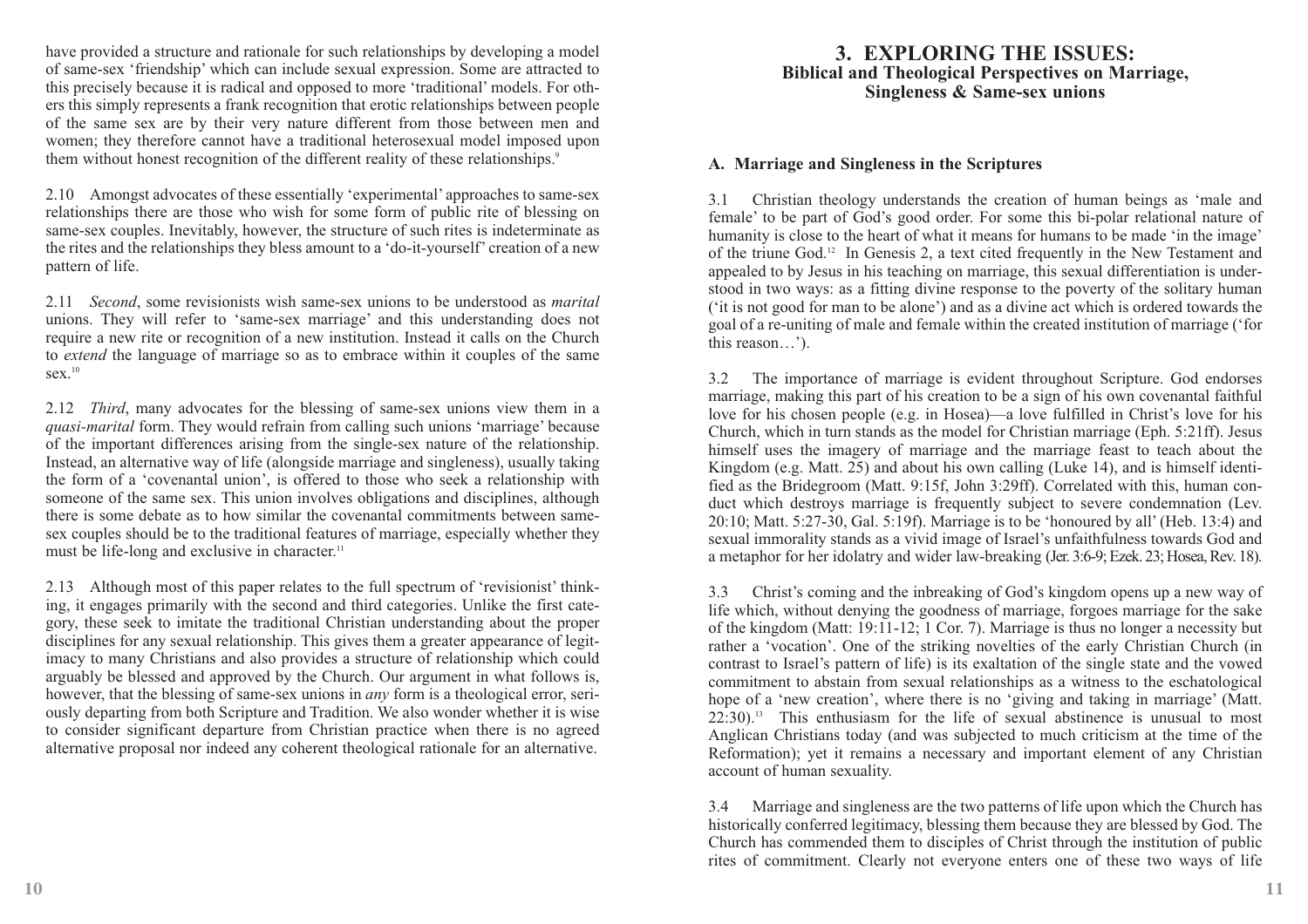have provided a structure and rationale for such relationships by developing a model of same-sex 'friendship' which can include sexual expression. Some are attracted to this precisely because it is radical and opposed to more 'traditional' models. For others this simply represents a frank recognition that erotic relationships between people of the same sex are by their very nature different from those between men and women; they therefore cannot have a traditional heterosexual model imposed upon them without honest recognition of the different reality of these relationships.[9]

2.10 Amongst advocates of these essentially 'experimental' approaches to same-sex relationships there are those who wish for some form of public rite of blessing on same-sex couples. Inevitably, however, the structure of such rites is indeterminate as the rites and the relationships they bless amount to a 'do-it-yourself' creation of a new pattern of life.

2.11 *Second*, some revisionists wish same-sex unions to be understood as *marital* unions. They will refer to 'same-sex marriage' and this understanding does not require a new rite or recognition of a new institution. Instead it calls on the Church to *extend* the language of marriage so as to embrace within it couples of the same sex.[10]

2.12 *Third*, many advocates for the blessing of same-sex unions view them in a *quasi-marital* form. They would refrain from calling such unions 'marriage' because of the important differences arising from the single-sex nature of the relationship. Instead, an alternative way of life (alongside marriage and singleness), usually taking the form of a 'covenantal union', is offered to those who seek a relationship with someone of the same sex. This union involves obligations and disciplines, although there is some debate as to how similar the covenantal commitments between same-sex couples should be to the traditional features of marriage, especially whether they must be life-long and exclusive in character.[11]

2.13 Although most of this paper relates to the full spectrum of 'revisionist' thinking, it engages primarily with the second and third categories. Unlike the first category, these seek to imitate the traditional Christian understanding about the proper disciplines for any sexual relationship. This gives them a greater appearance of legitimacy to many Christians and also provides a structure of relationship which could arguably be blessed and approved by the Church. Our argument in what follows is, however, that the blessing of same-sex unions in *any* form is a theological error, seriously departing from both Scripture and Tradition. We also wonder whether it is wise to consider significant departure from Christian practice when there is no agreed alternative proposal nor indeed any coherent theological rationale for an alternative.

# 3. EXPLORING THE ISSUES:
## Biblical and Theological Perspectives on Marriage, Singleness & Same-sex unions

### A. Marriage and Singleness in the Scriptures

3.1 Christian theology understands the creation of human beings as 'male and female' to be part of God's good order. For some this bi-polar relational nature of humanity is close to the heart of what it means for humans to be made 'in the image' of the triune God.[12] In Genesis 2, a text cited frequently in the New Testament and appealed to by Jesus in his teaching on marriage, this sexual differentiation is understood in two ways: as a fitting divine response to the poverty of the solitary human ('it is not good for man to be alone') and as a divine act which is ordered towards the goal of a re-uniting of male and female within the created institution of marriage ('for this reason…').

3.2 The importance of marriage is evident throughout Scripture. God endorses marriage, making this part of his creation to be a sign of his own covenantal faithful love for his chosen people (e.g. in Hosea)—a love fulfilled in Christ's love for his Church, which in turn stands as the model for Christian marriage (Eph. 5:21ff). Jesus himself uses the imagery of marriage and the marriage feast to teach about the Kingdom (e.g. Matt. 25) and about his own calling (Luke 14), and is himself identified as the Bridegroom (Matt. 9:15f, John 3:29ff). Correlated with this, human conduct which destroys marriage is frequently subject to severe condemnation (Lev. 20:10; Matt. 5:27-30, Gal. 5:19f). Marriage is to be 'honoured by all' (Heb. 13:4) and sexual immorality stands as a vivid image of Israel's unfaithfulness towards God and a metaphor for her idolatry and wider law-breaking (Jer. 3:6-9; Ezek. 23; Hosea, Rev. 18).

3.3 Christ's coming and the inbreaking of God's kingdom opens up a new way of life which, without denying the goodness of marriage, forgoes marriage for the sake of the kingdom (Matt: 19:11-12; 1 Cor. 7). Marriage is thus no longer a necessity but rather a 'vocation'. One of the striking novelties of the early Christian Church (in contrast to Israel's pattern of life) is its exaltation of the single state and the vowed commitment to abstain from sexual relationships as a witness to the eschatological hope of a 'new creation', where there is no 'giving and taking in marriage' (Matt. 22:30).[13] This enthusiasm for the life of sexual abstinence is unusual to most Anglican Christians today (and was subjected to much criticism at the time of the Reformation); yet it remains a necessary and important element of any Christian account of human sexuality.

3.4 Marriage and singleness are the two patterns of life upon which the Church has historically conferred legitimacy, blessing them because they are blessed by God. The Church has commended them to disciples of Christ through the institution of public rites of commitment. Clearly not everyone enters one of these two ways of life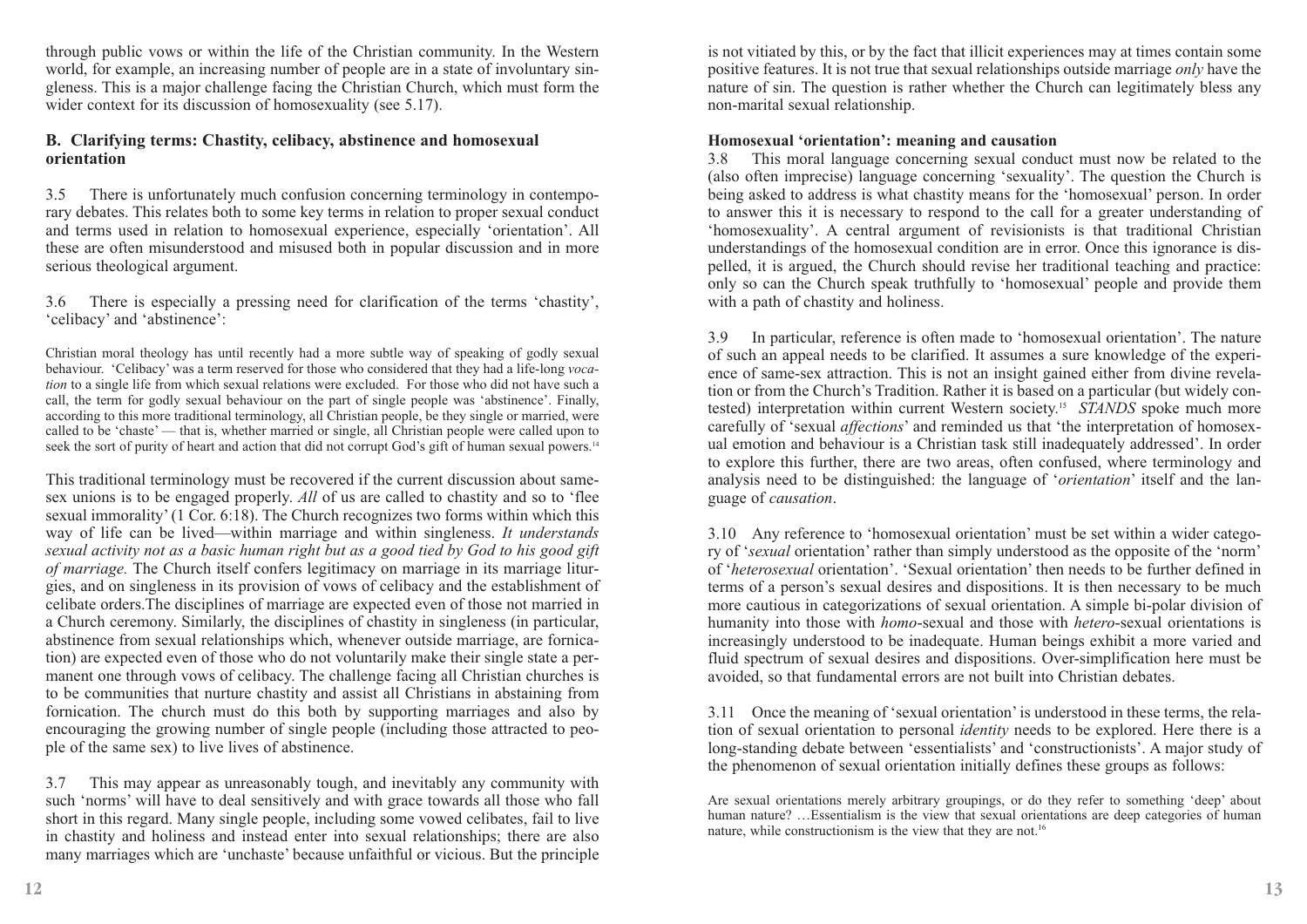through public vows or within the life of the Christian community. In the Western world, for example, an increasing number of people are in a state of involuntary singleness. This is a major challenge facing the Christian Church, which must form the wider context for its discussion of homosexuality (see 5.17).

### B. Clarifying terms: Chastity, celibacy, abstinence and homosexual orientation

3.5 There is unfortunately much confusion concerning terminology in contemporary debates. This relates both to some key terms in relation to proper sexual conduct and terms used in relation to homosexual experience, especially 'orientation'. All these are often misunderstood and misused both in popular discussion and in more serious theological argument.

3.6 There is especially a pressing need for clarification of the terms 'chastity', 'celibacy' and 'abstinence':

> Christian moral theology has until recently had a more subtle way of speaking of godly sexual behaviour. 'Celibacy' was a term reserved for those who considered that they had a life-long *vocation* to a single life from which sexual relations were excluded. For those who did not have such a call, the term for godly sexual behaviour on the part of single people was 'abstinence'. Finally, according to this more traditional terminology, all Christian people, be they single or married, were called to be 'chaste' — that is, whether married or single, all Christian people were called upon to seek the sort of purity of heart and action that did not corrupt God's gift of human sexual powers.[14]

This traditional terminology must be recovered if the current discussion about same-sex unions is to be engaged properly. *All* of us are called to chastity and so to 'flee sexual immorality' (1 Cor. 6:18). The Church recognizes two forms within which this way of life can be lived—within marriage and within singleness. *It understands sexual activity not as a basic human right but as a good tied by God to his good gift of marriage.* The Church itself confers legitimacy on marriage in its marriage liturgies, and on singleness in its provision of vows of celibacy and the establishment of celibate orders.The disciplines of marriage are expected even of those not married in a Church ceremony. Similarly, the disciplines of chastity in singleness (in particular, abstinence from sexual relationships which, whenever outside marriage, are fornication) are expected even of those who do not voluntarily make their single state a permanent one through vows of celibacy. The challenge facing all Christian churches is to be communities that nurture chastity and assist all Christians in abstaining from fornication. The church must do this both by supporting marriages and also by encouraging the growing number of single people (including those attracted to people of the same sex) to live lives of abstinence.

3.7 This may appear as unreasonably tough, and inevitably any community with such 'norms' will have to deal sensitively and with grace towards all those who fall short in this regard. Many single people, including some vowed celibates, fail to live in chastity and holiness and instead enter into sexual relationships; there are also many marriages which are 'unchaste' because unfaithful or vicious. But the principle is not vitiated by this, or by the fact that illicit experiences may at times contain some positive features. It is not true that sexual relationships outside marriage *only* have the nature of sin. The question is rather whether the Church can legitimately bless any non-marital sexual relationship.

#### Homosexual 'orientation': meaning and causation

3.8 This moral language concerning sexual conduct must now be related to the (also often imprecise) language concerning 'sexuality'. The question the Church is being asked to address is what chastity means for the 'homosexual' person. In order to answer this it is necessary to respond to the call for a greater understanding of 'homosexuality'. A central argument of revisionists is that traditional Christian understandings of the homosexual condition are in error. Once this ignorance is dispelled, it is argued, the Church should revise her traditional teaching and practice: only so can the Church speak truthfully to 'homosexual' people and provide them with a path of chastity and holiness.

3.9 In particular, reference is often made to 'homosexual orientation'. The nature of such an appeal needs to be clarified. It assumes a sure knowledge of the experience of same-sex attraction. This is not an insight gained either from divine revelation or from the Church's Tradition. Rather it is based on a particular (but widely contested) interpretation within current Western society.[15] *STANDS* spoke much more carefully of 'sexual *affections*' and reminded us that 'the interpretation of homosexual emotion and behaviour is a Christian task still inadequately addressed'. In order to explore this further, there are two areas, often confused, where terminology and analysis need to be distinguished: the language of '*orientation*' itself and the language of *causation*.

3.10 Any reference to 'homosexual orientation' must be set within a wider category of '*sexual* orientation' rather than simply understood as the opposite of the 'norm' of '*heterosexual* orientation'. 'Sexual orientation' then needs to be further defined in terms of a person's sexual desires and dispositions. It is then necessary to be much more cautious in categorizations of sexual orientation. A simple bi-polar division of humanity into those with *homo*-sexual and those with *hetero*-sexual orientations is increasingly understood to be inadequate. Human beings exhibit a more varied and fluid spectrum of sexual desires and dispositions. Over-simplification here must be avoided, so that fundamental errors are not built into Christian debates.

3.11 Once the meaning of 'sexual orientation' is understood in these terms, the relation of sexual orientation to personal *identity* needs to be explored. Here there is a long-standing debate between 'essentialists' and 'constructionists'. A major study of the phenomenon of sexual orientation initially defines these groups as follows:

> Are sexual orientations merely arbitrary groupings, or do they refer to something 'deep' about human nature? …Essentialism is the view that sexual orientations are deep categories of human nature, while constructionism is the view that they are not.[16]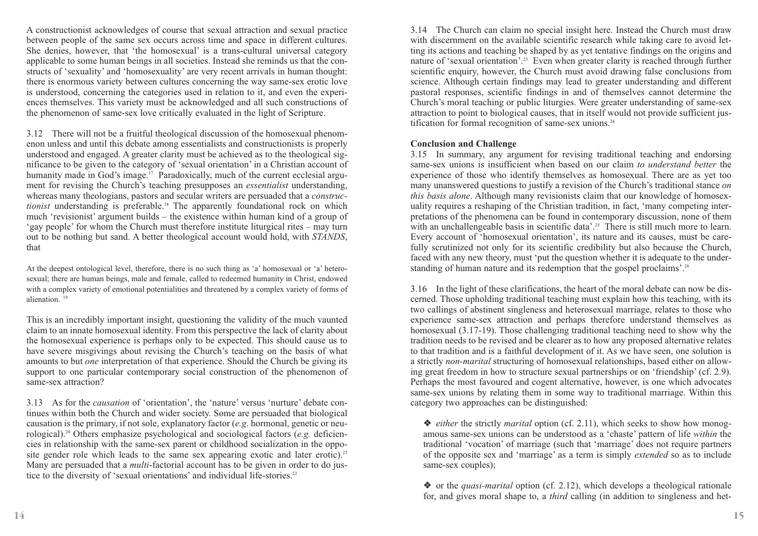A constructionist acknowledges of course that sexual attraction and sexual practice between people of the same sex occurs across time and space in different cultures. She denies, however, that 'the homosexual' is a trans-cultural universal category applicable to some human beings in all societies. Instead she reminds us that the constructs of 'sexuality' and 'homosexuality' are very recent arrivals in human thought: there is enormous variety between cultures concerning the way same-sex erotic love is understood, concerning the categories used in relation to it, and even the experiences themselves. This variety must be acknowledged and all such constructions of the phenomenon of same-sex love critically evaluated in the light of Scripture.

3.12 There will not be a fruitful theological discussion of the homosexual phenomenon unless and until this debate among essentialists and constructionists is properly understood and engaged. A greater clarity must be achieved as to the theological significance to be given to the category of 'sexual orientation' in a Christian account of humanity made in God's image.[17] Paradoxically, much of the current ecclesial argument for revising the Church's teaching presupposes an *essentialist* understanding, whereas many theologians, pastors and secular writers are persuaded that a *constructionist* understanding is preferable.[18] The apparently foundational rock on which much 'revisionist' argument builds – the existence within human kind of a group of 'gay people' for whom the Church must therefore institute liturgical rites – may turn out to be nothing but sand. A better theological account would hold, with *STANDS*, that

> At the deepest ontological level, therefore, there is no such thing as 'a' homosexual or 'a' heterosexual; there are human beings, male and female, called to redeemed humanity in Christ, endowed with a complex variety of emotional potentialities and threatened by a complex variety of forms of alienation. [19]

This is an incredibly important insight, questioning the validity of the much vaunted claim to an innate homosexual identity. From this perspective the lack of clarity about the homosexual experience is perhaps only to be expected. This should cause us to have severe misgivings about revising the Church's teaching on the basis of what amounts to but *one* interpretation of that experience. Should the Church be giving its support to one particular contemporary social construction of the phenomenon of same-sex attraction?

3.13 As for the *causation* of 'orientation', the 'nature' versus 'nurture' debate continues within both the Church and wider society. Some are persuaded that biological causation is the primary, if not sole, explanatory factor (*e.g*. hormonal, genetic or neurological).[20] Others emphasize psychological and sociological factors (*e.g.* deficiencies in relationship with the same-sex parent or childhood socialization in the opposite gender role which leads to the same sex appearing exotic and later erotic).[21] Many are persuaded that a *multi*-factorial account has to be given in order to do justice to the diversity of 'sexual orientations' and individual life-stories.[22]

3.14 The Church can claim no special insight here. Instead the Church must draw with discernment on the available scientific research while taking care to avoid letting its actions and teaching be shaped by as yet tentative findings on the origins and nature of 'sexual orientation'.[23] Even when greater clarity is reached through further scientific enquiry, however, the Church must avoid drawing false conclusions from science. Although certain findings may lead to greater understanding and different pastoral responses, scientific findings in and of themselves cannot determine the Church's moral teaching or public liturgies. Were greater understanding of same-sex attraction to point to biological causes, that in itself would not provide sufficient justification for formal recognition of same-sex unions.[24]

**Conclusion and Challenge**

3.15 In summary, any argument for revising traditional teaching and endorsing same-sex unions is insufficient when based on our claim *to understand better* the experience of those who identify themselves as homosexual. There are as yet too many unanswered questions to justify a revision of the Church's traditional stance *on this basis alone*. Although many revisionists claim that our knowledge of homosexuality requires a reshaping of the Christian tradition, in fact, 'many competing interpretations of the phenomena can be found in contemporary discussion, none of them with an unchallengeable basis in scientific data'.[25] There is still much more to learn. Every account of 'homosexual orientation', its nature and its causes, must be carefully scrutinized not only for its scientific credibility but also because the Church, faced with any new theory, must 'put the question whether it is adequate to the understanding of human nature and its redemption that the gospel proclaims'.[26]

3.16 In the light of these clarifications, the heart of the moral debate can now be discerned. Those upholding traditional teaching must explain how this teaching, with its two callings of abstinent singleness and heterosexual marriage, relates to those who experience same-sex attraction and perhaps therefore understand themselves as homosexual (3.17-19). Those challenging traditional teaching need to show why the tradition needs to be revised and be clearer as to how any proposed alternative relates to that tradition and is a faithful development of it. As we have seen, one solution is a strictly *non-marital* structuring of homosexual relationships, based either on allowing great freedom in how to structure sexual partnerships or on 'friendship' (cf. 2.9). Perhaps the most favoured and cogent alternative, however, is one which advocates same-sex unions by relating them in some way to traditional marriage. Within this category two approaches can be distinguished:

- *either* the strictly *marital* option (cf. 2.11), which seeks to show how monogamous same-sex unions can be understood as a 'chaste' pattern of life *within* the traditional 'vocation' of marriage (such that 'marriage' does not require partners of the opposite sex and 'marriage' as a term is simply *extended* so as to include same-sex couples);

- or the *quasi-marital* option (cf. 2.12), which develops a theological rationale for, and gives moral shape to, a *third* calling (in addition to singleness and het-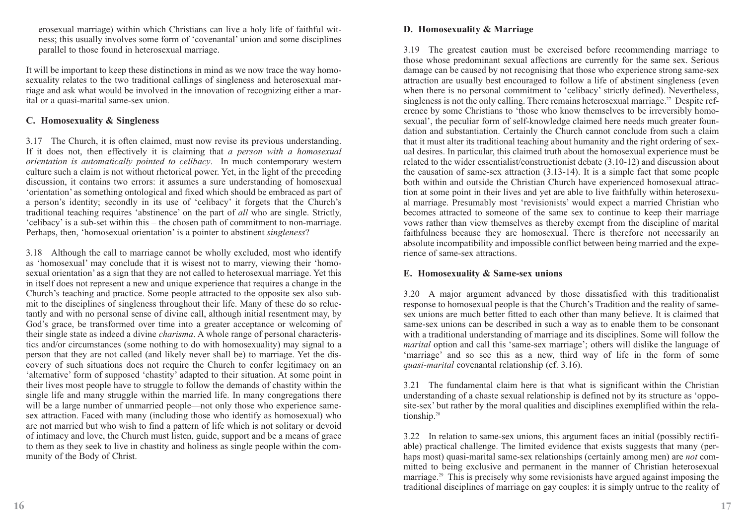erosexual marriage) within which Christians can live a holy life of faithful witness; this usually involves some form of 'covenantal' union and some disciplines parallel to those found in heterosexual marriage.

It will be important to keep these distinctions in mind as we now trace the way homosexuality relates to the two traditional callings of singleness and heterosexual marriage and ask what would be involved in the innovation of recognizing either a marital or a quasi-marital same-sex union.

### C. Homosexuality & Singleness

3.17 The Church, it is often claimed, must now revise its previous understanding. If it does not, then effectively it is claiming that *a person with a homosexual orientation is automatically pointed to celibacy*. In much contemporary western culture such a claim is not without rhetorical power. Yet, in the light of the preceding discussion, it contains two errors: it assumes a sure understanding of homosexual 'orientation' as something ontological and fixed which should be embraced as part of a person's identity; secondly in its use of 'celibacy' it forgets that the Church's traditional teaching requires 'abstinence' on the part of *all* who are single. Strictly, 'celibacy' is a sub-set within this – the chosen path of commitment to non-marriage. Perhaps, then, 'homosexual orientation' is a pointer to abstinent *singleness*?

3.18 Although the call to marriage cannot be wholly excluded, most who identify as 'homosexual' may conclude that it is wisest not to marry, viewing their 'homosexual orientation' as a sign that they are not called to heterosexual marriage. Yet this in itself does not represent a new and unique experience that requires a change in the Church's teaching and practice. Some people attracted to the opposite sex also submit to the disciplines of singleness throughout their life. Many of these do so reluctantly and with no personal sense of divine call, although initial resentment may, by God's grace, be transformed over time into a greater acceptance or welcoming of their single state as indeed a divine *charisma*. A whole range of personal characteristics and/or circumstances (some nothing to do with homosexuality) may signal to a person that they are not called (and likely never shall be) to marriage. Yet the discovery of such situations does not require the Church to confer legitimacy on an 'alternative' form of supposed 'chastity' adapted to their situation. At some point in their lives most people have to struggle to follow the demands of chastity within the single life and many struggle within the married life. In many congregations there will be a large number of unmarried people—not only those who experience same-sex attraction. Faced with many (including those who identify as homosexual) who are not married but who wish to find a pattern of life which is not solitary or devoid of intimacy and love, the Church must listen, guide, support and be a means of grace to them as they seek to live in chastity and holiness as single people within the community of the Body of Christ.

### D. Homosexuality & Marriage

3.19 The greatest caution must be exercised before recommending marriage to those whose predominant sexual affections are currently for the same sex. Serious damage can be caused by not recognising that those who experience strong same-sex attraction are usually best encouraged to follow a life of abstinent singleness (even when there is no personal commitment to 'celibacy' strictly defined). Nevertheless, singleness is not the only calling. There remains heterosexual marriage.[27] Despite reference by some Christians to 'those who know themselves to be irreversibly homosexual', the peculiar form of self-knowledge claimed here needs much greater foundation and substantiation. Certainly the Church cannot conclude from such a claim that it must alter its traditional teaching about humanity and the right ordering of sexual desires. In particular, this claimed truth about the homosexual experience must be related to the wider essentialist/constructionist debate (3.10-12) and discussion about the causation of same-sex attraction (3.13-14). It is a simple fact that some people both within and outside the Christian Church have experienced homosexual attraction at some point in their lives and yet are able to live faithfully within heterosexual marriage. Presumably most 'revisionists' would expect a married Christian who becomes attracted to someone of the same sex to continue to keep their marriage vows rather than view themselves as thereby exempt from the discipline of marital faithfulness because they are homosexual. There is therefore not necessarily an absolute incompatibility and impossible conflict between being married and the experience of same-sex attractions.

### E. Homosexuality & Same-sex unions

3.20 A major argument advanced by those dissatisfied with this traditionalist response to homosexual people is that the Church's Tradition and the reality of same-sex unions are much better fitted to each other than many believe. It is claimed that same-sex unions can be described in such a way as to enable them to be consonant with a traditional understanding of marriage and its disciplines. Some will follow the *marital* option and call this 'same-sex marriage'; others will dislike the language of 'marriage' and so see this as a new, third way of life in the form of some *quasi-marital* covenantal relationship (cf. 3.16).

3.21 The fundamental claim here is that what is significant within the Christian understanding of a chaste sexual relationship is defined not by its structure as 'opposite-sex' but rather by the moral qualities and disciplines exemplified within the relationship.[28]

3.22 In relation to same-sex unions, this argument faces an initial (possibly rectifiable) practical challenge. The limited evidence that exists suggests that many (perhaps most) quasi-marital same-sex relationships (certainly among men) are *not* committed to being exclusive and permanent in the manner of Christian heterosexual marriage.[29] This is precisely why some revisionists have argued against imposing the traditional disciplines of marriage on gay couples: it is simply untrue to the reality of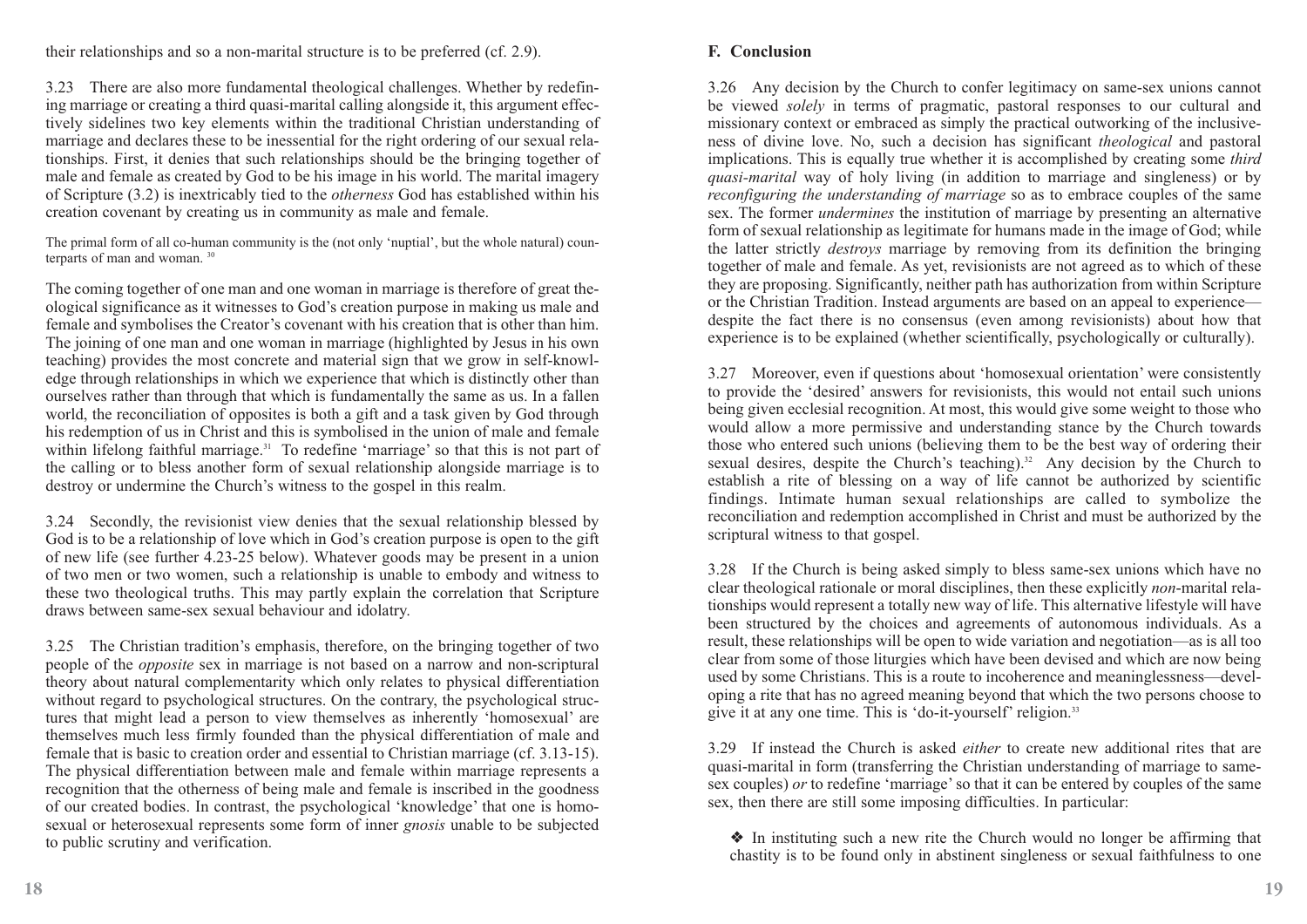their relationships and so a non-marital structure is to be preferred (cf. 2.9).

3.23 There are also more fundamental theological challenges. Whether by redefining marriage or creating a third quasi-marital calling alongside it, this argument effectively sidelines two key elements within the traditional Christian understanding of marriage and declares these to be inessential for the right ordering of our sexual relationships. First, it denies that such relationships should be the bringing together of male and female as created by God to be his image in his world. The marital imagery of Scripture (3.2) is inextricably tied to the *otherness* God has established within his creation covenant by creating us in community as male and female.

> The primal form of all co-human community is the (not only 'nuptial', but the whole natural) counterparts of man and woman. [30]

The coming together of one man and one woman in marriage is therefore of great theological significance as it witnesses to God's creation purpose in making us male and female and symbolises the Creator's covenant with his creation that is other than him. The joining of one man and one woman in marriage (highlighted by Jesus in his own teaching) provides the most concrete and material sign that we grow in self-knowledge through relationships in which we experience that which is distinctly other than ourselves rather than through that which is fundamentally the same as us. In a fallen world, the reconciliation of opposites is both a gift and a task given by God through his redemption of us in Christ and this is symbolised in the union of male and female within lifelong faithful marriage.[31] To redefine 'marriage' so that this is not part of the calling or to bless another form of sexual relationship alongside marriage is to destroy or undermine the Church's witness to the gospel in this realm.

3.24 Secondly, the revisionist view denies that the sexual relationship blessed by God is to be a relationship of love which in God's creation purpose is open to the gift of new life (see further 4.23-25 below). Whatever goods may be present in a union of two men or two women, such a relationship is unable to embody and witness to these two theological truths. This may partly explain the correlation that Scripture draws between same-sex sexual behaviour and idolatry.

3.25 The Christian tradition's emphasis, therefore, on the bringing together of two people of the *opposite* sex in marriage is not based on a narrow and non-scriptural theory about natural complementarity which only relates to physical differentiation without regard to psychological structures. On the contrary, the psychological structures that might lead a person to view themselves as inherently 'homosexual' are themselves much less firmly founded than the physical differentiation of male and female that is basic to creation order and essential to Christian marriage (cf. 3.13-15). The physical differentiation between male and female within marriage represents a recognition that the otherness of being male and female is inscribed in the goodness of our created bodies. In contrast, the psychological 'knowledge' that one is homosexual or heterosexual represents some form of inner *gnosis* unable to be subjected to public scrutiny and verification.

### F. Conclusion

3.26 Any decision by the Church to confer legitimacy on same-sex unions cannot be viewed *solely* in terms of pragmatic, pastoral responses to our cultural and missionary context or embraced as simply the practical outworking of the inclusiveness of divine love. No, such a decision has significant *theological* and pastoral implications. This is equally true whether it is accomplished by creating some *third quasi-marital* way of holy living (in addition to marriage and singleness) or by *reconfiguring the understanding of marriage* so as to embrace couples of the same sex. The former *undermines* the institution of marriage by presenting an alternative form of sexual relationship as legitimate for humans made in the image of God; while the latter strictly *destroys* marriage by removing from its definition the bringing together of male and female. As yet, revisionists are not agreed as to which of these they are proposing. Significantly, neither path has authorization from within Scripture or the Christian Tradition. Instead arguments are based on an appeal to experience—despite the fact there is no consensus (even among revisionists) about how that experience is to be explained (whether scientifically, psychologically or culturally).

3.27 Moreover, even if questions about 'homosexual orientation' were consistently to provide the 'desired' answers for revisionists, this would not entail such unions being given ecclesial recognition. At most, this would give some weight to those who would allow a more permissive and understanding stance by the Church towards those who entered such unions (believing them to be the best way of ordering their sexual desires, despite the Church's teaching).[32] Any decision by the Church to establish a rite of blessing on a way of life cannot be authorized by scientific findings. Intimate human sexual relationships are called to symbolize the reconciliation and redemption accomplished in Christ and must be authorized by the scriptural witness to that gospel.

3.28 If the Church is being asked simply to bless same-sex unions which have no clear theological rationale or moral disciplines, then these explicitly *non*-marital relationships would represent a totally new way of life. This alternative lifestyle will have been structured by the choices and agreements of autonomous individuals. As a result, these relationships will be open to wide variation and negotiation—as is all too clear from some of those liturgies which have been devised and which are now being used by some Christians. This is a route to incoherence and meaninglessness—developing a rite that has no agreed meaning beyond that which the two persons choose to give it at any one time. This is 'do-it-yourself' religion.[33]

3.29 If instead the Church is asked *either* to create new additional rites that are quasi-marital in form (transferring the Christian understanding of marriage to same-sex couples) *or* to redefine 'marriage' so that it can be entered by couples of the same sex, then there are still some imposing difficulties. In particular:

- In instituting such a new rite the Church would no longer be affirming that chastity is to be found only in abstinent singleness or sexual faithfulness to one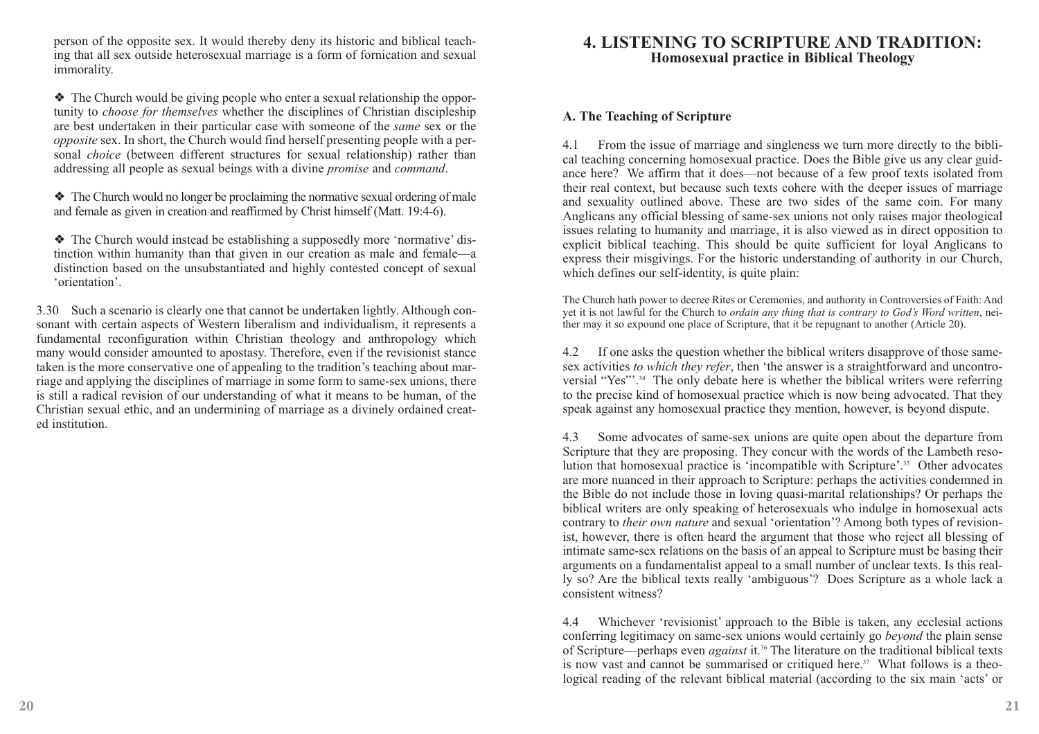person of the opposite sex. It would thereby deny its historic and biblical teaching that all sex outside heterosexual marriage is a form of fornication and sexual immorality.

❖ The Church would be giving people who enter a sexual relationship the opportunity to *choose for themselves* whether the disciplines of Christian discipleship are best undertaken in their particular case with someone of the *same* sex or the *opposite* sex. In short, the Church would find herself presenting people with a personal *choice* (between different structures for sexual relationship) rather than addressing all people as sexual beings with a divine *promise* and *command*.

❖ The Church would no longer be proclaiming the normative sexual ordering of male and female as given in creation and reaffirmed by Christ himself (Matt. 19:4-6).

❖ The Church would instead be establishing a supposedly more 'normative' distinction within humanity than that given in our creation as male and female—a distinction based on the unsubstantiated and highly contested concept of sexual 'orientation'.

3.30 Such a scenario is clearly one that cannot be undertaken lightly. Although consonant with certain aspects of Western liberalism and individualism, it represents a fundamental reconfiguration within Christian theology and anthropology which many would consider amounted to apostasy. Therefore, even if the revisionist stance taken is the more conservative one of appealing to the tradition's teaching about marriage and applying the disciplines of marriage in some form to same-sex unions, there is still a radical revision of our understanding of what it means to be human, of the Christian sexual ethic, and an undermining of marriage as a divinely ordained created institution.

# 4. LISTENING TO SCRIPTURE AND TRADITION:
## Homosexual practice in Biblical Theology

### A. The Teaching of Scripture

4.1 From the issue of marriage and singleness we turn more directly to the biblical teaching concerning homosexual practice. Does the Bible give us any clear guidance here? We affirm that it does—not because of a few proof texts isolated from their real context, but because such texts cohere with the deeper issues of marriage and sexuality outlined above. These are two sides of the same coin. For many Anglicans any official blessing of same-sex unions not only raises major theological issues relating to humanity and marriage, it is also viewed as in direct opposition to explicit biblical teaching. This should be quite sufficient for loyal Anglicans to express their misgivings. For the historic understanding of authority in our Church, which defines our self-identity, is quite plain:

The Church hath power to decree Rites or Ceremonies, and authority in Controversies of Faith: And yet it is not lawful for the Church to *ordain any thing that is contrary to God's Word written*, neither may it so expound one place of Scripture, that it be repugnant to another (Article 20).

4.2 If one asks the question whether the biblical writers disapprove of those same-sex activities *to which they refer*, then 'the answer is a straightforward and uncontroversial "Yes"'.[34] The only debate here is whether the biblical writers were referring to the precise kind of homosexual practice which is now being advocated. That they speak against any homosexual practice they mention, however, is beyond dispute.

4.3 Some advocates of same-sex unions are quite open about the departure from Scripture that they are proposing. They concur with the words of the Lambeth resolution that homosexual practice is 'incompatible with Scripture'.[35] Other advocates are more nuanced in their approach to Scripture: perhaps the activities condemned in the Bible do not include those in loving quasi-marital relationships? Or perhaps the biblical writers are only speaking of heterosexuals who indulge in homosexual acts contrary to *their own nature* and sexual 'orientation'? Among both types of revisionist, however, there is often heard the argument that those who reject all blessing of intimate same-sex relations on the basis of an appeal to Scripture must be basing their arguments on a fundamentalist appeal to a small number of unclear texts. Is this really so? Are the biblical texts really 'ambiguous'? Does Scripture as a whole lack a consistent witness?

4.4 Whichever 'revisionist' approach to the Bible is taken, any ecclesial actions conferring legitimacy on same-sex unions would certainly go *beyond* the plain sense of Scripture—perhaps even *against* it.[36] The literature on the traditional biblical texts is now vast and cannot be summarised or critiqued here.[37] What follows is a theological reading of the relevant biblical material (according to the six main 'acts' or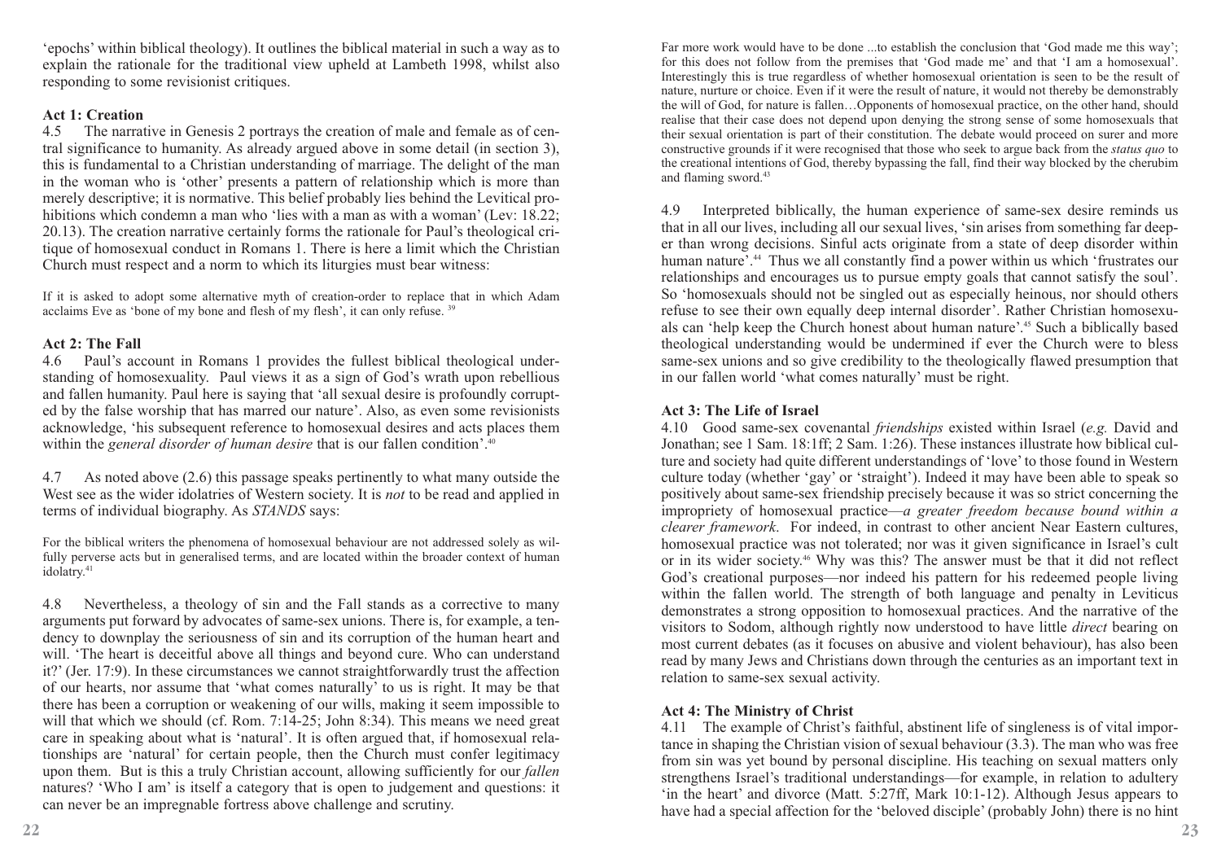'epochs' within biblical theology). It outlines the biblical material in such a way as to explain the rationale for the traditional view upheld at Lambeth 1998, whilst also responding to some revisionist critiques.

### Act 1: Creation

4.5 The narrative in Genesis 2 portrays the creation of male and female as of central significance to humanity. As already argued above in some detail (in section 3), this is fundamental to a Christian understanding of marriage. The delight of the man in the woman who is 'other' presents a pattern of relationship which is more than merely descriptive; it is normative. This belief probably lies behind the Levitical prohibitions which condemn a man who 'lies with a man as with a woman' (Lev: 18.22; 20.13). The creation narrative certainly forms the rationale for Paul's theological critique of homosexual conduct in Romans 1. There is here a limit which the Christian Church must respect and a norm to which its liturgies must bear witness:

> If it is asked to adopt some alternative myth of creation-order to replace that in which Adam acclaims Eve as 'bone of my bone and flesh of my flesh', it can only refuse. [39]

### Act 2: The Fall

4.6 Paul's account in Romans 1 provides the fullest biblical theological understanding of homosexuality. Paul views it as a sign of God's wrath upon rebellious and fallen humanity. Paul here is saying that 'all sexual desire is profoundly corrupted by the false worship that has marred our nature'. Also, as even some revisionists acknowledge, 'his subsequent reference to homosexual desires and acts places them within the *general disorder of human desire* that is our fallen condition'.[40]

4.7 As noted above (2.6) this passage speaks pertinently to what many outside the West see as the wider idolatries of Western society. It is *not* to be read and applied in terms of individual biography. As *STANDS* says:

> For the biblical writers the phenomena of homosexual behaviour are not addressed solely as wilfully perverse acts but in generalised terms, and are located within the broader context of human idolatry.[41]

4.8 Nevertheless, a theology of sin and the Fall stands as a corrective to many arguments put forward by advocates of same-sex unions. There is, for example, a tendency to downplay the seriousness of sin and its corruption of the human heart and will. 'The heart is deceitful above all things and beyond cure. Who can understand it?' (Jer. 17:9). In these circumstances we cannot straightforwardly trust the affection of our hearts, nor assume that 'what comes naturally' to us is right. It may be that there has been a corruption or weakening of our wills, making it seem impossible to will that which we should (cf. Rom. 7:14-25; John 8:34). This means we need great care in speaking about what is 'natural'. It is often argued that, if homosexual relationships are 'natural' for certain people, then the Church must confer legitimacy upon them. But is this a truly Christian account, allowing sufficiently for our *fallen* natures? 'Who I am' is itself a category that is open to judgement and questions: it can never be an impregnable fortress above challenge and scrutiny.

> Far more work would have to be done ...to establish the conclusion that 'God made me this way'; for this does not follow from the premises that 'God made me' and that 'I am a homosexual'. Interestingly this is true regardless of whether homosexual orientation is seen to be the result of nature, nurture or choice. Even if it were the result of nature, it would not thereby be demonstrably the will of God, for nature is fallen…Opponents of homosexual practice, on the other hand, should realise that their case does not depend upon denying the strong sense of some homosexuals that their sexual orientation is part of their constitution. The debate would proceed on surer and more constructive grounds if it were recognised that those who seek to argue back from the *status quo* to the creational intentions of God, thereby bypassing the fall, find their way blocked by the cherubim and flaming sword.[43]

4.9 Interpreted biblically, the human experience of same-sex desire reminds us that in all our lives, including all our sexual lives, 'sin arises from something far deeper than wrong decisions. Sinful acts originate from a state of deep disorder within human nature'.[44] Thus we all constantly find a power within us which 'frustrates our relationships and encourages us to pursue empty goals that cannot satisfy the soul'. So 'homosexuals should not be singled out as especially heinous, nor should others refuse to see their own equally deep internal disorder'. Rather Christian homosexuals can 'help keep the Church honest about human nature'.[45] Such a biblically based theological understanding would be undermined if ever the Church were to bless same-sex unions and so give credibility to the theologically flawed presumption that in our fallen world 'what comes naturally' must be right.

### Act 3: The Life of Israel

4.10 Good same-sex covenantal *friendships* existed within Israel (*e.g.* David and Jonathan; see 1 Sam. 18:1ff; 2 Sam. 1:26). These instances illustrate how biblical culture and society had quite different understandings of 'love' to those found in Western culture today (whether 'gay' or 'straight'). Indeed it may have been able to speak so positively about same-sex friendship precisely because it was so strict concerning the impropriety of homosexual practice—*a greater freedom because bound within a clearer framework*. For indeed, in contrast to other ancient Near Eastern cultures, homosexual practice was not tolerated; nor was it given significance in Israel's cult or in its wider society.[46] Why was this? The answer must be that it did not reflect God's creational purposes—nor indeed his pattern for his redeemed people living within the fallen world. The strength of both language and penalty in Leviticus demonstrates a strong opposition to homosexual practices. And the narrative of the visitors to Sodom, although rightly now understood to have little *direct* bearing on most current debates (as it focuses on abusive and violent behaviour), has also been read by many Jews and Christians down through the centuries as an important text in relation to same-sex sexual activity.

### Act 4: The Ministry of Christ

4.11 The example of Christ's faithful, abstinent life of singleness is of vital importance in shaping the Christian vision of sexual behaviour (3.3). The man who was free from sin was yet bound by personal discipline. His teaching on sexual matters only strengthens Israel's traditional understandings—for example, in relation to adultery 'in the heart' and divorce (Matt. 5:27ff, Mark 10:1-12). Although Jesus appears to have had a special affection for the 'beloved disciple' (probably John) there is no hint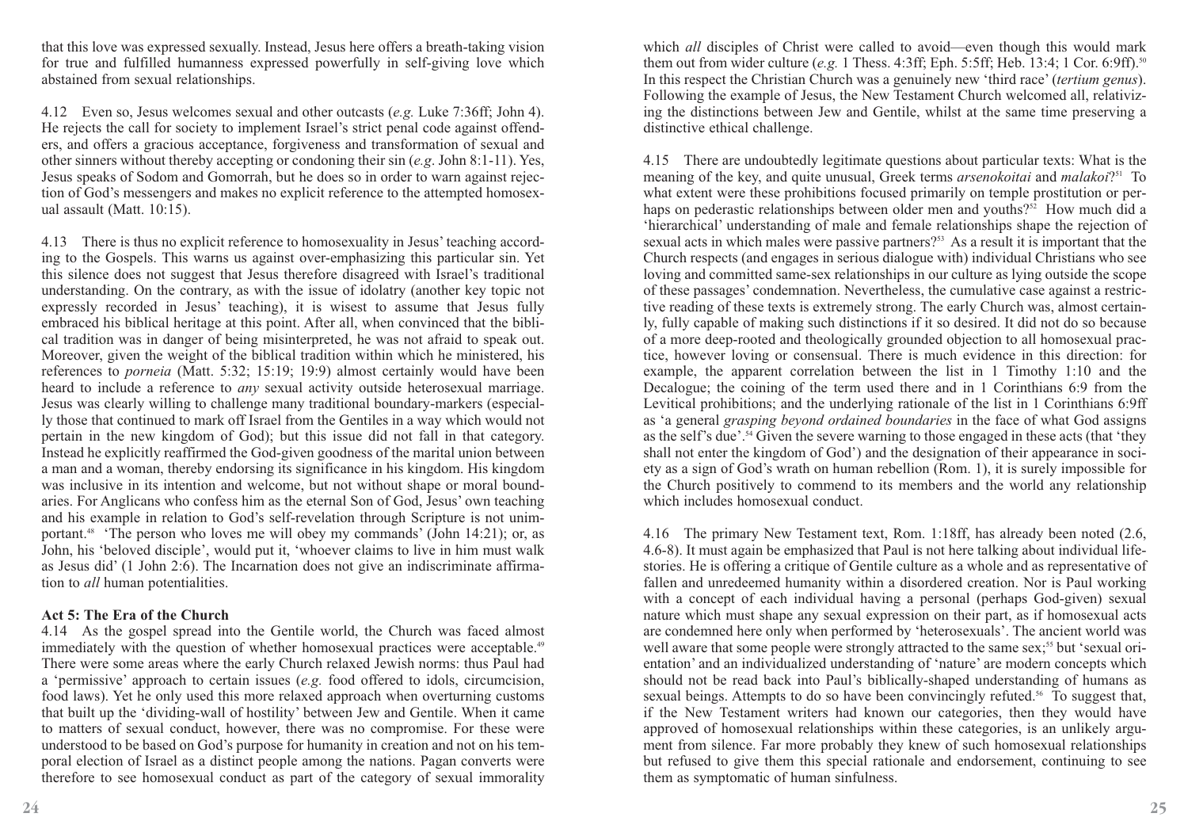that this love was expressed sexually. Instead, Jesus here offers a breath-taking vision for true and fulfilled humanness expressed powerfully in self-giving love which abstained from sexual relationships.

4.12 Even so, Jesus welcomes sexual and other outcasts (*e.g.* Luke 7:36ff; John 4). He rejects the call for society to implement Israel's strict penal code against offenders, and offers a gracious acceptance, forgiveness and transformation of sexual and other sinners without thereby accepting or condoning their sin (*e.g*. John 8:1-11). Yes, Jesus speaks of Sodom and Gomorrah, but he does so in order to warn against rejection of God's messengers and makes no explicit reference to the attempted homosexual assault (Matt. 10:15).

4.13 There is thus no explicit reference to homosexuality in Jesus' teaching according to the Gospels. This warns us against over-emphasizing this particular sin. Yet this silence does not suggest that Jesus therefore disagreed with Israel's traditional understanding. On the contrary, as with the issue of idolatry (another key topic not expressly recorded in Jesus' teaching), it is wisest to assume that Jesus fully embraced his biblical heritage at this point. After all, when convinced that the biblical tradition was in danger of being misinterpreted, he was not afraid to speak out. Moreover, given the weight of the biblical tradition within which he ministered, his references to *porneia* (Matt. 5:32; 15:19; 19:9) almost certainly would have been heard to include a reference to *any* sexual activity outside heterosexual marriage. Jesus was clearly willing to challenge many traditional boundary-markers (especially those that continued to mark off Israel from the Gentiles in a way which would not pertain in the new kingdom of God); but this issue did not fall in that category. Instead he explicitly reaffirmed the God-given goodness of the marital union between a man and a woman, thereby endorsing its significance in his kingdom. His kingdom was inclusive in its intention and welcome, but not without shape or moral boundaries. For Anglicans who confess him as the eternal Son of God, Jesus' own teaching and his example in relation to God's self-revelation through Scripture is not unimportant.[48] 'The person who loves me will obey my commands' (John 14:21); or, as John, his 'beloved disciple', would put it, 'whoever claims to live in him must walk as Jesus did' (1 John 2:6). The Incarnation does not give an indiscriminate affirmation to *all* human potentialities.

### Act 5: The Era of the Church

4.14 As the gospel spread into the Gentile world, the Church was faced almost immediately with the question of whether homosexual practices were acceptable.[49] There were some areas where the early Church relaxed Jewish norms: thus Paul had a 'permissive' approach to certain issues (*e.g.* food offered to idols, circumcision, food laws). Yet he only used this more relaxed approach when overturning customs that built up the 'dividing-wall of hostility' between Jew and Gentile. When it came to matters of sexual conduct, however, there was no compromise. For these were understood to be based on God's purpose for humanity in creation and not on his temporal election of Israel as a distinct people among the nations. Pagan converts were therefore to see homosexual conduct as part of the category of sexual immorality which *all* disciples of Christ were called to avoid—even though this would mark them out from wider culture (*e.g.* 1 Thess. 4:3ff; Eph. 5:5ff; Heb. 13:4; 1 Cor. 6:9ff).[50] In this respect the Christian Church was a genuinely new 'third race' (*tertium genus*). Following the example of Jesus, the New Testament Church welcomed all, relativizing the distinctions between Jew and Gentile, whilst at the same time preserving a distinctive ethical challenge.

4.15 There are undoubtedly legitimate questions about particular texts: What is the meaning of the key, and quite unusual, Greek terms *arsenokoitai* and *malakoi*?[51] To what extent were these prohibitions focused primarily on temple prostitution or perhaps on pederastic relationships between older men and youths?[52] How much did a 'hierarchical' understanding of male and female relationships shape the rejection of sexual acts in which males were passive partners?[53] As a result it is important that the Church respects (and engages in serious dialogue with) individual Christians who see loving and committed same-sex relationships in our culture as lying outside the scope of these passages' condemnation. Nevertheless, the cumulative case against a restrictive reading of these texts is extremely strong. The early Church was, almost certainly, fully capable of making such distinctions if it so desired. It did not do so because of a more deep-rooted and theologically grounded objection to all homosexual practice, however loving or consensual. There is much evidence in this direction: for example, the apparent correlation between the list in 1 Timothy 1:10 and the Decalogue; the coining of the term used there and in 1 Corinthians 6:9 from the Levitical prohibitions; and the underlying rationale of the list in 1 Corinthians 6:9ff as 'a general *grasping beyond ordained boundaries* in the face of what God assigns as the self's due'.[54] Given the severe warning to those engaged in these acts (that 'they shall not enter the kingdom of God') and the designation of their appearance in society as a sign of God's wrath on human rebellion (Rom. 1), it is surely impossible for the Church positively to commend to its members and the world any relationship which includes homosexual conduct.

4.16 The primary New Testament text, Rom. 1:18ff, has already been noted (2.6, 4.6-8). It must again be emphasized that Paul is not here talking about individual life-stories. He is offering a critique of Gentile culture as a whole and as representative of fallen and unredeemed humanity within a disordered creation. Nor is Paul working with a concept of each individual having a personal (perhaps God-given) sexual nature which must shape any sexual expression on their part, as if homosexual acts are condemned here only when performed by 'heterosexuals'. The ancient world was well aware that some people were strongly attracted to the same sex;[55] but 'sexual orientation' and an individualized understanding of 'nature' are modern concepts which should not be read back into Paul's biblically-shaped understanding of humans as sexual beings. Attempts to do so have been convincingly refuted.[56] To suggest that, if the New Testament writers had known our categories, then they would have approved of homosexual relationships within these categories, is an unlikely argument from silence. Far more probably they knew of such homosexual relationships but refused to give them this special rationale and endorsement, continuing to see them as symptomatic of human sinfulness.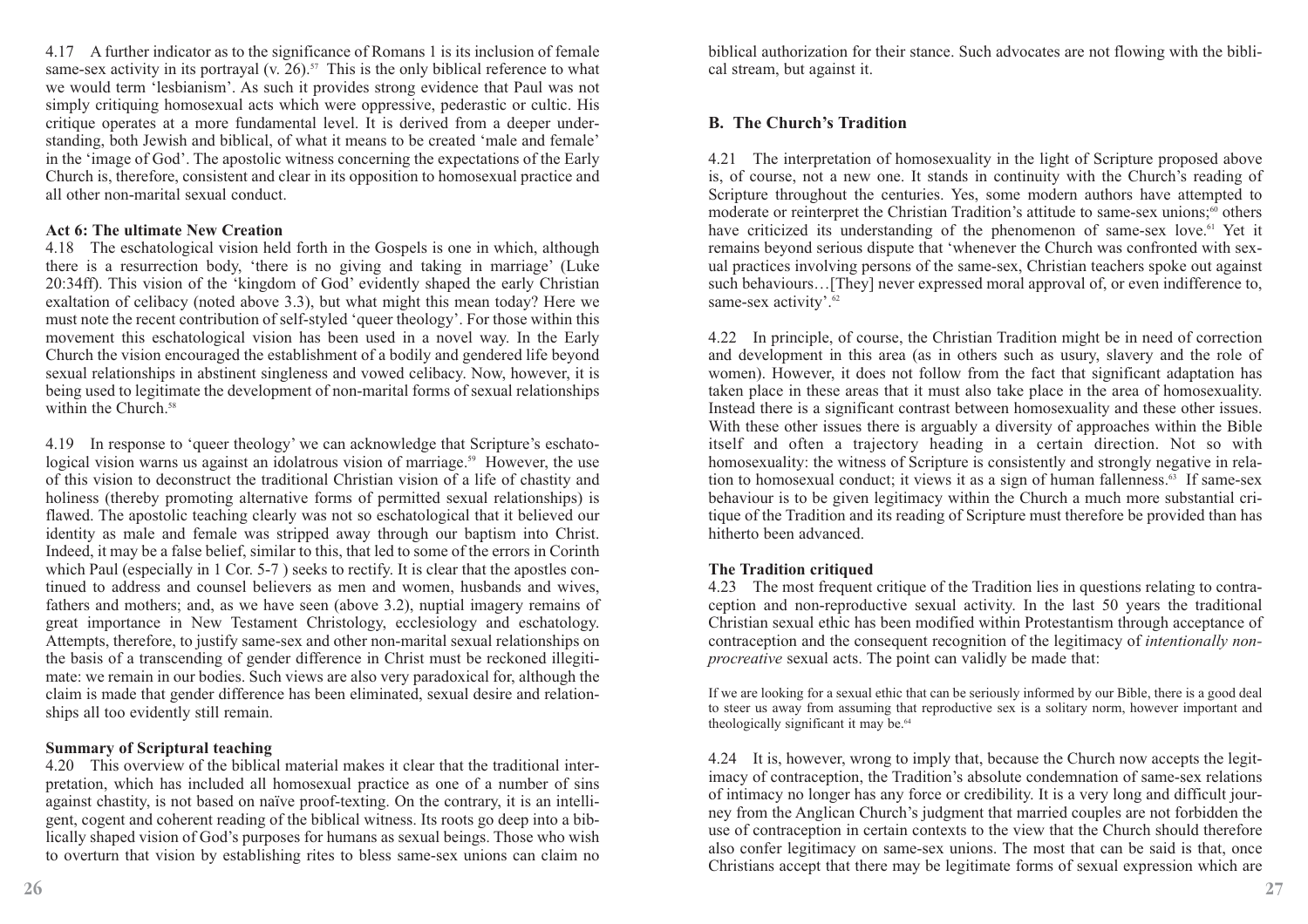4.17 A further indicator as to the significance of Romans 1 is its inclusion of female same-sex activity in its portrayal (v. 26).[57] This is the only biblical reference to what we would term 'lesbianism'. As such it provides strong evidence that Paul was not simply critiquing homosexual acts which were oppressive, pederastic or cultic. His critique operates at a more fundamental level. It is derived from a deeper understanding, both Jewish and biblical, of what it means to be created 'male and female' in the 'image of God'. The apostolic witness concerning the expectations of the Early Church is, therefore, consistent and clear in its opposition to homosexual practice and all other non-marital sexual conduct.

### Act 6: The ultimate New Creation

4.18 The eschatological vision held forth in the Gospels is one in which, although there is a resurrection body, 'there is no giving and taking in marriage' (Luke 20:34ff). This vision of the 'kingdom of God' evidently shaped the early Christian exaltation of celibacy (noted above 3.3), but what might this mean today? Here we must note the recent contribution of self-styled 'queer theology'. For those within this movement this eschatological vision has been used in a novel way. In the Early Church the vision encouraged the establishment of a bodily and gendered life beyond sexual relationships in abstinent singleness and vowed celibacy. Now, however, it is being used to legitimate the development of non-marital forms of sexual relationships within the Church.[58]

4.19 In response to 'queer theology' we can acknowledge that Scripture's eschatological vision warns us against an idolatrous vision of marriage.[59] However, the use of this vision to deconstruct the traditional Christian vision of a life of chastity and holiness (thereby promoting alternative forms of permitted sexual relationships) is flawed. The apostolic teaching clearly was not so eschatological that it believed our identity as male and female was stripped away through our baptism into Christ. Indeed, it may be a false belief, similar to this, that led to some of the errors in Corinth which Paul (especially in 1 Cor. 5-7 ) seeks to rectify. It is clear that the apostles continued to address and counsel believers as men and women, husbands and wives, fathers and mothers; and, as we have seen (above 3.2), nuptial imagery remains of great importance in New Testament Christology, ecclesiology and eschatology. Attempts, therefore, to justify same-sex and other non-marital sexual relationships on the basis of a transcending of gender difference in Christ must be reckoned illegitimate: we remain in our bodies. Such views are also very paradoxical for, although the claim is made that gender difference has been eliminated, sexual desire and relationships all too evidently still remain.

### Summary of Scriptural teaching

4.20 This overview of the biblical material makes it clear that the traditional interpretation, which has included all homosexual practice as one of a number of sins against chastity, is not based on naïve proof-texting. On the contrary, it is an intelligent, cogent and coherent reading of the biblical witness. Its roots go deep into a biblically shaped vision of God's purposes for humans as sexual beings. Those who wish to overturn that vision by establishing rites to bless same-sex unions can claim no biblical authorization for their stance. Such advocates are not flowing with the biblical stream, but against it.

## B. The Church's Tradition

4.21 The interpretation of homosexuality in the light of Scripture proposed above is, of course, not a new one. It stands in continuity with the Church's reading of Scripture throughout the centuries. Yes, some modern authors have attempted to moderate or reinterpret the Christian Tradition's attitude to same-sex unions;[60] others have criticized its understanding of the phenomenon of same-sex love.[61] Yet it remains beyond serious dispute that 'whenever the Church was confronted with sexual practices involving persons of the same-sex, Christian teachers spoke out against such behaviours…[They] never expressed moral approval of, or even indifference to, same-sex activity'.[62]

4.22 In principle, of course, the Christian Tradition might be in need of correction and development in this area (as in others such as usury, slavery and the role of women). However, it does not follow from the fact that significant adaptation has taken place in these areas that it must also take place in the area of homosexuality. Instead there is a significant contrast between homosexuality and these other issues. With these other issues there is arguably a diversity of approaches within the Bible itself and often a trajectory heading in a certain direction. Not so with homosexuality: the witness of Scripture is consistently and strongly negative in relation to homosexual conduct; it views it as a sign of human fallenness.[63] If same-sex behaviour is to be given legitimacy within the Church a much more substantial critique of the Tradition and its reading of Scripture must therefore be provided than has hitherto been advanced.

### The Tradition critiqued

4.23 The most frequent critique of the Tradition lies in questions relating to contraception and non-reproductive sexual activity. In the last 50 years the traditional Christian sexual ethic has been modified within Protestantism through acceptance of contraception and the consequent recognition of the legitimacy of *intentionally non-procreative* sexual acts. The point can validly be made that:

> If we are looking for a sexual ethic that can be seriously informed by our Bible, there is a good deal to steer us away from assuming that reproductive sex is a solitary norm, however important and theologically significant it may be.[64]

4.24 It is, however, wrong to imply that, because the Church now accepts the legitimacy of contraception, the Tradition's absolute condemnation of same-sex relations of intimacy no longer has any force or credibility. It is a very long and difficult journey from the Anglican Church's judgment that married couples are not forbidden the use of contraception in certain contexts to the view that the Church should therefore also confer legitimacy on same-sex unions. The most that can be said is that, once Christians accept that there may be legitimate forms of sexual expression which are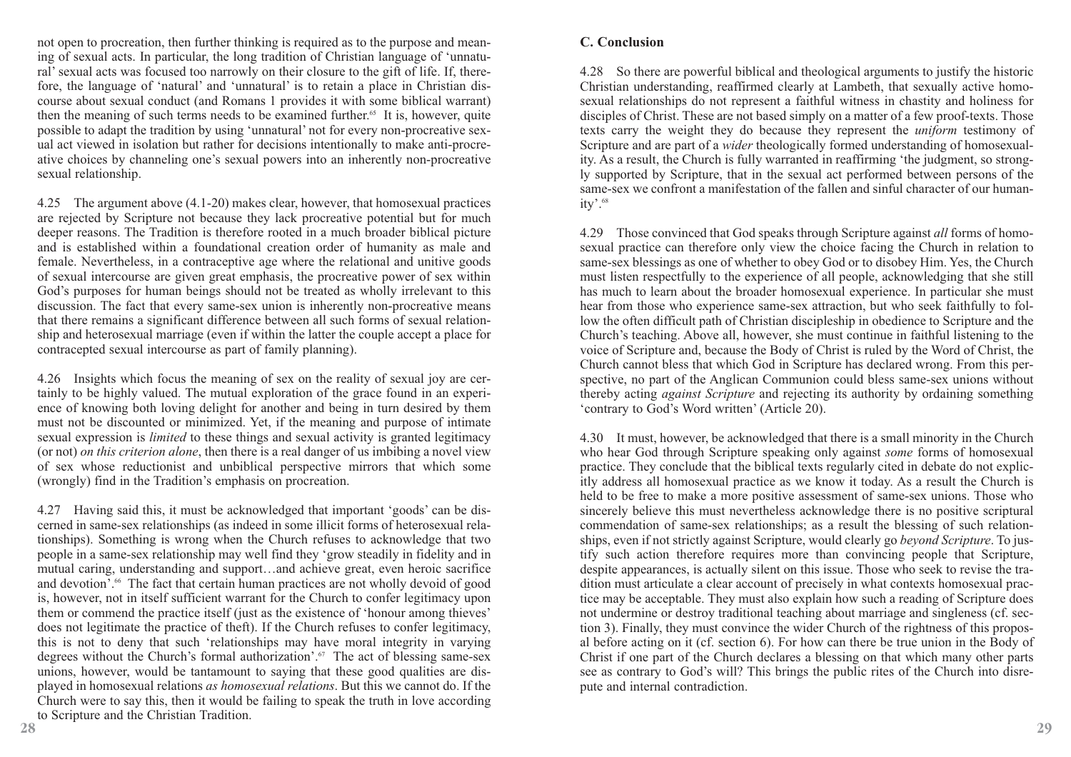not open to procreation, then further thinking is required as to the purpose and meaning of sexual acts. In particular, the long tradition of Christian language of 'unnatural' sexual acts was focused too narrowly on their closure to the gift of life. If, therefore, the language of 'natural' and 'unnatural' is to retain a place in Christian discourse about sexual conduct (and Romans 1 provides it with some biblical warrant) then the meaning of such terms needs to be examined further.[65] It is, however, quite possible to adapt the tradition by using 'unnatural' not for every non-procreative sexual act viewed in isolation but rather for decisions intentionally to make anti-procreative choices by channeling one's sexual powers into an inherently non-procreative sexual relationship.

4.25 The argument above (4.1-20) makes clear, however, that homosexual practices are rejected by Scripture not because they lack procreative potential but for much deeper reasons. The Tradition is therefore rooted in a much broader biblical picture and is established within a foundational creation order of humanity as male and female. Nevertheless, in a contraceptive age where the relational and unitive goods of sexual intercourse are given great emphasis, the procreative power of sex within God's purposes for human beings should not be treated as wholly irrelevant to this discussion. The fact that every same-sex union is inherently non-procreative means that there remains a significant difference between all such forms of sexual relationship and heterosexual marriage (even if within the latter the couple accept a place for contracepted sexual intercourse as part of family planning).

4.26 Insights which focus the meaning of sex on the reality of sexual joy are certainly to be highly valued. The mutual exploration of the grace found in an experience of knowing both loving delight for another and being in turn desired by them must not be discounted or minimized. Yet, if the meaning and purpose of intimate sexual expression is *limited* to these things and sexual activity is granted legitimacy (or not) *on this criterion alone*, then there is a real danger of us imbibing a novel view of sex whose reductionist and unbiblical perspective mirrors that which some (wrongly) find in the Tradition's emphasis on procreation.

4.27 Having said this, it must be acknowledged that important 'goods' can be discerned in same-sex relationships (as indeed in some illicit forms of heterosexual relationships). Something is wrong when the Church refuses to acknowledge that two people in a same-sex relationship may well find they 'grow steadily in fidelity and in mutual caring, understanding and support…and achieve great, even heroic sacrifice and devotion'.[66] The fact that certain human practices are not wholly devoid of good is, however, not in itself sufficient warrant for the Church to confer legitimacy upon them or commend the practice itself (just as the existence of 'honour among thieves' does not legitimate the practice of theft). If the Church refuses to confer legitimacy, this is not to deny that such 'relationships may have moral integrity in varying degrees without the Church's formal authorization'.[67] The act of blessing same-sex unions, however, would be tantamount to saying that these good qualities are displayed in homosexual relations *as homosexual relations*. But this we cannot do. If the Church were to say this, then it would be failing to speak the truth in love according to Scripture and the Christian Tradition.

**C. Conclusion**

4.28 So there are powerful biblical and theological arguments to justify the historic Christian understanding, reaffirmed clearly at Lambeth, that sexually active homosexual relationships do not represent a faithful witness in chastity and holiness for disciples of Christ. These are not based simply on a matter of a few proof-texts. Those texts carry the weight they do because they represent the *uniform* testimony of Scripture and are part of a *wider* theologically formed understanding of homosexuality. As a result, the Church is fully warranted in reaffirming 'the judgment, so strongly supported by Scripture, that in the sexual act performed between persons of the same-sex we confront a manifestation of the fallen and sinful character of our humanity'.[68]

4.29 Those convinced that God speaks through Scripture against *all* forms of homosexual practice can therefore only view the choice facing the Church in relation to same-sex blessings as one of whether to obey God or to disobey Him. Yes, the Church must listen respectfully to the experience of all people, acknowledging that she still has much to learn about the broader homosexual experience. In particular she must hear from those who experience same-sex attraction, but who seek faithfully to follow the often difficult path of Christian discipleship in obedience to Scripture and the Church's teaching. Above all, however, she must continue in faithful listening to the voice of Scripture and, because the Body of Christ is ruled by the Word of Christ, the Church cannot bless that which God in Scripture has declared wrong. From this perspective, no part of the Anglican Communion could bless same-sex unions without thereby acting *against Scripture* and rejecting its authority by ordaining something 'contrary to God's Word written' (Article 20).

4.30 It must, however, be acknowledged that there is a small minority in the Church who hear God through Scripture speaking only against *some* forms of homosexual practice. They conclude that the biblical texts regularly cited in debate do not explicitly address all homosexual practice as we know it today. As a result the Church is held to be free to make a more positive assessment of same-sex unions. Those who sincerely believe this must nevertheless acknowledge there is no positive scriptural commendation of same-sex relationships; as a result the blessing of such relationships, even if not strictly against Scripture, would clearly go *beyond Scripture*. To justify such action therefore requires more than convincing people that Scripture, despite appearances, is actually silent on this issue. Those who seek to revise the tradition must articulate a clear account of precisely in what contexts homosexual practice may be acceptable. They must also explain how such a reading of Scripture does not undermine or destroy traditional teaching about marriage and singleness (cf. section 3). Finally, they must convince the wider Church of the rightness of this proposal before acting on it (cf. section 6). For how can there be true union in the Body of Christ if one part of the Church declares a blessing on that which many other parts see as contrary to God's will? This brings the public rites of the Church into disrepute and internal contradiction.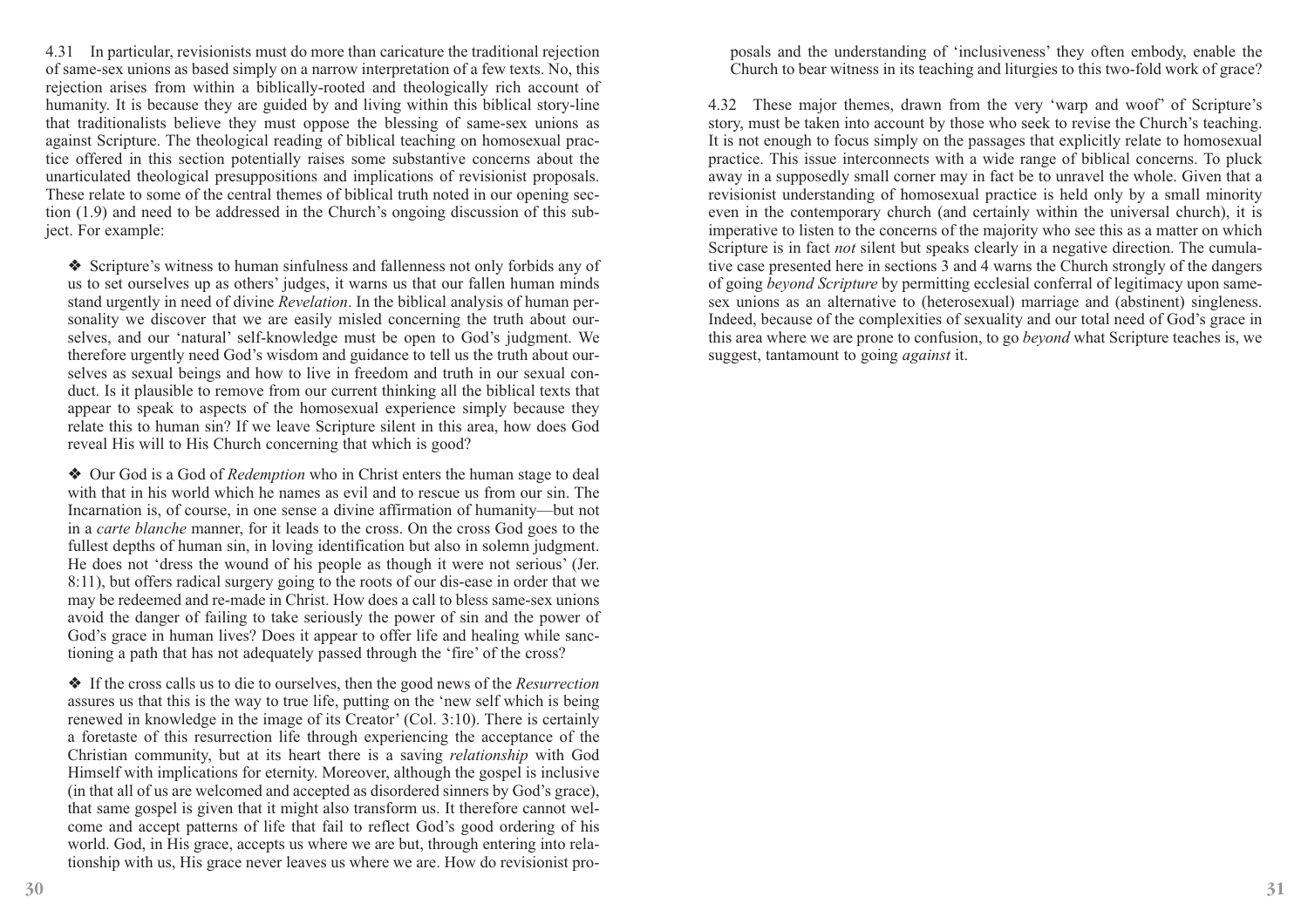4.31 In particular, revisionists must do more than caricature the traditional rejection of same-sex unions as based simply on a narrow interpretation of a few texts. No, this rejection arises from within a biblically-rooted and theologically rich account of humanity. It is because they are guided by and living within this biblical story-line that traditionalists believe they must oppose the blessing of same-sex unions as against Scripture. The theological reading of biblical teaching on homosexual practice offered in this section potentially raises some substantive concerns about the unarticulated theological presuppositions and implications of revisionist proposals. These relate to some of the central themes of biblical truth noted in our opening section (1.9) and need to be addressed in the Church's ongoing discussion of this subject. For example:

❖ Scripture's witness to human sinfulness and fallenness not only forbids any of us to set ourselves up as others' judges, it warns us that our fallen human minds stand urgently in need of divine *Revelation*. In the biblical analysis of human personality we discover that we are easily misled concerning the truth about ourselves, and our 'natural' self-knowledge must be open to God's judgment. We therefore urgently need God's wisdom and guidance to tell us the truth about ourselves as sexual beings and how to live in freedom and truth in our sexual conduct. Is it plausible to remove from our current thinking all the biblical texts that appear to speak to aspects of the homosexual experience simply because they relate this to human sin? If we leave Scripture silent in this area, how does God reveal His will to His Church concerning that which is good?

❖ Our God is a God of *Redemption* who in Christ enters the human stage to deal with that in his world which he names as evil and to rescue us from our sin. The Incarnation is, of course, in one sense a divine affirmation of humanity—but not in a *carte blanche* manner, for it leads to the cross. On the cross God goes to the fullest depths of human sin, in loving identification but also in solemn judgment. He does not 'dress the wound of his people as though it were not serious' (Jer. 8:11), but offers radical surgery going to the roots of our dis-ease in order that we may be redeemed and re-made in Christ. How does a call to bless same-sex unions avoid the danger of failing to take seriously the power of sin and the power of God's grace in human lives? Does it appear to offer life and healing while sanctioning a path that has not adequately passed through the 'fire' of the cross?

❖ If the cross calls us to die to ourselves, then the good news of the *Resurrection* assures us that this is the way to true life, putting on the 'new self which is being renewed in knowledge in the image of its Creator' (Col. 3:10). There is certainly a foretaste of this resurrection life through experiencing the acceptance of the Christian community, but at its heart there is a saving *relationship* with God Himself with implications for eternity. Moreover, although the gospel is inclusive (in that all of us are welcomed and accepted as disordered sinners by God's grace), that same gospel is given that it might also transform us. It therefore cannot welcome and accept patterns of life that fail to reflect God's good ordering of his world. God, in His grace, accepts us where we are but, through entering into relationship with us, His grace never leaves us where we are. How do revisionist proposals and the understanding of 'inclusiveness' they often embody, enable the Church to bear witness in its teaching and liturgies to this two-fold work of grace?

4.32 These major themes, drawn from the very 'warp and woof' of Scripture's story, must be taken into account by those who seek to revise the Church's teaching. It is not enough to focus simply on the passages that explicitly relate to homosexual practice. This issue interconnects with a wide range of biblical concerns. To pluck away in a supposedly small corner may in fact be to unravel the whole. Given that a revisionist understanding of homosexual practice is held only by a small minority even in the contemporary church (and certainly within the universal church), it is imperative to listen to the concerns of the majority who see this as a matter on which Scripture is in fact *not* silent but speaks clearly in a negative direction. The cumulative case presented here in sections 3 and 4 warns the Church strongly of the dangers of going *beyond Scripture* by permitting ecclesial conferral of legitimacy upon same-sex unions as an alternative to (heterosexual) marriage and (abstinent) singleness. Indeed, because of the complexities of sexuality and our total need of God's grace in this area where we are prone to confusion, to go *beyond* what Scripture teaches is, we suggest, tantamount to going *against* it.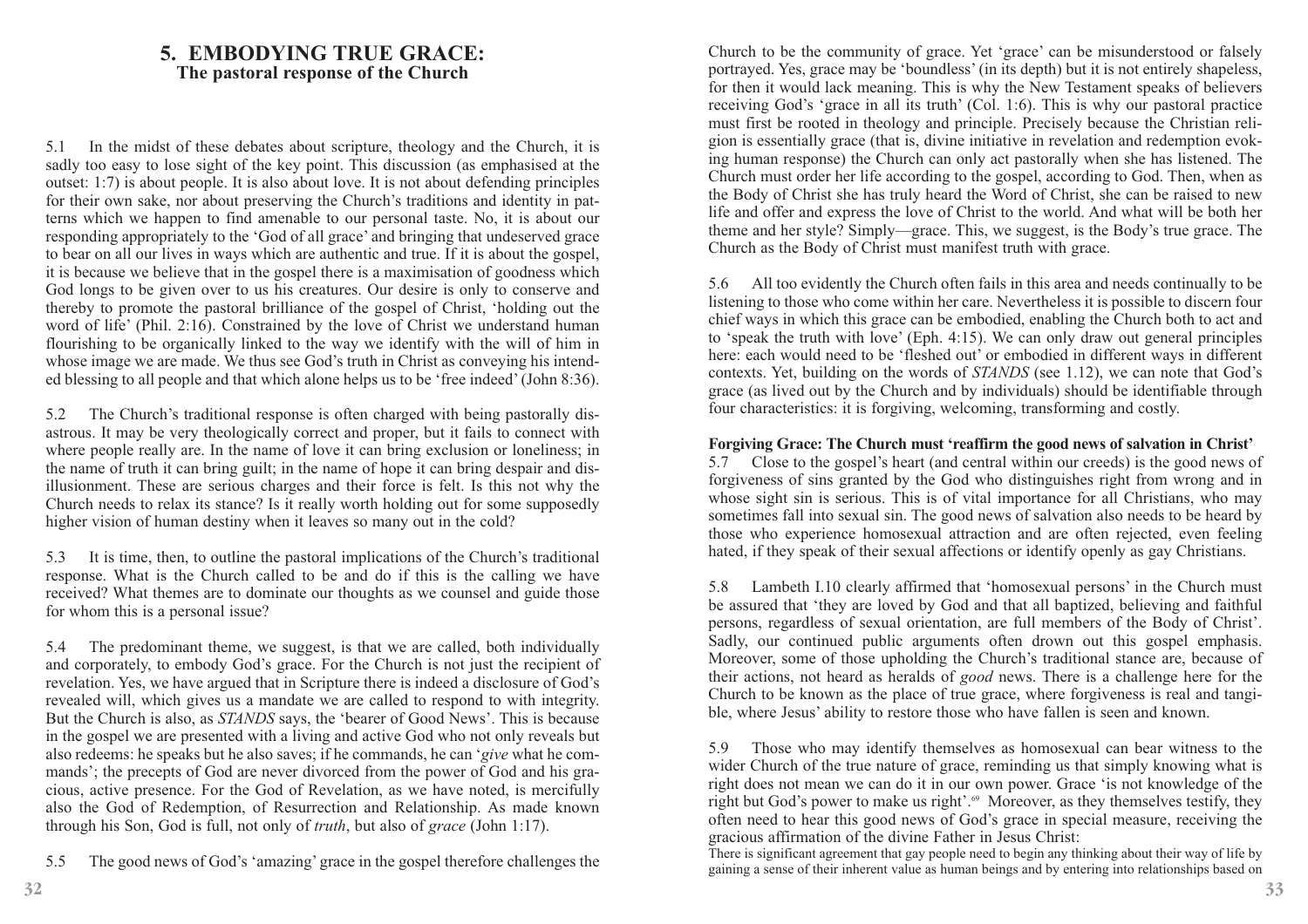## 5. EMBODYING TRUE GRACE:
### The pastoral response of the Church

5.1 In the midst of these debates about scripture, theology and the Church, it is sadly too easy to lose sight of the key point. This discussion (as emphasised at the outset: 1:7) is about people. It is also about love. It is not about defending principles for their own sake, nor about preserving the Church's traditions and identity in patterns which we happen to find amenable to our personal taste. No, it is about our responding appropriately to the 'God of all grace' and bringing that undeserved grace to bear on all our lives in ways which are authentic and true. If it is about the gospel, it is because we believe that in the gospel there is a maximisation of goodness which God longs to be given over to us his creatures. Our desire is only to conserve and thereby to promote the pastoral brilliance of the gospel of Christ, 'holding out the word of life' (Phil. 2:16). Constrained by the love of Christ we understand human flourishing to be organically linked to the way we identify with the will of him in whose image we are made. We thus see God's truth in Christ as conveying his intended blessing to all people and that which alone helps us to be 'free indeed' (John 8:36).

5.2 The Church's traditional response is often charged with being pastorally disastrous. It may be very theologically correct and proper, but it fails to connect with where people really are. In the name of love it can bring exclusion or loneliness; in the name of truth it can bring guilt; in the name of hope it can bring despair and disillusionment. These are serious charges and their force is felt. Is this not why the Church needs to relax its stance? Is it really worth holding out for some supposedly higher vision of human destiny when it leaves so many out in the cold?

5.3 It is time, then, to outline the pastoral implications of the Church's traditional response. What is the Church called to be and do if this is the calling we have received? What themes are to dominate our thoughts as we counsel and guide those for whom this is a personal issue?

5.4 The predominant theme, we suggest, is that we are called, both individually and corporately, to embody God's grace. For the Church is not just the recipient of revelation. Yes, we have argued that in Scripture there is indeed a disclosure of God's revealed will, which gives us a mandate we are called to respond to with integrity. But the Church is also, as *STANDS* says, the 'bearer of Good News'. This is because in the gospel we are presented with a living and active God who not only reveals but also redeems: he speaks but he also saves; if he commands, he can '*give* what he commands'; the precepts of God are never divorced from the power of God and his gracious, active presence. For the God of Revelation, as we have noted, is mercifully also the God of Redemption, of Resurrection and Relationship. As made known through his Son, God is full, not only of *truth*, but also of *grace* (John 1:17).

5.5 The good news of God's 'amazing' grace in the gospel therefore challenges the Church to be the community of grace. Yet 'grace' can be misunderstood or falsely portrayed. Yes, grace may be 'boundless' (in its depth) but it is not entirely shapeless, for then it would lack meaning. This is why the New Testament speaks of believers receiving God's 'grace in all its truth' (Col. 1:6). This is why our pastoral practice must first be rooted in theology and principle. Precisely because the Christian religion is essentially grace (that is, divine initiative in revelation and redemption evoking human response) the Church can only act pastorally when she has listened. The Church must order her life according to the gospel, according to God. Then, when as the Body of Christ she has truly heard the Word of Christ, she can be raised to new life and offer and express the love of Christ to the world. And what will be both her theme and her style? Simply—grace. This, we suggest, is the Body's true grace. The Church as the Body of Christ must manifest truth with grace.

5.6 All too evidently the Church often fails in this area and needs continually to be listening to those who come within her care. Nevertheless it is possible to discern four chief ways in which this grace can be embodied, enabling the Church both to act and to 'speak the truth with love' (Eph. 4:15). We can only draw out general principles here: each would need to be 'fleshed out' or embodied in different ways in different contexts. Yet, building on the words of *STANDS* (see 1.12), we can note that God's grace (as lived out by the Church and by individuals) should be identifiable through four characteristics: it is forgiving, welcoming, transforming and costly.

**Forgiving Grace: The Church must 'reaffirm the good news of salvation in Christ'**

5.7 Close to the gospel's heart (and central within our creeds) is the good news of forgiveness of sins granted by the God who distinguishes right from wrong and in whose sight sin is serious. This is of vital importance for all Christians, who may sometimes fall into sexual sin. The good news of salvation also needs to be heard by those who experience homosexual attraction and are often rejected, even feeling hated, if they speak of their sexual affections or identify openly as gay Christians.

5.8 Lambeth I.10 clearly affirmed that 'homosexual persons' in the Church must be assured that 'they are loved by God and that all baptized, believing and faithful persons, regardless of sexual orientation, are full members of the Body of Christ'. Sadly, our continued public arguments often drown out this gospel emphasis. Moreover, some of those upholding the Church's traditional stance are, because of their actions, not heard as heralds of *good* news. There is a challenge here for the Church to be known as the place of true grace, where forgiveness is real and tangible, where Jesus' ability to restore those who have fallen is seen and known.

5.9 Those who may identify themselves as homosexual can bear witness to the wider Church of the true nature of grace, reminding us that simply knowing what is right does not mean we can do it in our own power. Grace 'is not knowledge of the right but God's power to make us right'.[69] Moreover, as they themselves testify, they often need to hear this good news of God's grace in special measure, receiving the gracious affirmation of the divine Father in Jesus Christ:

There is significant agreement that gay people need to begin any thinking about their way of life by gaining a sense of their inherent value as human beings and by entering into relationships based on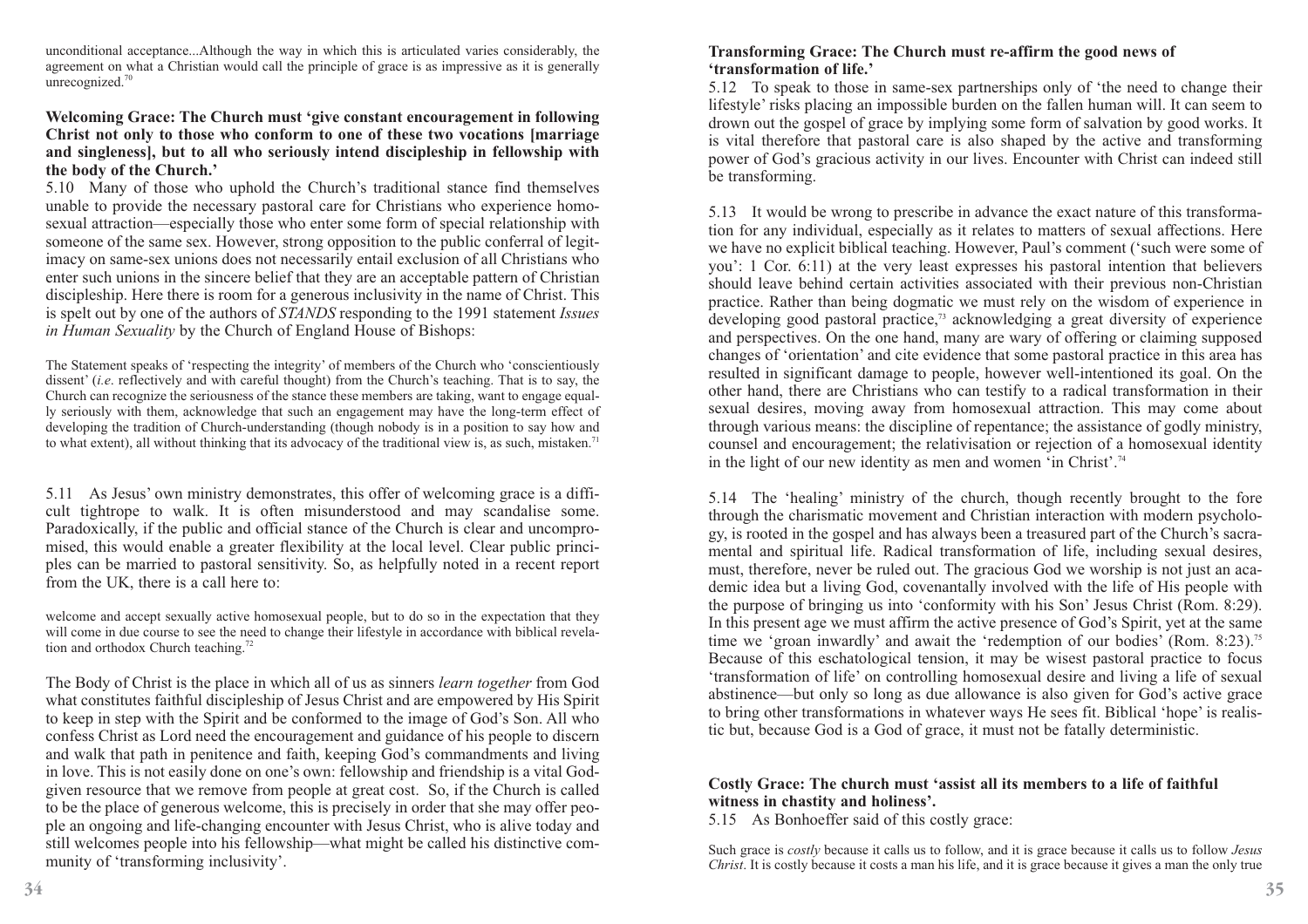unconditional acceptance...Although the way in which this is articulated varies considerably, the agreement on what a Christian would call the principle of grace is as impressive as it is generally unrecognized.[70]

**Welcoming Grace: The Church must 'give constant encouragement in following Christ not only to those who conform to one of these two vocations [marriage and singleness], but to all who seriously intend discipleship in fellowship with the body of the Church.'**

5.10 Many of those who uphold the Church's traditional stance find themselves unable to provide the necessary pastoral care for Christians who experience homosexual attraction—especially those who enter some form of special relationship with someone of the same sex. However, strong opposition to the public conferral of legitimacy on same-sex unions does not necessarily entail exclusion of all Christians who enter such unions in the sincere belief that they are an acceptable pattern of Christian discipleship. Here there is room for a generous inclusivity in the name of Christ. This is spelt out by one of the authors of *STANDS* responding to the 1991 statement *Issues in Human Sexuality* by the Church of England House of Bishops:

The Statement speaks of 'respecting the integrity' of members of the Church who 'conscientiously dissent' (*i.e*. reflectively and with careful thought) from the Church's teaching. That is to say, the Church can recognize the seriousness of the stance these members are taking, want to engage equally seriously with them, acknowledge that such an engagement may have the long-term effect of developing the tradition of Church-understanding (though nobody is in a position to say how and to what extent), all without thinking that its advocacy of the traditional view is, as such, mistaken.[71]

5.11 As Jesus' own ministry demonstrates, this offer of welcoming grace is a difficult tightrope to walk. It is often misunderstood and may scandalise some. Paradoxically, if the public and official stance of the Church is clear and uncompromised, this would enable a greater flexibility at the local level. Clear public principles can be married to pastoral sensitivity. So, as helpfully noted in a recent report from the UK, there is a call here to:

welcome and accept sexually active homosexual people, but to do so in the expectation that they will come in due course to see the need to change their lifestyle in accordance with biblical revelation and orthodox Church teaching.[72]

The Body of Christ is the place in which all of us as sinners *learn together* from God what constitutes faithful discipleship of Jesus Christ and are empowered by His Spirit to keep in step with the Spirit and be conformed to the image of God's Son. All who confess Christ as Lord need the encouragement and guidance of his people to discern and walk that path in penitence and faith, keeping God's commandments and living in love. This is not easily done on one's own: fellowship and friendship is a vital God-given resource that we remove from people at great cost. So, if the Church is called to be the place of generous welcome, this is precisely in order that she may offer people an ongoing and life-changing encounter with Jesus Christ, who is alive today and still welcomes people into his fellowship—what might be called his distinctive community of 'transforming inclusivity'.

**Transforming Grace: The Church must re-affirm the good news of 'transformation of life.'**

5.12 To speak to those in same-sex partnerships only of 'the need to change their lifestyle' risks placing an impossible burden on the fallen human will. It can seem to drown out the gospel of grace by implying some form of salvation by good works. It is vital therefore that pastoral care is also shaped by the active and transforming power of God's gracious activity in our lives. Encounter with Christ can indeed still be transforming.

5.13 It would be wrong to prescribe in advance the exact nature of this transformation for any individual, especially as it relates to matters of sexual affections. Here we have no explicit biblical teaching. However, Paul's comment ('such were some of you': 1 Cor. 6:11) at the very least expresses his pastoral intention that believers should leave behind certain activities associated with their previous non-Christian practice. Rather than being dogmatic we must rely on the wisdom of experience in developing good pastoral practice,[73] acknowledging a great diversity of experience and perspectives. On the one hand, many are wary of offering or claiming supposed changes of 'orientation' and cite evidence that some pastoral practice in this area has resulted in significant damage to people, however well-intentioned its goal. On the other hand, there are Christians who can testify to a radical transformation in their sexual desires, moving away from homosexual attraction. This may come about through various means: the discipline of repentance; the assistance of godly ministry, counsel and encouragement; the relativisation or rejection of a homosexual identity in the light of our new identity as men and women 'in Christ'.[74]

5.14 The 'healing' ministry of the church, though recently brought to the fore through the charismatic movement and Christian interaction with modern psychology, is rooted in the gospel and has always been a treasured part of the Church's sacramental and spiritual life. Radical transformation of life, including sexual desires, must, therefore, never be ruled out. The gracious God we worship is not just an academic idea but a living God, covenantally involved with the life of His people with the purpose of bringing us into 'conformity with his Son' Jesus Christ (Rom. 8:29). In this present age we must affirm the active presence of God's Spirit, yet at the same time we 'groan inwardly' and await the 'redemption of our bodies' (Rom. 8:23).[75] Because of this eschatological tension, it may be wisest pastoral practice to focus 'transformation of life' on controlling homosexual desire and living a life of sexual abstinence—but only so long as due allowance is also given for God's active grace to bring other transformations in whatever ways He sees fit. Biblical 'hope' is realistic but, because God is a God of grace, it must not be fatally deterministic.

**Costly Grace: The church must 'assist all its members to a life of faithful witness in chastity and holiness'.**

5.15 As Bonhoeffer said of this costly grace:

Such grace is *costly* because it calls us to follow, and it is grace because it calls us to follow *Jesus Christ*. It is costly because it costs a man his life, and it is grace because it gives a man the only true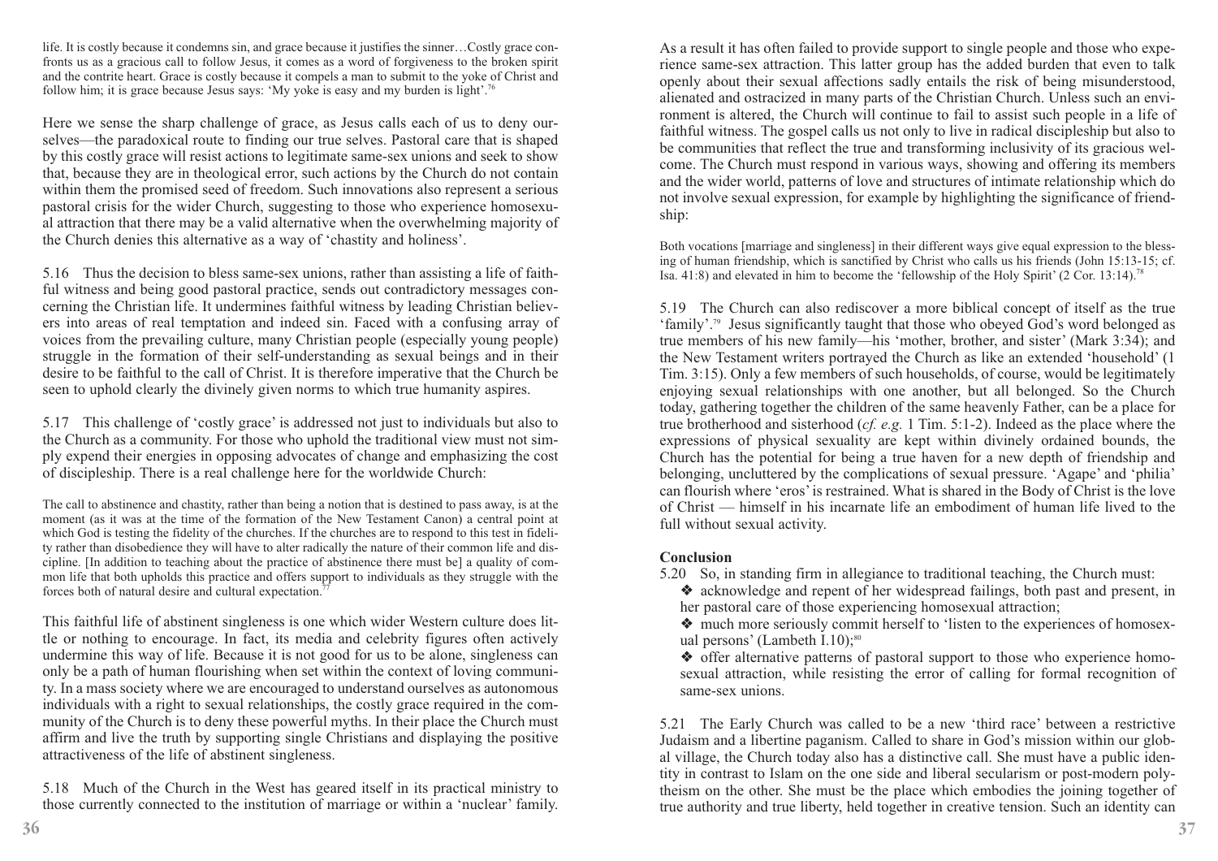life. It is costly because it condemns sin, and grace because it justifies the sinner…Costly grace confronts us as a gracious call to follow Jesus, it comes as a word of forgiveness to the broken spirit and the contrite heart. Grace is costly because it compels a man to submit to the yoke of Christ and follow him; it is grace because Jesus says: 'My yoke is easy and my burden is light'.[76]

Here we sense the sharp challenge of grace, as Jesus calls each of us to deny ourselves—the paradoxical route to finding our true selves. Pastoral care that is shaped by this costly grace will resist actions to legitimate same-sex unions and seek to show that, because they are in theological error, such actions by the Church do not contain within them the promised seed of freedom. Such innovations also represent a serious pastoral crisis for the wider Church, suggesting to those who experience homosexual attraction that there may be a valid alternative when the overwhelming majority of the Church denies this alternative as a way of 'chastity and holiness'.

5.16 Thus the decision to bless same-sex unions, rather than assisting a life of faithful witness and being good pastoral practice, sends out contradictory messages concerning the Christian life. It undermines faithful witness by leading Christian believers into areas of real temptation and indeed sin. Faced with a confusing array of voices from the prevailing culture, many Christian people (especially young people) struggle in the formation of their self-understanding as sexual beings and in their desire to be faithful to the call of Christ. It is therefore imperative that the Church be seen to uphold clearly the divinely given norms to which true humanity aspires.

5.17 This challenge of 'costly grace' is addressed not just to individuals but also to the Church as a community. For those who uphold the traditional view must not simply expend their energies in opposing advocates of change and emphasizing the cost of discipleship. There is a real challenge here for the worldwide Church:

> The call to abstinence and chastity, rather than being a notion that is destined to pass away, is at the moment (as it was at the time of the formation of the New Testament Canon) a central point at which God is testing the fidelity of the churches. If the churches are to respond to this test in fidelity rather than disobedience they will have to alter radically the nature of their common life and discipline. [In addition to teaching about the practice of abstinence there must be] a quality of common life that both upholds this practice and offers support to individuals as they struggle with the forces both of natural desire and cultural expectation.[77]

This faithful life of abstinent singleness is one which wider Western culture does little or nothing to encourage. In fact, its media and celebrity figures often actively undermine this way of life. Because it is not good for us to be alone, singleness can only be a path of human flourishing when set within the context of loving community. In a mass society where we are encouraged to understand ourselves as autonomous individuals with a right to sexual relationships, the costly grace required in the community of the Church is to deny these powerful myths. In their place the Church must affirm and live the truth by supporting single Christians and displaying the positive attractiveness of the life of abstinent singleness.

5.18 Much of the Church in the West has geared itself in its practical ministry to those currently connected to the institution of marriage or within a 'nuclear' family. As a result it has often failed to provide support to single people and those who experience same-sex attraction. This latter group has the added burden that even to talk openly about their sexual affections sadly entails the risk of being misunderstood, alienated and ostracized in many parts of the Christian Church. Unless such an environment is altered, the Church will continue to fail to assist such people in a life of faithful witness. The gospel calls us not only to live in radical discipleship but also to be communities that reflect the true and transforming inclusivity of its gracious welcome. The Church must respond in various ways, showing and offering its members and the wider world, patterns of love and structures of intimate relationship which do not involve sexual expression, for example by highlighting the significance of friendship:

> Both vocations [marriage and singleness] in their different ways give equal expression to the blessing of human friendship, which is sanctified by Christ who calls us his friends (John 15:13-15; cf. Isa. 41:8) and elevated in him to become the 'fellowship of the Holy Spirit' (2 Cor. 13:14).[78]

5.19 The Church can also rediscover a more biblical concept of itself as the true 'family'.[79] Jesus significantly taught that those who obeyed God's word belonged as true members of his new family—his 'mother, brother, and sister' (Mark 3:34); and the New Testament writers portrayed the Church as like an extended 'household' (1 Tim. 3:15). Only a few members of such households, of course, would be legitimately enjoying sexual relationships with one another, but all belonged. So the Church today, gathering together the children of the same heavenly Father, can be a place for true brotherhood and sisterhood (*cf. e.g.* 1 Tim. 5:1-2). Indeed as the place where the expressions of physical sexuality are kept within divinely ordained bounds, the Church has the potential for being a true haven for a new depth of friendship and belonging, uncluttered by the complications of sexual pressure. 'Agape' and 'philia' can flourish where 'eros' is restrained. What is shared in the Body of Christ is the love of Christ — himself in his incarnate life an embodiment of human life lived to the full without sexual activity.

**Conclusion**

5.20 So, in standing firm in allegiance to traditional teaching, the Church must:

- ❖ acknowledge and repent of her widespread failings, both past and present, in her pastoral care of those experiencing homosexual attraction;
- ❖ much more seriously commit herself to 'listen to the experiences of homosexual persons' (Lambeth I.10);[80]
- ❖ offer alternative patterns of pastoral support to those who experience homosexual attraction, while resisting the error of calling for formal recognition of same-sex unions.

5.21 The Early Church was called to be a new 'third race' between a restrictive Judaism and a libertine paganism. Called to share in God's mission within our global village, the Church today also has a distinctive call. She must have a public identity in contrast to Islam on the one side and liberal secularism or post-modern polytheism on the other. She must be the place which embodies the joining together of true authority and true liberty, held together in creative tension. Such an identity can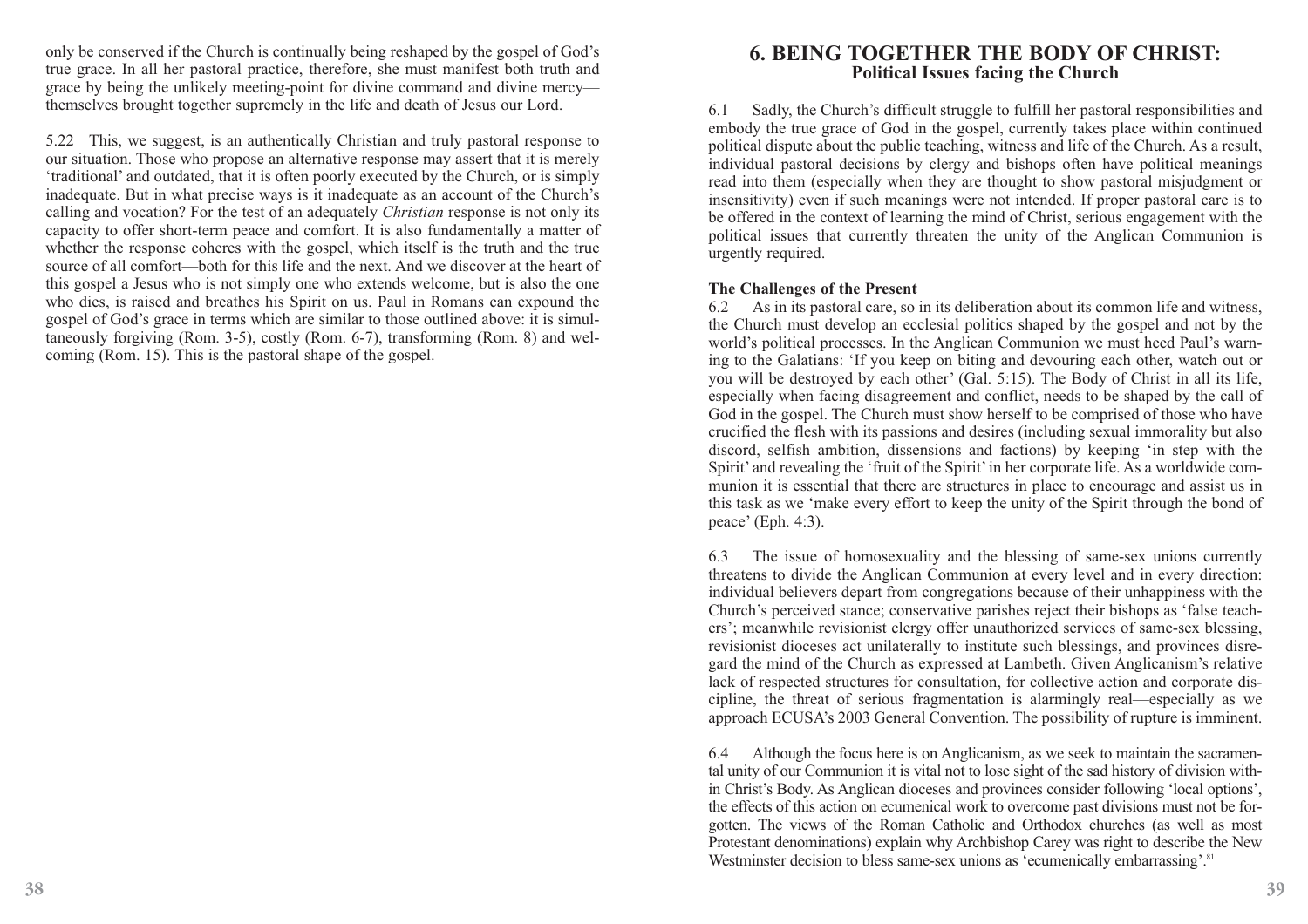only be conserved if the Church is continually being reshaped by the gospel of God's true grace. In all her pastoral practice, therefore, she must manifest both truth and grace by being the unlikely meeting-point for divine command and divine mercy—themselves brought together supremely in the life and death of Jesus our Lord.

5.22 This, we suggest, is an authentically Christian and truly pastoral response to our situation. Those who propose an alternative response may assert that it is merely 'traditional' and outdated, that it is often poorly executed by the Church, or is simply inadequate. But in what precise ways is it inadequate as an account of the Church's calling and vocation? For the test of an adequately *Christian* response is not only its capacity to offer short-term peace and comfort. It is also fundamentally a matter of whether the response coheres with the gospel, which itself is the truth and the true source of all comfort—both for this life and the next. And we discover at the heart of this gospel a Jesus who is not simply one who extends welcome, but is also the one who dies, is raised and breathes his Spirit on us. Paul in Romans can expound the gospel of God's grace in terms which are similar to those outlined above: it is simultaneously forgiving (Rom. 3-5), costly (Rom. 6-7), transforming (Rom. 8) and welcoming (Rom. 15). This is the pastoral shape of the gospel.

## 6. BEING TOGETHER THE BODY OF CHRIST: Political Issues facing the Church

6.1 Sadly, the Church's difficult struggle to fulfill her pastoral responsibilities and embody the true grace of God in the gospel, currently takes place within continued political dispute about the public teaching, witness and life of the Church. As a result, individual pastoral decisions by clergy and bishops often have political meanings read into them (especially when they are thought to show pastoral misjudgment or insensitivity) even if such meanings were not intended. If proper pastoral care is to be offered in the context of learning the mind of Christ, serious engagement with the political issues that currently threaten the unity of the Anglican Communion is urgently required.

### The Challenges of the Present

6.2 As in its pastoral care, so in its deliberation about its common life and witness, the Church must develop an ecclesial politics shaped by the gospel and not by the world's political processes. In the Anglican Communion we must heed Paul's warning to the Galatians: 'If you keep on biting and devouring each other, watch out or you will be destroyed by each other' (Gal. 5:15). The Body of Christ in all its life, especially when facing disagreement and conflict, needs to be shaped by the call of God in the gospel. The Church must show herself to be comprised of those who have crucified the flesh with its passions and desires (including sexual immorality but also discord, selfish ambition, dissensions and factions) by keeping 'in step with the Spirit' and revealing the 'fruit of the Spirit' in her corporate life. As a worldwide communion it is essential that there are structures in place to encourage and assist us in this task as we 'make every effort to keep the unity of the Spirit through the bond of peace' (Eph. 4:3).

6.3 The issue of homosexuality and the blessing of same-sex unions currently threatens to divide the Anglican Communion at every level and in every direction: individual believers depart from congregations because of their unhappiness with the Church's perceived stance; conservative parishes reject their bishops as 'false teachers'; meanwhile revisionist clergy offer unauthorized services of same-sex blessing, revisionist dioceses act unilaterally to institute such blessings, and provinces disregard the mind of the Church as expressed at Lambeth. Given Anglicanism's relative lack of respected structures for consultation, for collective action and corporate discipline, the threat of serious fragmentation is alarmingly real—especially as we approach ECUSA's 2003 General Convention. The possibility of rupture is imminent.

6.4 Although the focus here is on Anglicanism, as we seek to maintain the sacramental unity of our Communion it is vital not to lose sight of the sad history of division within Christ's Body. As Anglican dioceses and provinces consider following 'local options', the effects of this action on ecumenical work to overcome past divisions must not be forgotten. The views of the Roman Catholic and Orthodox churches (as well as most Protestant denominations) explain why Archbishop Carey was right to describe the New Westminster decision to bless same-sex unions as 'ecumenically embarrassing'.[81]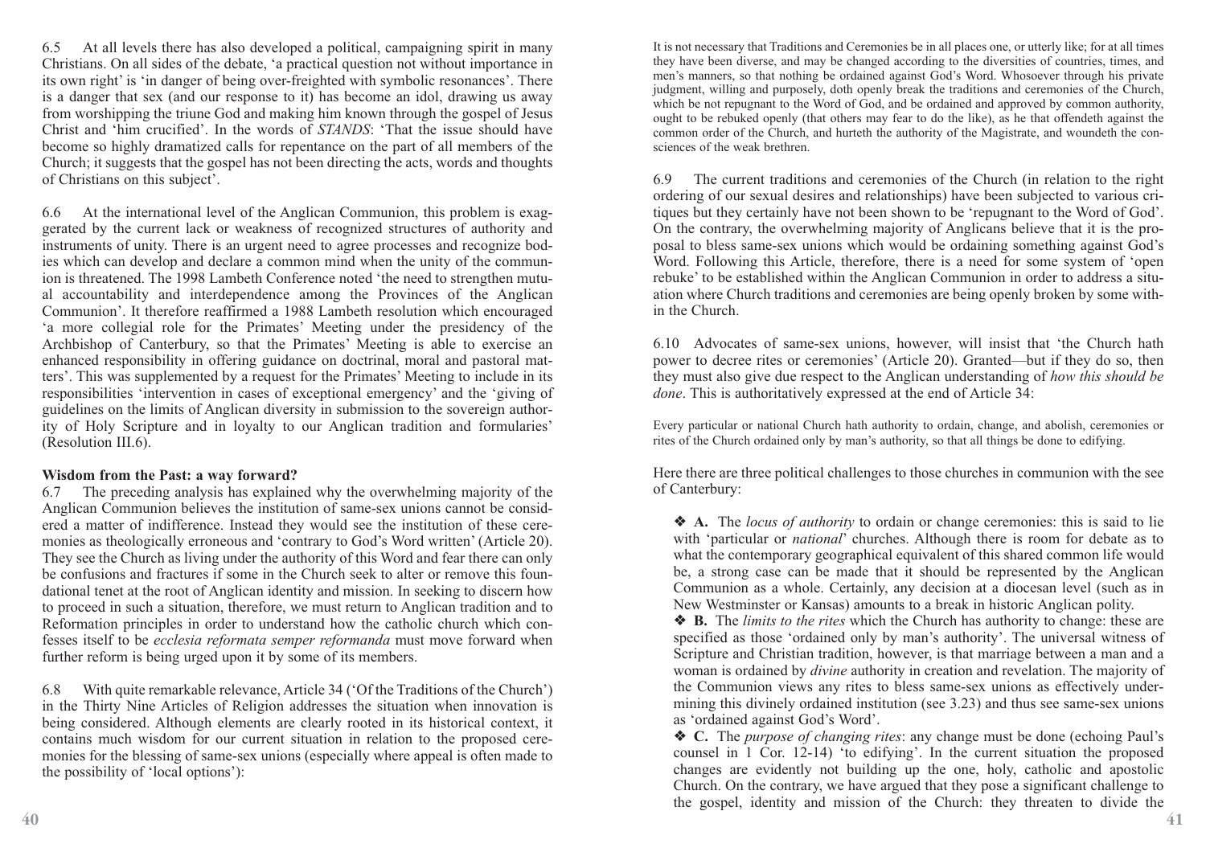6.5 At all levels there has also developed a political, campaigning spirit in many Christians. On all sides of the debate, 'a practical question not without importance in its own right' is 'in danger of being over-freighted with symbolic resonances'. There is a danger that sex (and our response to it) has become an idol, drawing us away from worshipping the triune God and making him known through the gospel of Jesus Christ and 'him crucified'. In the words of *STANDS*: 'That the issue should have become so highly dramatized calls for repentance on the part of all members of the Church; it suggests that the gospel has not been directing the acts, words and thoughts of Christians on this subject'.

6.6 At the international level of the Anglican Communion, this problem is exaggerated by the current lack or weakness of recognized structures of authority and instruments of unity. There is an urgent need to agree processes and recognize bodies which can develop and declare a common mind when the unity of the communion is threatened. The 1998 Lambeth Conference noted 'the need to strengthen mutual accountability and interdependence among the Provinces of the Anglican Communion'. It therefore reaffirmed a 1988 Lambeth resolution which encouraged 'a more collegial role for the Primates' Meeting under the presidency of the Archbishop of Canterbury, so that the Primates' Meeting is able to exercise an enhanced responsibility in offering guidance on doctrinal, moral and pastoral matters'. This was supplemented by a request for the Primates' Meeting to include in its responsibilities 'intervention in cases of exceptional emergency' and the 'giving of guidelines on the limits of Anglican diversity in submission to the sovereign authority of Holy Scripture and in loyalty to our Anglican tradition and formularies' (Resolution III.6).

**Wisdom from the Past: a way forward?**

6.7 The preceding analysis has explained why the overwhelming majority of the Anglican Communion believes the institution of same-sex unions cannot be considered a matter of indifference. Instead they would see the institution of these ceremonies as theologically erroneous and 'contrary to God's Word written' (Article 20). They see the Church as living under the authority of this Word and fear there can only be confusions and fractures if some in the Church seek to alter or remove this foundational tenet at the root of Anglican identity and mission. In seeking to discern how to proceed in such a situation, therefore, we must return to Anglican tradition and to Reformation principles in order to understand how the catholic church which confesses itself to be *ecclesia reformata semper reformanda* must move forward when further reform is being urged upon it by some of its members.

6.8 With quite remarkable relevance, Article 34 ('Of the Traditions of the Church') in the Thirty Nine Articles of Religion addresses the situation when innovation is being considered. Although elements are clearly rooted in its historical context, it contains much wisdom for our current situation in relation to the proposed ceremonies for the blessing of same-sex unions (especially where appeal is often made to the possibility of 'local options'):

> It is not necessary that Traditions and Ceremonies be in all places one, or utterly like; for at all times they have been diverse, and may be changed according to the diversities of countries, times, and men's manners, so that nothing be ordained against God's Word. Whosoever through his private judgment, willing and purposely, doth openly break the traditions and ceremonies of the Church, which be not repugnant to the Word of God, and be ordained and approved by common authority, ought to be rebuked openly (that others may fear to do the like), as he that offendeth against the common order of the Church, and hurteth the authority of the Magistrate, and woundeth the consciences of the weak brethren.

6.9 The current traditions and ceremonies of the Church (in relation to the right ordering of our sexual desires and relationships) have been subjected to various critiques but they certainly have not been shown to be 'repugnant to the Word of God'. On the contrary, the overwhelming majority of Anglicans believe that it is the proposal to bless same-sex unions which would be ordaining something against God's Word. Following this Article, therefore, there is a need for some system of 'open rebuke' to be established within the Anglican Communion in order to address a situation where Church traditions and ceremonies are being openly broken by some within the Church.

6.10 Advocates of same-sex unions, however, will insist that 'the Church hath power to decree rites or ceremonies' (Article 20). Granted—but if they do so, then they must also give due respect to the Anglican understanding of *how this should be done*. This is authoritatively expressed at the end of Article 34:

> Every particular or national Church hath authority to ordain, change, and abolish, ceremonies or rites of the Church ordained only by man's authority, so that all things be done to edifying.

Here there are three political challenges to those churches in communion with the see of Canterbury:

❖ **A.** The *locus of authority* to ordain or change ceremonies: this is said to lie with 'particular or *national*' churches. Although there is room for debate as to what the contemporary geographical equivalent of this shared common life would be, a strong case can be made that it should be represented by the Anglican Communion as a whole. Certainly, any decision at a diocesan level (such as in New Westminster or Kansas) amounts to a break in historic Anglican polity.

❖ **B.** The *limits to the rites* which the Church has authority to change: these are specified as those 'ordained only by man's authority'. The universal witness of Scripture and Christian tradition, however, is that marriage between a man and a woman is ordained by *divine* authority in creation and revelation. The majority of the Communion views any rites to bless same-sex unions as effectively undermining this divinely ordained institution (see 3.23) and thus see same-sex unions as 'ordained against God's Word'.

❖ **C.** The *purpose of changing rites*: any change must be done (echoing Paul's counsel in 1 Cor. 12-14) 'to edifying'. In the current situation the proposed changes are evidently not building up the one, holy, catholic and apostolic Church. On the contrary, we have argued that they pose a significant challenge to the gospel, identity and mission of the Church: they threaten to divide the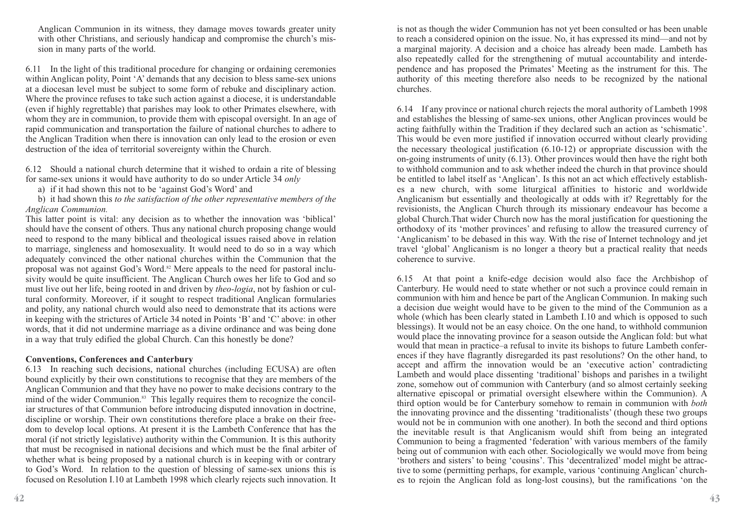Anglican Communion in its witness, they damage moves towards greater unity with other Christians, and seriously handicap and compromise the church's mission in many parts of the world.

6.11 In the light of this traditional procedure for changing or ordaining ceremonies within Anglican polity, Point 'A' demands that any decision to bless same-sex unions at a diocesan level must be subject to some form of rebuke and disciplinary action. Where the province refuses to take such action against a diocese, it is understandable (even if highly regrettable) that parishes may look to other Primates elsewhere, with whom they are in communion, to provide them with episcopal oversight. In an age of rapid communication and transportation the failure of national churches to adhere to the Anglican Tradition when there is innovation can only lead to the erosion or even destruction of the idea of territorial sovereignty within the Church.

6.12 Should a national church determine that it wished to ordain a rite of blessing for same-sex unions it would have authority to do so under Article 34 *only*

a) if it had shown this not to be 'against God's Word' and

b) it had shown this *to the satisfaction of the other representative members of the Anglican Communion.*

This latter point is vital: any decision as to whether the innovation was 'biblical' should have the consent of others. Thus any national church proposing change would need to respond to the many biblical and theological issues raised above in relation to marriage, singleness and homosexuality. It would need to do so in a way which adequately convinced the other national churches within the Communion that the proposal was not against God's Word.[82] Mere appeals to the need for pastoral inclusivity would be quite insufficient. The Anglican Church owes her life to God and so must live out her life, being rooted in and driven by *theo-logia*, not by fashion or cultural conformity. Moreover, if it sought to respect traditional Anglican formularies and polity, any national church would also need to demonstrate that its actions were in keeping with the strictures of Article 34 noted in Points 'B' and 'C' above: in other words, that it did not undermine marriage as a divine ordinance and was being done in a way that truly edified the global Church. Can this honestly be done?

**Conventions, Conferences and Canterbury**

6.13 In reaching such decisions, national churches (including ECUSA) are often bound explicitly by their own constitutions to recognise that they are members of the Anglican Communion and that they have no power to make decisions contrary to the mind of the wider Communion.[83] This legally requires them to recognize the conciliar structures of that Communion before introducing disputed innovation in doctrine, discipline or worship. Their own constitutions therefore place a brake on their freedom to develop local options. At present it is the Lambeth Conference that has the moral (if not strictly legislative) authority within the Communion. It is this authority that must be recognised in national decisions and which must be the final arbiter of whether what is being proposed by a national church is in keeping with or contrary to God's Word. In relation to the question of blessing of same-sex unions this is focused on Resolution I.10 at Lambeth 1998 which clearly rejects such innovation. It is not as though the wider Communion has not yet been consulted or has been unable to reach a considered opinion on the issue. No, it has expressed its mind—and not by a marginal majority. A decision and a choice has already been made. Lambeth has also repeatedly called for the strengthening of mutual accountability and interdependence and has proposed the Primates' Meeting as the instrument for this. The authority of this meeting therefore also needs to be recognized by the national churches.

6.14 If any province or national church rejects the moral authority of Lambeth 1998 and establishes the blessing of same-sex unions, other Anglican provinces would be acting faithfully within the Tradition if they declared such an action as 'schismatic'. This would be even more justified if innovation occurred without clearly providing the necessary theological justification (6.10-12) or appropriate discussion with the on-going instruments of unity (6.13). Other provinces would then have the right both to withhold communion and to ask whether indeed the church in that province should be entitled to label itself as 'Anglican'. Is this not an act which effectively establishes a new church, with some liturgical affinities to historic and worldwide Anglicanism but essentially and theologically at odds with it? Regrettably for the revisionists, the Anglican Church through its missionary endeavour has become a global Church.That wider Church now has the moral justification for questioning the orthodoxy of its 'mother provinces' and refusing to allow the treasured currency of 'Anglicanism' to be debased in this way. With the rise of Internet technology and jet travel 'global' Anglicanism is no longer a theory but a practical reality that needs coherence to survive.

6.15 At that point a knife-edge decision would also face the Archbishop of Canterbury. He would need to state whether or not such a province could remain in communion with him and hence be part of the Anglican Communion. In making such a decision due weight would have to be given to the mind of the Communion as a whole (which has been clearly stated in Lambeth I.10 and which is opposed to such blessings). It would not be an easy choice. On the one hand, to withhold communion would place the innovating province for a season outside the Anglican fold: but what would that mean in practice–a refusal to invite its bishops to future Lambeth conferences if they have flagrantly disregarded its past resolutions? On the other hand, to accept and affirm the innovation would be an 'executive action' contradicting Lambeth and would place dissenting 'traditional' bishops and parishes in a twilight zone, somehow out of communion with Canterbury (and so almost certainly seeking alternative episcopal or primatial oversight elsewhere within the Communion). A third option would be for Canterbury somehow to remain in communion with *both* the innovating province and the dissenting 'traditionalists' (though these two groups would not be in communion with one another). In both the second and third options the inevitable result is that Anglicanism would shift from being an integrated Communion to being a fragmented 'federation' with various members of the family being out of communion with each other. Sociologically we would move from being 'brothers and sisters' to being 'cousins'. This 'decentralized' model might be attractive to some (permitting perhaps, for example, various 'continuing Anglican' churches to rejoin the Anglican fold as long-lost cousins), but the ramifications 'on the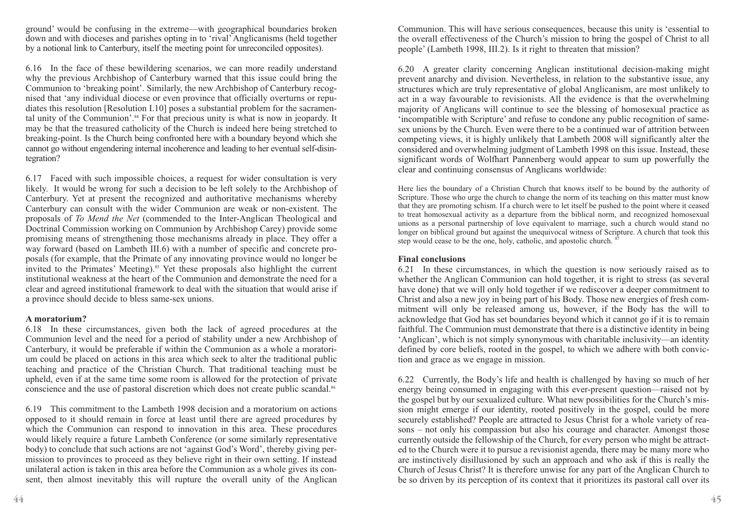ground' would be confusing in the extreme—with geographical boundaries broken down and with dioceses and parishes opting in to 'rival' Anglicanisms (held together by a notional link to Canterbury, itself the meeting point for unreconciled opposites).

6.16 In the face of these bewildering scenarios, we can more readily understand why the previous Archbishop of Canterbury warned that this issue could bring the Communion to 'breaking point'. Similarly, the new Archbishop of Canterbury recognised that 'any individual diocese or even province that officially overturns or repudiates this resolution [Resolution I.10] poses a substantial problem for the sacramental unity of the Communion'.[84] For that precious unity is what is now in jeopardy. It may be that the treasured catholicity of the Church is indeed here being stretched to breaking-point. Is the Church being confronted here with a boundary beyond which she cannot go without engendering internal incoherence and leading to her eventual self-disintegration?

6.17 Faced with such impossible choices, a request for wider consultation is very likely. It would be wrong for such a decision to be left solely to the Archbishop of Canterbury. Yet at present the recognized and authoritative mechanisms whereby Canterbury can consult with the wider Communion are weak or non-existent. The proposals of *To Mend the Net* (commended to the Inter-Anglican Theological and Doctrinal Commission working on Communion by Archbishop Carey) provide some promising means of strengthening those mechanisms already in place. They offer a way forward (based on Lambeth III.6) with a number of specific and concrete proposals (for example, that the Primate of any innovating province would no longer be invited to the Primates' Meeting).[85] Yet these proposals also highlight the current institutional weakness at the heart of the Communion and demonstrate the need for a clear and agreed institutional framework to deal with the situation that would arise if a province should decide to bless same-sex unions.

**A moratorium?**

6.18 In these circumstances, given both the lack of agreed procedures at the Communion level and the need for a period of stability under a new Archbishop of Canterbury, it would be preferable if within the Communion as a whole a moratorium could be placed on actions in this area which seek to alter the traditional public teaching and practice of the Christian Church. That traditional teaching must be upheld, even if at the same time some room is allowed for the protection of private conscience and the use of pastoral discretion which does not create public scandal.[86]

6.19 This commitment to the Lambeth 1998 decision and a moratorium on actions opposed to it should remain in force at least until there are agreed procedures by which the Communion can respond to innovation in this area. These procedures would likely require a future Lambeth Conference (or some similarly representative body) to conclude that such actions are not 'against God's Word', thereby giving permission to provinces to proceed as they believe right in their own setting. If instead unilateral action is taken in this area before the Communion as a whole gives its consent, then almost inevitably this will rupture the overall unity of the Anglican Communion. This will have serious consequences, because this unity is 'essential to the overall effectiveness of the Church's mission to bring the gospel of Christ to all people' (Lambeth 1998, III.2). Is it right to threaten that mission?

6.20 A greater clarity concerning Anglican institutional decision-making might prevent anarchy and division. Nevertheless, in relation to the substantive issue, any structures which are truly representative of global Anglicanism, are most unlikely to act in a way favourable to revisionists. All the evidence is that the overwhelming majority of Anglicans will continue to see the blessing of homosexual practice as 'incompatible with Scripture' and refuse to condone any public recognition of same-sex unions by the Church. Even were there to be a continued war of attrition between competing views, it is highly unlikely that Lambeth 2008 will significantly alter the considered and overwhelming judgment of Lambeth 1998 on this issue. Instead, these significant words of Wolfhart Pannenberg would appear to sum up powerfully the clear and continuing consensus of Anglicans worldwide:

> Here lies the boundary of a Christian Church that knows itself to be bound by the authority of Scripture. Those who urge the church to change the norm of its teaching on this matter must know that they are promoting schism. If a church were to let itself be pushed to the point where it ceased to treat homosexual activity as a departure from the biblical norm, and recognized homosexual unions as a personal partnership of love equivalent to marriage, such a church would stand no longer on biblical ground but against the unequivocal witness of Scripture. A church that took this step would cease to be the one, holy, catholic, and apostolic church.[87]

**Final conclusions**

6.21 In these circumstances, in which the question is now seriously raised as to whether the Anglican Communion can hold together, it is right to stress (as several have done) that we will only hold together if we rediscover a deeper commitment to Christ and also a new joy in being part of his Body. Those new energies of fresh commitment will only be released among us, however, if the Body has the will to acknowledge that God has set boundaries beyond which it cannot go if it is to remain faithful. The Communion must demonstrate that there is a distinctive identity in being 'Anglican', which is not simply synonymous with charitable inclusivity—an identity defined by core beliefs, rooted in the gospel, to which we adhere with both conviction and grace as we engage in mission.

6.22 Currently, the Body's life and health is challenged by having so much of her energy being consumed in engaging with this ever-present question—raised not by the gospel but by our sexualized culture. What new possibilities for the Church's mission might emerge if our identity, rooted positively in the gospel, could be more securely established? People are attracted to Jesus Christ for a whole variety of reasons – not only his compassion but also his courage and character. Amongst those currently outside the fellowship of the Church, for every person who might be attracted to the Church were it to pursue a revisionist agenda, there may be many more who are instinctively disillusioned by such an approach and who ask if this is really the Church of Jesus Christ? It is therefore unwise for any part of the Anglican Church to be so driven by its perception of its context that it prioritizes its pastoral call over its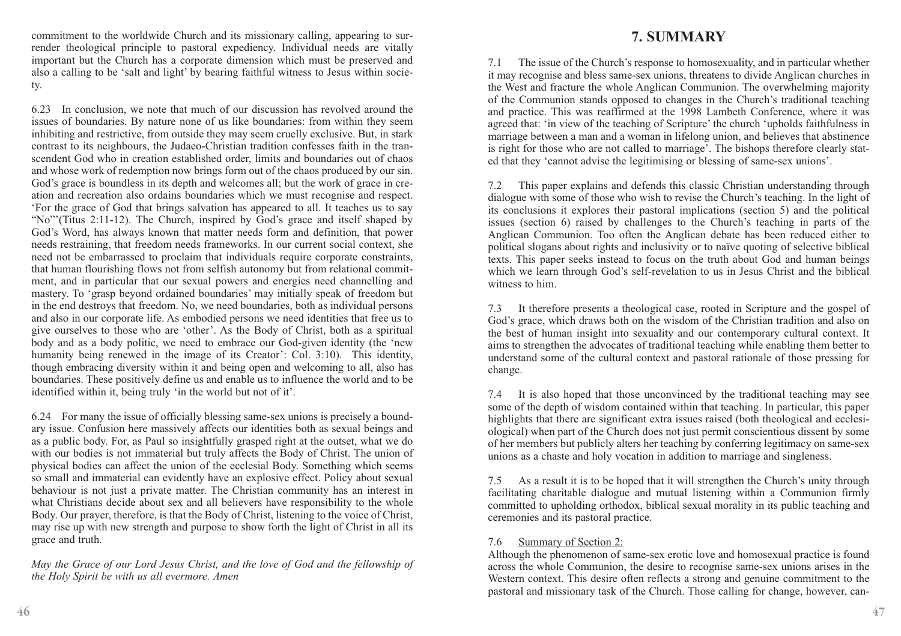commitment to the worldwide Church and its missionary calling, appearing to surrender theological principle to pastoral expediency. Individual needs are vitally important but the Church has a corporate dimension which must be preserved and also a calling to be 'salt and light' by bearing faithful witness to Jesus within society.

6.23 In conclusion, we note that much of our discussion has revolved around the issues of boundaries. By nature none of us like boundaries: from within they seem inhibiting and restrictive, from outside they may seem cruelly exclusive. But, in stark contrast to its neighbours, the Judaeo-Christian tradition confesses faith in the transcendent God who in creation established order, limits and boundaries out of chaos and whose work of redemption now brings form out of the chaos produced by our sin. God's grace is boundless in its depth and welcomes all; but the work of grace in creation and recreation also ordains boundaries which we must recognise and respect. 'For the grace of God that brings salvation has appeared to all. It teaches us to say "No"'(Titus 2:11-12). The Church, inspired by God's grace and itself shaped by God's Word, has always known that matter needs form and definition, that power needs restraining, that freedom needs frameworks. In our current social context, she need not be embarrassed to proclaim that individuals require corporate constraints, that human flourishing flows not from selfish autonomy but from relational commitment, and in particular that our sexual powers and energies need channelling and mastery. To 'grasp beyond ordained boundaries' may initially speak of freedom but in the end destroys that freedom. No, we need boundaries, both as individual persons and also in our corporate life. As embodied persons we need identities that free us to give ourselves to those who are 'other'. As the Body of Christ, both as a spiritual body and as a body politic, we need to embrace our God-given identity (the 'new humanity being renewed in the image of its Creator': Col. 3:10). This identity, though embracing diversity within it and being open and welcoming to all, also has boundaries. These positively define us and enable us to influence the world and to be identified within it, being truly 'in the world but not of it'.

6.24 For many the issue of officially blessing same-sex unions is precisely a boundary issue. Confusion here massively affects our identities both as sexual beings and as a public body. For, as Paul so insightfully grasped right at the outset, what we do with our bodies is not immaterial but truly affects the Body of Christ. The union of physical bodies can affect the union of the ecclesial Body. Something which seems so small and immaterial can evidently have an explosive effect. Policy about sexual behaviour is not just a private matter. The Christian community has an interest in what Christians decide about sex and all believers have responsibility to the whole Body. Our prayer, therefore, is that the Body of Christ, listening to the voice of Christ, may rise up with new strength and purpose to show forth the light of Christ in all its grace and truth.

*May the Grace of our Lord Jesus Christ, and the love of God and the fellowship of the Holy Spirit be with us all evermore. Amen*

# 7. SUMMARY

7.1 The issue of the Church's response to homosexuality, and in particular whether it may recognise and bless same-sex unions, threatens to divide Anglican churches in the West and fracture the whole Anglican Communion. The overwhelming majority of the Communion stands opposed to changes in the Church's traditional teaching and practice. This was reaffirmed at the 1998 Lambeth Conference, where it was agreed that: 'in view of the teaching of Scripture' the church 'upholds faithfulness in marriage between a man and a woman in lifelong union, and believes that abstinence is right for those who are not called to marriage'. The bishops therefore clearly stated that they 'cannot advise the legitimising or blessing of same-sex unions'.

7.2 This paper explains and defends this classic Christian understanding through dialogue with some of those who wish to revise the Church's teaching. In the light of its conclusions it explores their pastoral implications (section 5) and the political issues (section 6) raised by challenges to the Church's teaching in parts of the Anglican Communion. Too often the Anglican debate has been reduced either to political slogans about rights and inclusivity or to naïve quoting of selective biblical texts. This paper seeks instead to focus on the truth about God and human beings which we learn through God's self-revelation to us in Jesus Christ and the biblical witness to him.

7.3 It therefore presents a theological case, rooted in Scripture and the gospel of God's grace, which draws both on the wisdom of the Christian tradition and also on the best of human insight into sexuality and our contemporary cultural context. It aims to strengthen the advocates of traditional teaching while enabling them better to understand some of the cultural context and pastoral rationale of those pressing for change.

7.4 It is also hoped that those unconvinced by the traditional teaching may see some of the depth of wisdom contained within that teaching. In particular, this paper highlights that there are significant extra issues raised (both theological and ecclesiological) when part of the Church does not just permit conscientious dissent by some of her members but publicly alters her teaching by conferring legitimacy on same-sex unions as a chaste and holy vocation in addition to marriage and singleness.

7.5 As a result it is to be hoped that it will strengthen the Church's unity through facilitating charitable dialogue and mutual listening within a Communion firmly committed to upholding orthodox, biblical sexual morality in its public teaching and ceremonies and its pastoral practice.

7.6 Summary of Section 2:
Although the phenomenon of same-sex erotic love and homosexual practice is found across the whole Communion, the desire to recognise same-sex unions arises in the Western context. This desire often reflects a strong and genuine commitment to the pastoral and missionary task of the Church. Those calling for change, however, can-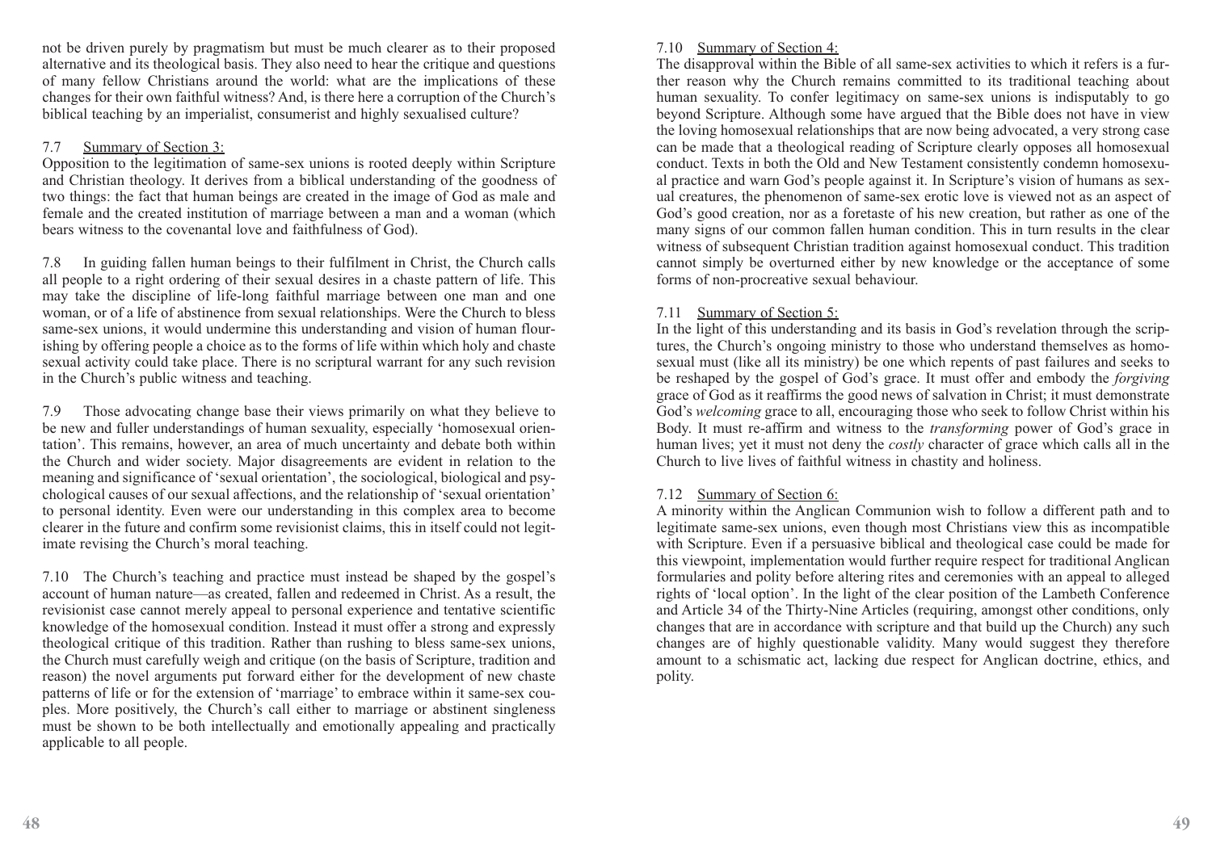not be driven purely by pragmatism but must be much clearer as to their proposed alternative and its theological basis. They also need to hear the critique and questions of many fellow Christians around the world: what are the implications of these changes for their own faithful witness? And, is there here a corruption of the Church's biblical teaching by an imperialist, consumerist and highly sexualised culture?

7.7 Summary of Section 3:

Opposition to the legitimation of same-sex unions is rooted deeply within Scripture and Christian theology. It derives from a biblical understanding of the goodness of two things: the fact that human beings are created in the image of God as male and female and the created institution of marriage between a man and a woman (which bears witness to the covenantal love and faithfulness of God).

7.8 In guiding fallen human beings to their fulfilment in Christ, the Church calls all people to a right ordering of their sexual desires in a chaste pattern of life. This may take the discipline of life-long faithful marriage between one man and one woman, or of a life of abstinence from sexual relationships. Were the Church to bless same-sex unions, it would undermine this understanding and vision of human flourishing by offering people a choice as to the forms of life within which holy and chaste sexual activity could take place. There is no scriptural warrant for any such revision in the Church's public witness and teaching.

7.9 Those advocating change base their views primarily on what they believe to be new and fuller understandings of human sexuality, especially 'homosexual orientation'. This remains, however, an area of much uncertainty and debate both within the Church and wider society. Major disagreements are evident in relation to the meaning and significance of 'sexual orientation', the sociological, biological and psychological causes of our sexual affections, and the relationship of 'sexual orientation' to personal identity. Even were our understanding in this complex area to become clearer in the future and confirm some revisionist claims, this in itself could not legitimate revising the Church's moral teaching.

7.10 The Church's teaching and practice must instead be shaped by the gospel's account of human nature—as created, fallen and redeemed in Christ. As a result, the revisionist case cannot merely appeal to personal experience and tentative scientific knowledge of the homosexual condition. Instead it must offer a strong and expressly theological critique of this tradition. Rather than rushing to bless same-sex unions, the Church must carefully weigh and critique (on the basis of Scripture, tradition and reason) the novel arguments put forward either for the development of new chaste patterns of life or for the extension of 'marriage' to embrace within it same-sex couples. More positively, the Church's call either to marriage or abstinent singleness must be shown to be both intellectually and emotionally appealing and practically applicable to all people.

7.10 Summary of Section 4:

The disapproval within the Bible of all same-sex activities to which it refers is a further reason why the Church remains committed to its traditional teaching about human sexuality. To confer legitimacy on same-sex unions is indisputably to go beyond Scripture. Although some have argued that the Bible does not have in view the loving homosexual relationships that are now being advocated, a very strong case can be made that a theological reading of Scripture clearly opposes all homosexual conduct. Texts in both the Old and New Testament consistently condemn homosexual practice and warn God's people against it. In Scripture's vision of humans as sexual creatures, the phenomenon of same-sex erotic love is viewed not as an aspect of God's good creation, nor as a foretaste of his new creation, but rather as one of the many signs of our common fallen human condition. This in turn results in the clear witness of subsequent Christian tradition against homosexual conduct. This tradition cannot simply be overturned either by new knowledge or the acceptance of some forms of non-procreative sexual behaviour.

7.11 Summary of Section 5:

In the light of this understanding and its basis in God's revelation through the scriptures, the Church's ongoing ministry to those who understand themselves as homosexual must (like all its ministry) be one which repents of past failures and seeks to be reshaped by the gospel of God's grace. It must offer and embody the *forgiving* grace of God as it reaffirms the good news of salvation in Christ; it must demonstrate God's *welcoming* grace to all, encouraging those who seek to follow Christ within his Body. It must re-affirm and witness to the *transforming* power of God's grace in human lives; yet it must not deny the *costly* character of grace which calls all in the Church to live lives of faithful witness in chastity and holiness.

7.12 Summary of Section 6:

A minority within the Anglican Communion wish to follow a different path and to legitimate same-sex unions, even though most Christians view this as incompatible with Scripture. Even if a persuasive biblical and theological case could be made for this viewpoint, implementation would further require respect for traditional Anglican formularies and polity before altering rites and ceremonies with an appeal to alleged rights of 'local option'. In the light of the clear position of the Lambeth Conference and Article 34 of the Thirty-Nine Articles (requiring, amongst other conditions, only changes that are in accordance with scripture and that build up the Church) any such changes are of highly questionable validity. Many would suggest they therefore amount to a schismatic act, lacking due respect for Anglican doctrine, ethics, and polity.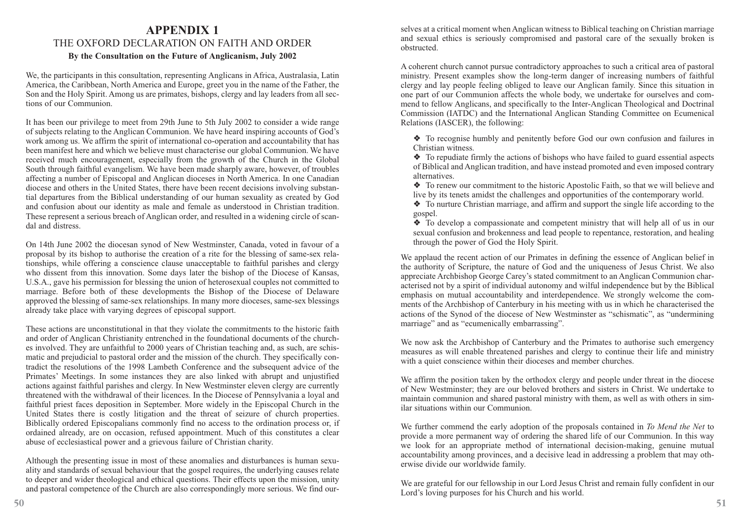# APPENDIX 1

## THE OXFORD DECLARATION ON FAITH AND ORDER

**By the Consultation on the Future of Anglicanism, July 2002**

We, the participants in this consultation, representing Anglicans in Africa, Australasia, Latin America, the Caribbean, North America and Europe, greet you in the name of the Father, the Son and the Holy Spirit. Among us are primates, bishops, clergy and lay leaders from all sections of our Communion.

It has been our privilege to meet from 29th June to 5th July 2002 to consider a wide range of subjects relating to the Anglican Communion. We have heard inspiring accounts of God's work among us. We affirm the spirit of international co-operation and accountability that has been manifest here and which we believe must characterise our global Communion. We have received much encouragement, especially from the growth of the Church in the Global South through faithful evangelism. We have been made sharply aware, however, of troubles affecting a number of Episcopal and Anglican dioceses in North America. In one Canadian diocese and others in the United States, there have been recent decisions involving substantial departures from the Biblical understanding of our human sexuality as created by God and confusion about our identity as male and female as understood in Christian tradition. These represent a serious breach of Anglican order, and resulted in a widening circle of scandal and distress.

On 14th June 2002 the diocesan synod of New Westminster, Canada, voted in favour of a proposal by its bishop to authorise the creation of a rite for the blessing of same-sex relationships, while offering a conscience clause unacceptable to faithful parishes and clergy who dissent from this innovation. Some days later the bishop of the Diocese of Kansas, U.S.A., gave his permission for blessing the union of heterosexual couples not committed to marriage. Before both of these developments the Bishop of the Diocese of Delaware approved the blessing of same-sex relationships. In many more dioceses, same-sex blessings already take place with varying degrees of episcopal support.

These actions are unconstitutional in that they violate the commitments to the historic faith and order of Anglican Christianity entrenched in the foundational documents of the churches involved. They are unfaithful to 2000 years of Christian teaching and, as such, are schismatic and prejudicial to pastoral order and the mission of the church. They specifically contradict the resolutions of the 1998 Lambeth Conference and the subsequent advice of the Primates' Meetings. In some instances they are also linked with abrupt and unjustified actions against faithful parishes and clergy. In New Westminster eleven clergy are currently threatened with the withdrawal of their licences. In the Diocese of Pennsylvania a loyal and faithful priest faces deposition in September. More widely in the Episcopal Church in the United States there is costly litigation and the threat of seizure of church properties. Biblically ordered Episcopalians commonly find no access to the ordination process or, if ordained already, are on occasion, refused appointment. Much of this constitutes a clear abuse of ecclesiastical power and a grievous failure of Christian charity.

Although the presenting issue in most of these anomalies and disturbances is human sexuality and standards of sexual behaviour that the gospel requires, the underlying causes relate to deeper and wider theological and ethical questions. Their effects upon the mission, unity and pastoral competence of the Church are also correspondingly more serious. We find ourselves at a critical moment when Anglican witness to Biblical teaching on Christian marriage and sexual ethics is seriously compromised and pastoral care of the sexually broken is obstructed.

A coherent church cannot pursue contradictory approaches to such a critical area of pastoral ministry. Present examples show the long-term danger of increasing numbers of faithful clergy and lay people feeling obliged to leave our Anglican family. Since this situation in one part of our Communion affects the whole body, we undertake for ourselves and commend to fellow Anglicans, and specifically to the Inter-Anglican Theological and Doctrinal Commission (IATDC) and the International Anglican Standing Committee on Ecumenical Relations (IASCER), the following:

- ❖ To recognise humbly and penitently before God our own confusion and failures in Christian witness.
- ❖ To repudiate firmly the actions of bishops who have failed to guard essential aspects of Biblical and Anglican tradition, and have instead promoted and even imposed contrary alternatives.
- ❖ To renew our commitment to the historic Apostolic Faith, so that we will believe and live by its tenets amidst the challenges and opportunities of the contemporary world.
- ❖ To nurture Christian marriage, and affirm and support the single life according to the gospel.
- ❖ To develop a compassionate and competent ministry that will help all of us in our sexual confusion and brokenness and lead people to repentance, restoration, and healing through the power of God the Holy Spirit.

We applaud the recent action of our Primates in defining the essence of Anglican belief in the authority of Scripture, the nature of God and the uniqueness of Jesus Christ. We also appreciate Archbishop George Carey's stated commitment to an Anglican Communion characterised not by a spirit of individual autonomy and wilful independence but by the Biblical emphasis on mutual accountability and interdependence. We strongly welcome the comments of the Archbishop of Canterbury in his meeting with us in which he characterised the actions of the Synod of the diocese of New Westminster as "schismatic", as "undermining marriage" and as "ecumenically embarrassing".

We now ask the Archbishop of Canterbury and the Primates to authorise such emergency measures as will enable threatened parishes and clergy to continue their life and ministry with a quiet conscience within their dioceses and member churches.

We affirm the position taken by the orthodox clergy and people under threat in the diocese of New Westminster; they are our beloved brothers and sisters in Christ. We undertake to maintain communion and shared pastoral ministry with them, as well as with others in similar situations within our Communion.

We further commend the early adoption of the proposals contained in *To Mend the Net* to provide a more permanent way of ordering the shared life of our Communion. In this way we look for an appropriate method of international decision-making, genuine mutual accountability among provinces, and a decisive lead in addressing a problem that may otherwise divide our worldwide family.

We are grateful for our fellowship in our Lord Jesus Christ and remain fully confident in our Lord's loving purposes for his Church and his world.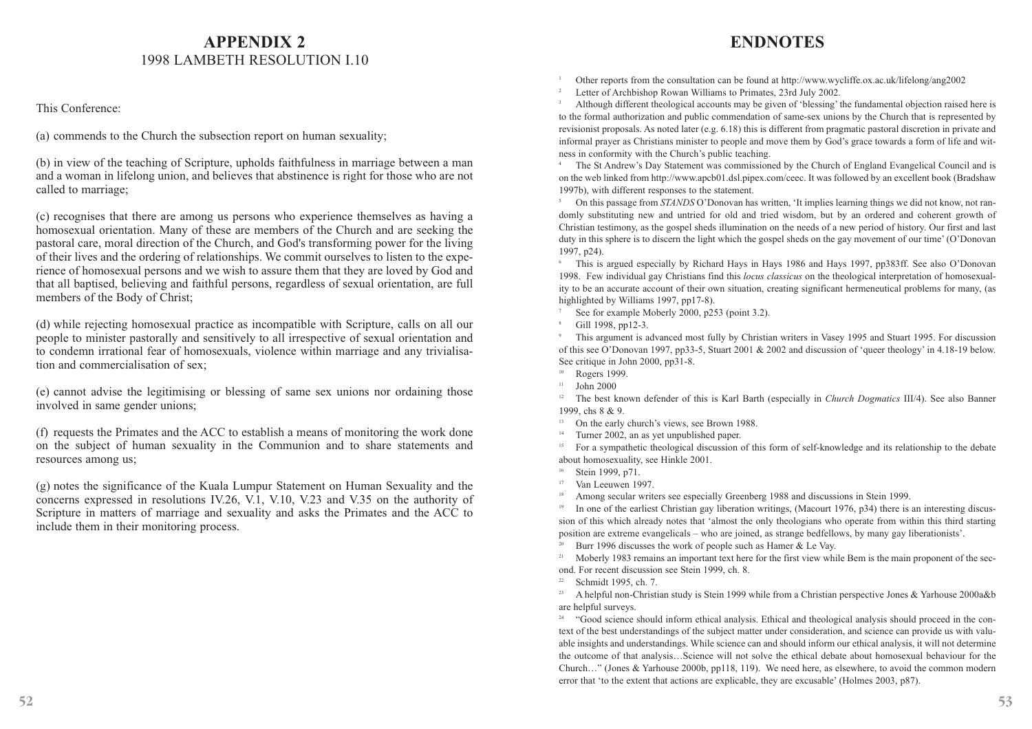# APPENDIX 2

## 1998 LAMBETH RESOLUTION I.10

This Conference:

(a) commends to the Church the subsection report on human sexuality;

(b) in view of the teaching of Scripture, upholds faithfulness in marriage between a man and a woman in lifelong union, and believes that abstinence is right for those who are not called to marriage;

(c) recognises that there are among us persons who experience themselves as having a homosexual orientation. Many of these are members of the Church and are seeking the pastoral care, moral direction of the Church, and God's transforming power for the living of their lives and the ordering of relationships. We commit ourselves to listen to the experience of homosexual persons and we wish to assure them that they are loved by God and that all baptised, believing and faithful persons, regardless of sexual orientation, are full members of the Body of Christ;

(d) while rejecting homosexual practice as incompatible with Scripture, calls on all our people to minister pastorally and sensitively to all irrespective of sexual orientation and to condemn irrational fear of homosexuals, violence within marriage and any trivialisation and commercialisation of sex;

(e) cannot advise the legitimising or blessing of same sex unions nor ordaining those involved in same gender unions;

(f) requests the Primates and the ACC to establish a means of monitoring the work done on the subject of human sexuality in the Communion and to share statements and resources among us;

(g) notes the significance of the Kuala Lumpur Statement on Human Sexuality and the concerns expressed in resolutions IV.26, V.1, V.10, V.23 and V.35 on the authority of Scripture in matters of marriage and sexuality and asks the Primates and the ACC to include them in their monitoring process.

# ENDNOTES

[1] Other reports from the consultation can be found at http://www.wycliffe.ox.ac.uk/lifelong/ang2002

[2] Letter of Archbishop Rowan Williams to Primates, 23rd July 2002.

[3] Although different theological accounts may be given of 'blessing' the fundamental objection raised here is to the formal authorization and public commendation of same-sex unions by the Church that is represented by revisionist proposals. As noted later (e.g. 6.18) this is different from pragmatic pastoral discretion in private and informal prayer as Christians minister to people and move them by God's grace towards a form of life and witness in conformity with the Church's public teaching.

[4] The St Andrew's Day Statement was commissioned by the Church of England Evangelical Council and is on the web linked from http://www.apcb01.dsl.pipex.com/ceec. It was followed by an excellent book (Bradshaw 1997b), with different responses to the statement.

[5] On this passage from *STANDS* O'Donovan has written, 'It implies learning things we did not know, not randomly substituting new and untried for old and tried wisdom, but by an ordered and coherent growth of Christian testimony, as the gospel sheds illumination on the needs of a new period of history. Our first and last duty in this sphere is to discern the light which the gospel sheds on the gay movement of our time' (O'Donovan 1997, p24).

[6] This is argued especially by Richard Hays in Hays 1986 and Hays 1997, pp383ff. See also O'Donovan 1998. Few individual gay Christians find this *locus classicus* on the theological interpretation of homosexuality to be an accurate account of their own situation, creating significant hermeneutical problems for many, (as highlighted by Williams 1997, pp17-8).

[7] See for example Moberly 2000, p253 (point 3.2).

[8] Gill 1998, pp12-3.

[9] This argument is advanced most fully by Christian writers in Vasey 1995 and Stuart 1995. For discussion of this see O'Donovan 1997, pp33-5, Stuart 2001 & 2002 and discussion of 'queer theology' in 4.18-19 below. See critique in John 2000, pp31-8.

[10] Rogers 1999.

[11] John 2000

[12] The best known defender of this is Karl Barth (especially in *Church Dogmatics* III/4). See also Banner 1999, chs 8 & 9.

[13] On the early church's views, see Brown 1988.

[14] Turner 2002, an as yet unpublished paper.

[15] For a sympathetic theological discussion of this form of self-knowledge and its relationship to the debate about homosexuality, see Hinkle 2001.

[16] Stein 1999, p71.

[17] Van Leeuwen 1997.

[18] Among secular writers see especially Greenberg 1988 and discussions in Stein 1999.

[19] In one of the earliest Christian gay liberation writings, (Macourt 1976, p34) there is an interesting discussion of this which already notes that 'almost the only theologians who operate from within this third starting position are extreme evangelicals – who are joined, as strange bedfellows, by many gay liberationists'.

[20] Burr 1996 discusses the work of people such as Hamer & Le Vay.

[21] Moberly 1983 remains an important text here for the first view while Bem is the main proponent of the second. For recent discussion see Stein 1999, ch. 8.

[22] Schmidt 1995, ch. 7.

[23] A helpful non-Christian study is Stein 1999 while from a Christian perspective Jones & Yarhouse 2000a&b are helpful surveys.

[24] "Good science should inform ethical analysis. Ethical and theological analysis should proceed in the context of the best understandings of the subject matter under consideration, and science can provide us with valuable insights and understandings. While science can and should inform our ethical analysis, it will not determine the outcome of that analysis…Science will not solve the ethical debate about homosexual behaviour for the Church…" (Jones & Yarhouse 2000b, pp118, 119). We need here, as elsewhere, to avoid the common modern error that 'to the extent that actions are explicable, they are excusable' (Holmes 2003, p87).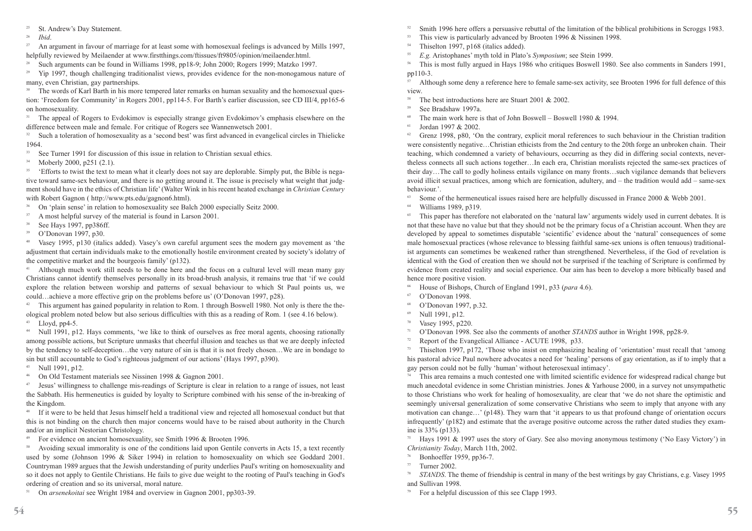[25] St. Andrew's Day Statement.

[26] *Ibid*.

[27] An argument in favour of marriage for at least some with homosexual feelings is advanced by Mills 1997, helpfully reviewed by Meilaender at www.firstthings.com/ftissues/ft9805/opinion/meilaender.html.

[28] Such arguments can be found in Williams 1998, pp18-9; John 2000; Rogers 1999; Matzko 1997.

[29] Yip 1997, though challenging traditionalist views, provides evidence for the non-monogamous nature of many, even Christian, gay partnerships.

[30] The words of Karl Barth in his more tempered later remarks on human sexuality and the homosexual question: 'Freedom for Community' in Rogers 2001, pp114-5. For Barth's earlier discussion, see CD III/4, pp165-6 on homosexuality.

[31] The appeal of Rogers to Evdokimov is especially strange given Evdokimov's emphasis elsewhere on the difference between male and female. For critique of Rogers see Wannenwetsch 2001.

[32] Such a toleration of homosexuality as a 'second best' was first advanced in evangelical circles in Thielicke 1964.

[33] See Turner 1991 for discussion of this issue in relation to Christian sexual ethics.

[34] Moberly 2000, p251 (2.1).

[35] 'Efforts to twist the text to mean what it clearly does not say are deplorable. Simply put, the Bible is negative toward same-sex behaviour, and there is no getting around it. The issue is precisely what weight that judgment should have in the ethics of Christian life' (Walter Wink in his recent heated exchange in *Christian Century* with Robert Gagnon ( http://www.pts.edu/gagnon6.html).

[36] On 'plain sense' in relation to homosexuality see Balch 2000 especially Seitz 2000.

[37] A most helpful survey of the material is found in Larson 2001.

[38] See Hays 1997, pp386ff.

[39] O'Donovan 1997, p30.

[40] Vasey 1995, p130 (italics added). Vasey's own careful argument sees the modern gay movement as 'the adjustment that certain individuals make to the emotionally hostile environment created by society's idolatry of the competitive market and the bourgeois family' (p132).

[41] Although much work still needs to be done here and the focus on a cultural level will mean many gay Christians cannot identify themselves personally in its broad-brush analysis, it remains true that 'if we could explore the relation between worship and patterns of sexual behaviour to which St Paul points us, we could…achieve a more effective grip on the problems before us' (O'Donovan 1997, p28).

[42] This argument has gained popularity in relation to Rom. 1 through Boswell 1980. Not only is there the theological problem noted below but also serious difficulties with this as a reading of Rom. 1 (see 4.16 below).

[43] Lloyd, pp4-5.

[44] Null 1991, p12. Hays comments, 'we like to think of ourselves as free moral agents, choosing rationally among possible actions, but Scripture unmasks that cheerful illusion and teaches us that we are deeply infected by the tendency to self-deception…the very nature of sin is that it is not freely chosen…We are in bondage to sin but still accountable to God's righteous judgment of our actions' (Hays 1997, p390).

[45] Null 1991, p12.

[46] On Old Testament materials see Nissinen 1998 & Gagnon 2001.

[47] Jesus' willingness to challenge mis-readings of Scripture is clear in relation to a range of issues, not least the Sabbath. His hermeneutics is guided by loyalty to Scripture combined with his sense of the in-breaking of the Kingdom.

[48] If it were to be held that Jesus himself held a traditional view and rejected all homosexual conduct but that this is not binding on the church then major concerns would have to be raised about authority in the Church and/or an implicit Nestorian Christology.

[49] For evidence on ancient homosexuality, see Smith 1996 & Brooten 1996.

[50] Avoiding sexual immorality is one of the conditions laid upon Gentile converts in Acts 15, a text recently used by some (Johnson 1996 & Siker 1994) in relation to homosexuality on which see Goddard 2001. Countryman 1989 argues that the Jewish understanding of purity underlies Paul's writing on homosexuality and so it does not apply to Gentile Christians. He fails to give due weight to the rooting of Paul's teaching in God's ordering of creation and so its universal, moral nature.

[51] On *arsenekoitai* see Wright 1984 and overview in Gagnon 2001, pp303-39.

[52] Smith 1996 here offers a persuasive rebuttal of the limitation of the biblical prohibitions in Scroggs 1983.

[53] This view is particularly advanced by Brooten 1996 & Nissinen 1998.

[54] Thiselton 1997, p168 (italics added).

[55] *E.g.* Aristophanes' myth told in Plato's *Symposium*; see Stein 1999.

[56] This is most fully argued in Hays 1986 who critiques Boswell 1980. See also comments in Sanders 1991, pp110-3.

[57] Although some deny a reference here to female same-sex activity, see Brooten 1996 for full defence of this view.

[58] The best introductions here are Stuart 2001 & 2002.

[59] See Bradshaw 1997a.

[60] The main work here is that of John Boswell – Boswell 1980 & 1994.

[61] Jordan 1997 & 2002.

[62] Grenz 1998, p80, 'On the contrary, explicit moral references to such behaviour in the Christian tradition were consistently negative…Christian ethicists from the 2nd century to the 20th forge an unbroken chain. Their teaching, which condemned a variety of behaviours, occurring as they did in differing social contexts, nevertheless connects all such actions together…In each era, Christian moralists rejected the same-sex practices of their day…The call to godly holiness entails vigilance on many fronts…such vigilance demands that believers avoid illicit sexual practices, among which are fornication, adultery, and – the tradition would add – same-sex behaviour.'.

[63] Some of the hermeneutical issues raised here are helpfully discussed in France 2000 & Webb 2001.

[64] Williams 1989, p319.

[65] This paper has therefore not elaborated on the 'natural law' arguments widely used in current debates. It is not that these have no value but that they should not be the primary focus of a Christian account. When they are developed by appeal to sometimes disputable 'scientific' evidence about the 'natural' consequences of some male homosexual practices (whose relevance to blessing faithful same-sex unions is often tenuous) traditionalist arguments can sometimes be weakened rather than strengthened. Nevertheless, if the God of revelation is identical with the God of creation then we should not be surprised if the teaching of Scripture is confirmed by evidence from created reality and social experience. Our aim has been to develop a more biblically based and hence more positive vision.

[66] House of Bishops, Church of England 1991, p33 (*para* 4.6).

[67] O'Donovan 1998.

[68] O'Donovan 1997, p.32.

[69] Null 1991, p12.

[70] Vasey 1995, p220.

[71] O'Donovan 1998. See also the comments of another *STANDS* author in Wright 1998, pp28-9.

[72] Report of the Evangelical Alliance - ACUTE 1998, p33.

[73] Thiselton 1997, p172, 'Those who insist on emphasizing healing of 'orientation' must recall that 'among his pastoral advice Paul nowhere advocates a need for 'healing' persons of gay orientation, as if to imply that a gay person could not be fully 'human' without heterosexual intimacy'.

[74] This area remains a much contested one with limited scientific evidence for widespread radical change but much anecdotal evidence in some Christian ministries. Jones & Yarhouse 2000, in a survey not unsympathetic to those Christians who work for healing of homosexuality, are clear that 'we do not share the optimistic and seemingly universal generalization of some conservative Christians who seem to imply that anyone with any motivation can change…' (p148). They warn that 'it appears to us that profound change of orientation occurs infrequently' (p182) and estimate that the average positive outcome across the rather dated studies they examine is 33% (p133).

[75] Hays 1991 & 1997 uses the story of Gary. See also moving anonymous testimony ('No Easy Victory') in *Christianity Today*, March 11th, 2002.

[76] Bonhoeffer 1959, pp36-7.

[77] Turner 2002.

[78] *STANDS*. The theme of friendship is central in many of the best writings by gay Christians, e.g. Vasey 1995 and Sullivan 1998.

[79] For a helpful discussion of this see Clapp 1993.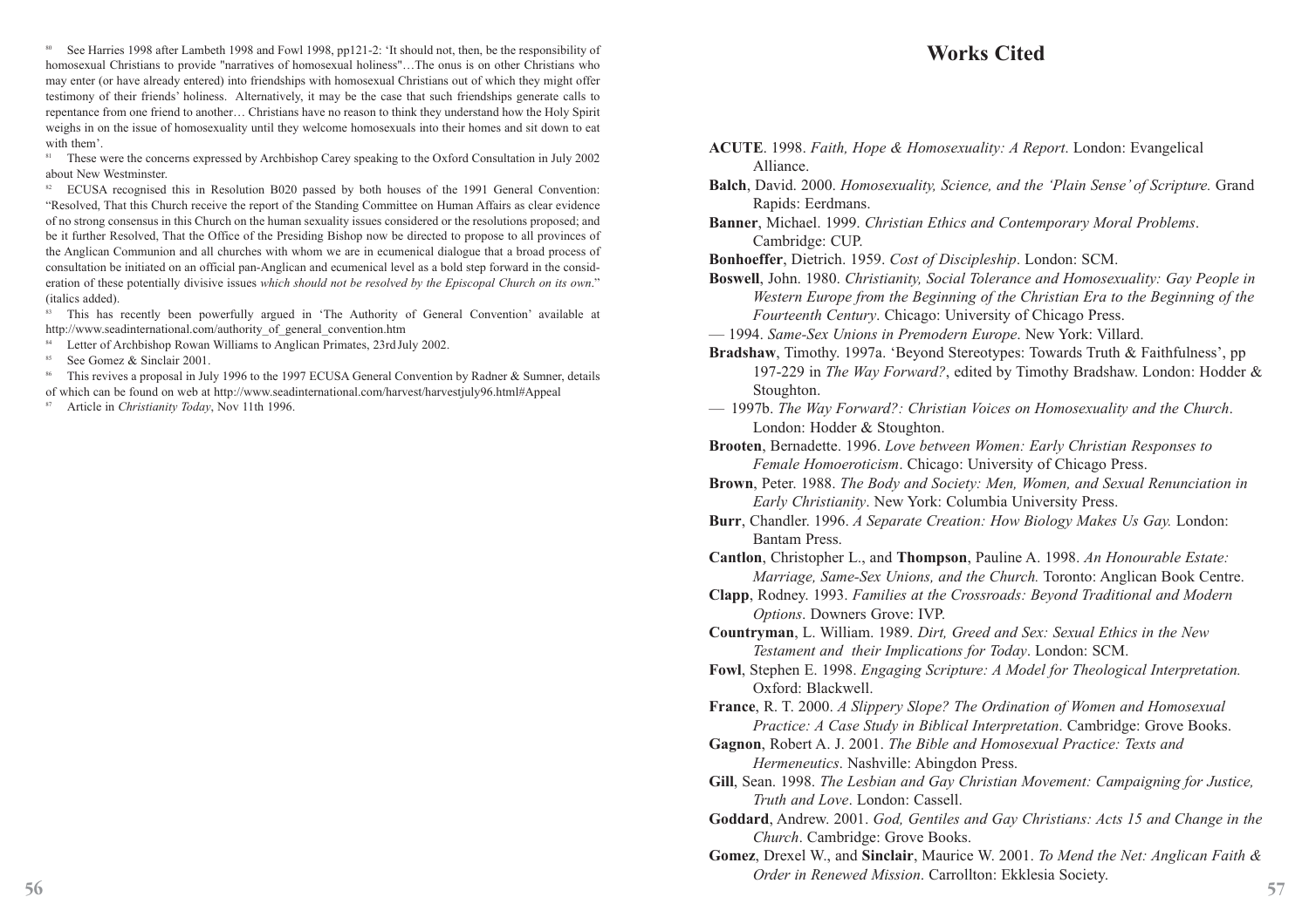[80] See Harries 1998 after Lambeth 1998 and Fowl 1998, pp121-2: 'It should not, then, be the responsibility of homosexual Christians to provide "narratives of homosexual holiness"…The onus is on other Christians who may enter (or have already entered) into friendships with homosexual Christians out of which they might offer testimony of their friends' holiness. Alternatively, it may be the case that such friendships generate calls to repentance from one friend to another… Christians have no reason to think they understand how the Holy Spirit weighs in on the issue of homosexuality until they welcome homosexuals into their homes and sit down to eat with them'.

[81] These were the concerns expressed by Archbishop Carey speaking to the Oxford Consultation in July 2002 about New Westminster.

[82] ECUSA recognised this in Resolution B020 passed by both houses of the 1991 General Convention: "Resolved, That this Church receive the report of the Standing Committee on Human Affairs as clear evidence of no strong consensus in this Church on the human sexuality issues considered or the resolutions proposed; and be it further Resolved, That the Office of the Presiding Bishop now be directed to propose to all provinces of the Anglican Communion and all churches with whom we are in ecumenical dialogue that a broad process of consultation be initiated on an official pan-Anglican and ecumenical level as a bold step forward in the consideration of these potentially divisive issues *which should not be resolved by the Episcopal Church on its own*." (italics added).

[83] This has recently been powerfully argued in 'The Authority of General Convention' available at http://www.seadinternational.com/authority_of_general_convention.htm

[84] Letter of Archbishop Rowan Williams to Anglican Primates, 23rd July 2002.

[85] See Gomez & Sinclair 2001.

[86] This revives a proposal in July 1996 to the 1997 ECUSA General Convention by Radner & Sumner, details of which can be found on web at http://www.seadinternational.com/harvest/harvestjuly96.html#Appeal

[87] Article in *Christianity Today*, Nov 11th 1996.

# Works Cited

**ACUTE**. 1998. *Faith, Hope & Homosexuality: A Report*. London: Evangelical Alliance.

**Balch**, David. 2000. *Homosexuality, Science, and the 'Plain Sense' of Scripture.* Grand Rapids: Eerdmans.

**Banner**, Michael. 1999. *Christian Ethics and Contemporary Moral Problems*. Cambridge: CUP.

**Bonhoeffer**, Dietrich. 1959. *Cost of Discipleship*. London: SCM.

**Boswell**, John. 1980. *Christianity, Social Tolerance and Homosexuality: Gay People in Western Europe from the Beginning of the Christian Era to the Beginning of the Fourteenth Century*. Chicago: University of Chicago Press.

— 1994. *Same-Sex Unions in Premodern Europe*. New York: Villard.

**Bradshaw**, Timothy. 1997a. 'Beyond Stereotypes: Towards Truth & Faithfulness', pp 197-229 in *The Way Forward?*, edited by Timothy Bradshaw. London: Hodder & Stoughton.

— 1997b. *The Way Forward?: Christian Voices on Homosexuality and the Church*. London: Hodder & Stoughton.

**Brooten**, Bernadette. 1996. *Love between Women: Early Christian Responses to Female Homoeroticism*. Chicago: University of Chicago Press.

**Brown**, Peter. 1988. *The Body and Society: Men, Women, and Sexual Renunciation in Early Christianity*. New York: Columbia University Press.

**Burr**, Chandler. 1996. *A Separate Creation: How Biology Makes Us Gay.* London: Bantam Press.

**Cantlon**, Christopher L., and **Thompson**, Pauline A. 1998. *An Honourable Estate: Marriage, Same-Sex Unions, and the Church.* Toronto: Anglican Book Centre.

**Clapp**, Rodney. 1993. *Families at the Crossroads: Beyond Traditional and Modern Options*. Downers Grove: IVP.

**Countryman**, L. William. 1989. *Dirt, Greed and Sex: Sexual Ethics in the New Testament and their Implications for Today*. London: SCM.

**Fowl**, Stephen E. 1998. *Engaging Scripture: A Model for Theological Interpretation.* Oxford: Blackwell.

**France**, R. T. 2000. *A Slippery Slope? The Ordination of Women and Homosexual Practice: A Case Study in Biblical Interpretation*. Cambridge: Grove Books.

**Gagnon**, Robert A. J. 2001. *The Bible and Homosexual Practice: Texts and Hermeneutics*. Nashville: Abingdon Press.

**Gill**, Sean. 1998. *The Lesbian and Gay Christian Movement: Campaigning for Justice, Truth and Love*. London: Cassell.

**Goddard**, Andrew. 2001. *God, Gentiles and Gay Christians: Acts 15 and Change in the Church*. Cambridge: Grove Books.

**Gomez**, Drexel W., and **Sinclair**, Maurice W. 2001. *To Mend the Net: Anglican Faith & Order in Renewed Mission*. Carrollton: Ekklesia Society.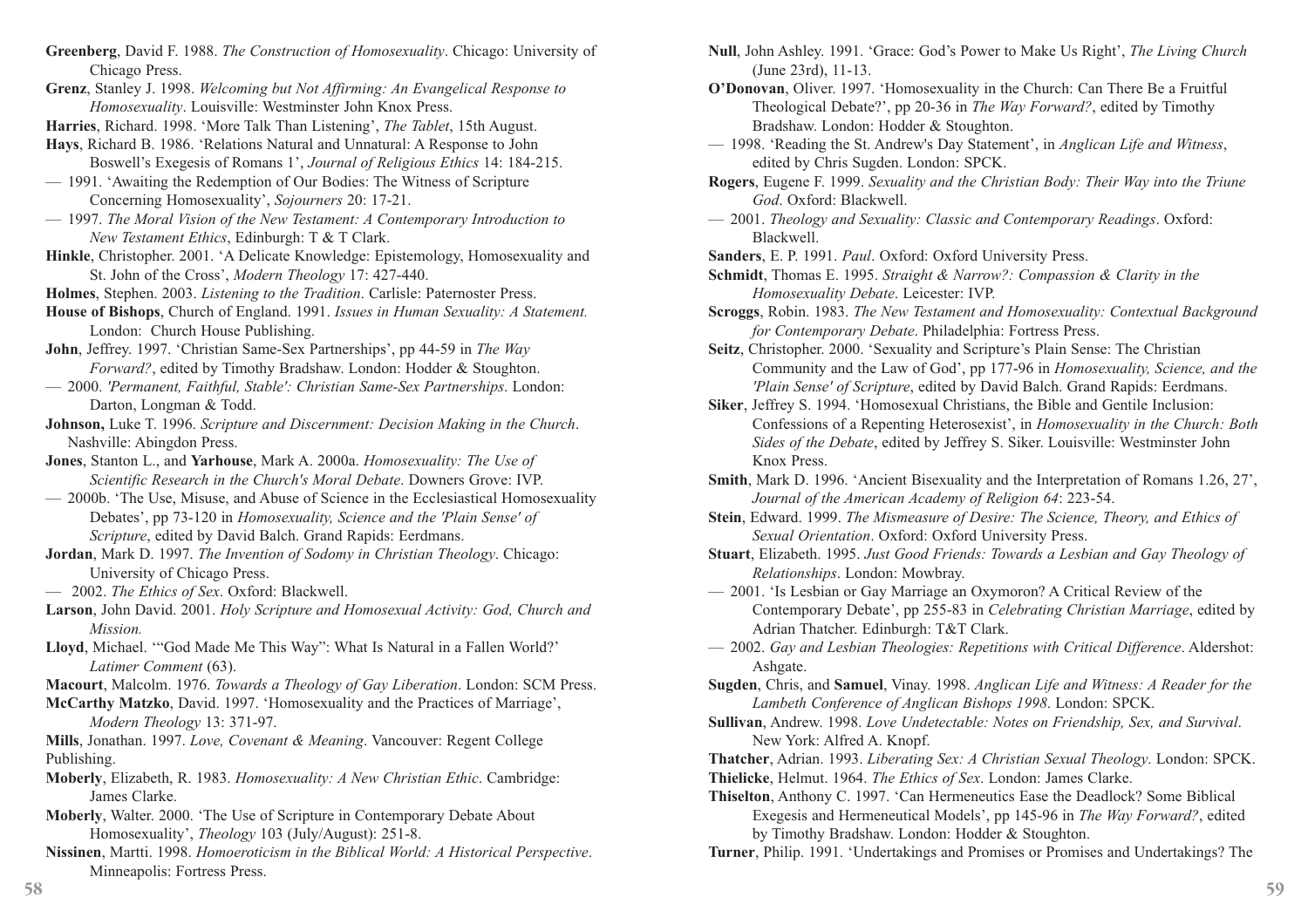**Greenberg**, David F. 1988. *The Construction of Homosexuality*. Chicago: University of Chicago Press.

**Grenz**, Stanley J. 1998. *Welcoming but Not Affirming: An Evangelical Response to Homosexuality*. Louisville: Westminster John Knox Press.

**Harries**, Richard. 1998. 'More Talk Than Listening', *The Tablet*, 15th August.

**Hays**, Richard B. 1986. 'Relations Natural and Unnatural: A Response to John Boswell's Exegesis of Romans 1', *Journal of Religious Ethics* 14: 184-215.

— 1991. 'Awaiting the Redemption of Our Bodies: The Witness of Scripture Concerning Homosexuality', *Sojourners* 20: 17-21.

— 1997. *The Moral Vision of the New Testament: A Contemporary Introduction to New Testament Ethics*, Edinburgh: T & T Clark.

**Hinkle**, Christopher. 2001. 'A Delicate Knowledge: Epistemology, Homosexuality and St. John of the Cross', *Modern Theology* 17: 427-440.

**Holmes**, Stephen. 2003. *Listening to the Tradition*. Carlisle: Paternoster Press.

**House of Bishops**, Church of England. 1991. *Issues in Human Sexuality: A Statement.* London: Church House Publishing.

**John**, Jeffrey. 1997. 'Christian Same-Sex Partnerships', pp 44-59 in *The Way Forward?*, edited by Timothy Bradshaw. London: Hodder & Stoughton.

— 2000. *'Permanent, Faithful, Stable': Christian Same-Sex Partnerships*. London: Darton, Longman & Todd.

**Johnson,** Luke T. 1996. *Scripture and Discernment: Decision Making in the Church*. Nashville: Abingdon Press.

**Jones**, Stanton L., and **Yarhouse**, Mark A. 2000a. *Homosexuality: The Use of Scientific Research in the Church's Moral Debate*. Downers Grove: IVP.

— 2000b. 'The Use, Misuse, and Abuse of Science in the Ecclesiastical Homosexuality Debates', pp 73-120 in *Homosexuality, Science and the 'Plain Sense' of Scripture*, edited by David Balch. Grand Rapids: Eerdmans.

**Jordan**, Mark D. 1997. *The Invention of Sodomy in Christian Theology*. Chicago: University of Chicago Press.

— 2002. *The Ethics of Sex*. Oxford: Blackwell.

**Larson**, John David. 2001. *Holy Scripture and Homosexual Activity: God, Church and Mission.*

**Lloyd**, Michael. '"God Made Me This Way": What Is Natural in a Fallen World?' *Latimer Comment* (63).

**Macourt**, Malcolm. 1976. *Towards a Theology of Gay Liberation*. London: SCM Press.

**McCarthy Matzko**, David. 1997. 'Homosexuality and the Practices of Marriage', *Modern Theology* 13: 371-97.

**Mills**, Jonathan. 1997. *Love, Covenant & Meaning*. Vancouver: Regent College Publishing.

**Moberly**, Elizabeth, R. 1983. *Homosexuality: A New Christian Ethic*. Cambridge: James Clarke.

**Moberly**, Walter. 2000. 'The Use of Scripture in Contemporary Debate About Homosexuality', *Theology* 103 (July/August): 251-8.

**Nissinen**, Martti. 1998. *Homoeroticism in the Biblical World: A Historical Perspective*. Minneapolis: Fortress Press.

**Null**, John Ashley. 1991. 'Grace: God's Power to Make Us Right', *The Living Church* (June 23rd), 11-13.

**O'Donovan**, Oliver. 1997. 'Homosexuality in the Church: Can There Be a Fruitful Theological Debate?', pp 20-36 in *The Way Forward?*, edited by Timothy Bradshaw. London: Hodder & Stoughton.

— 1998. 'Reading the St. Andrew's Day Statement', in *Anglican Life and Witness*, edited by Chris Sugden. London: SPCK.

**Rogers**, Eugene F. 1999. *Sexuality and the Christian Body: Their Way into the Triune God*. Oxford: Blackwell.

— 2001. *Theology and Sexuality: Classic and Contemporary Readings*. Oxford: Blackwell.

**Sanders**, E. P. 1991. *Paul*. Oxford: Oxford University Press.

**Schmidt**, Thomas E. 1995. *Straight & Narrow?: Compassion & Clarity in the Homosexuality Debate*. Leicester: IVP.

**Scroggs**, Robin. 1983. *The New Testament and Homosexuality: Contextual Background for Contemporary Debate*. Philadelphia: Fortress Press.

**Seitz**, Christopher. 2000. 'Sexuality and Scripture's Plain Sense: The Christian Community and the Law of God', pp 177-96 in *Homosexuality, Science, and the 'Plain Sense' of Scripture*, edited by David Balch. Grand Rapids: Eerdmans.

**Siker**, Jeffrey S. 1994. 'Homosexual Christians, the Bible and Gentile Inclusion: Confessions of a Repenting Heterosexist', in *Homosexuality in the Church: Both Sides of the Debate*, edited by Jeffrey S. Siker. Louisville: Westminster John Knox Press.

**Smith**, Mark D. 1996. 'Ancient Bisexuality and the Interpretation of Romans 1.26, 27', *Journal of the American Academy of Religion 64*: 223-54.

**Stein**, Edward. 1999. *The Mismeasure of Desire: The Science, Theory, and Ethics of Sexual Orientation*. Oxford: Oxford University Press.

**Stuart**, Elizabeth. 1995. *Just Good Friends: Towards a Lesbian and Gay Theology of Relationships*. London: Mowbray.

— 2001. 'Is Lesbian or Gay Marriage an Oxymoron? A Critical Review of the Contemporary Debate', pp 255-83 in *Celebrating Christian Marriage*, edited by Adrian Thatcher. Edinburgh: T&T Clark.

— 2002. *Gay and Lesbian Theologies: Repetitions with Critical Difference*. Aldershot: Ashgate.

**Sugden**, Chris, and **Samuel**, Vinay. 1998. *Anglican Life and Witness: A Reader for the Lambeth Conference of Anglican Bishops 1998*. London: SPCK.

**Sullivan**, Andrew. 1998. *Love Undetectable: Notes on Friendship, Sex, and Survival*. New York: Alfred A. Knopf.

**Thatcher**, Adrian. 1993. *Liberating Sex: A Christian Sexual Theology*. London: SPCK.

**Thielicke**, Helmut. 1964. *The Ethics of Sex*. London: James Clarke.

**Thiselton**, Anthony C. 1997. 'Can Hermeneutics Ease the Deadlock? Some Biblical Exegesis and Hermeneutical Models', pp 145-96 in *The Way Forward?*, edited by Timothy Bradshaw. London: Hodder & Stoughton.

**Turner**, Philip. 1991. 'Undertakings and Promises or Promises and Undertakings? The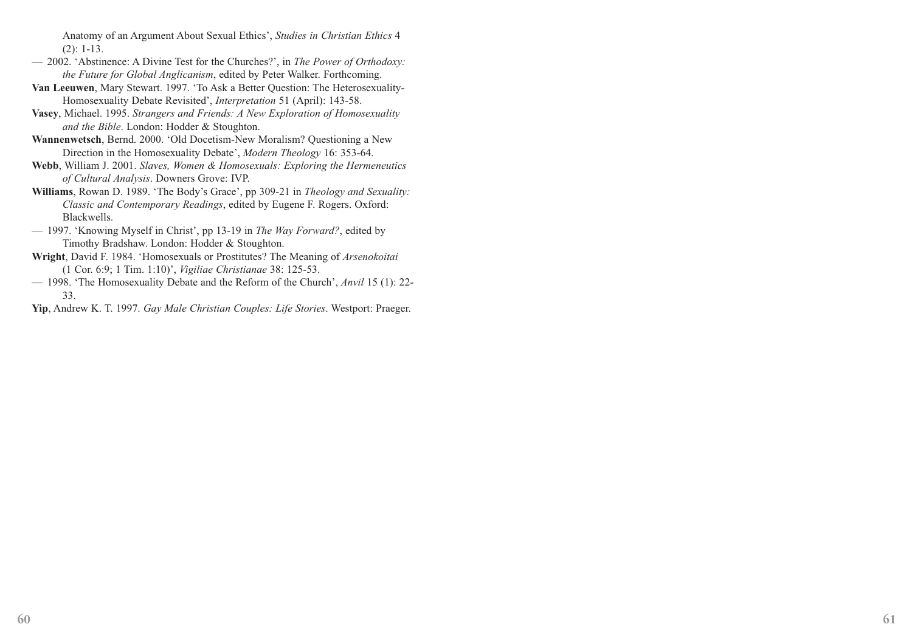Anatomy of an Argument About Sexual Ethics', *Studies in Christian Ethics* 4 (2): 1-13.

— 2002. 'Abstinence: A Divine Test for the Churches?', in *The Power of Orthodoxy: the Future for Global Anglicanism*, edited by Peter Walker. Forthcoming.

**Van Leeuwen**, Mary Stewart. 1997. 'To Ask a Better Question: The Heterosexuality-Homosexuality Debate Revisited', *Interpretation* 51 (April): 143-58.

**Vasey**, Michael. 1995. *Strangers and Friends: A New Exploration of Homosexuality and the Bible*. London: Hodder & Stoughton.

**Wannenwetsch**, Bernd. 2000. 'Old Docetism-New Moralism? Questioning a New Direction in the Homosexuality Debate', *Modern Theology* 16: 353-64.

**Webb**, William J. 2001. *Slaves, Women & Homosexuals: Exploring the Hermeneutics of Cultural Analysis*. Downers Grove: IVP.

**Williams**, Rowan D. 1989. 'The Body's Grace', pp 309-21 in *Theology and Sexuality: Classic and Contemporary Readings*, edited by Eugene F. Rogers. Oxford: Blackwells.

— 1997. 'Knowing Myself in Christ', pp 13-19 in *The Way Forward?*, edited by Timothy Bradshaw. London: Hodder & Stoughton.

**Wright**, David F. 1984. 'Homosexuals or Prostitutes? The Meaning of *Arsenokoitai* (1 Cor. 6:9; 1 Tim. 1:10)', *Vigiliae Christianae* 38: 125-53.

— 1998. 'The Homosexuality Debate and the Reform of the Church', *Anvil* 15 (1): 22-33.

**Yip**, Andrew K. T. 1997. *Gay Male Christian Couples: Life Stories*. Westport: Praeger.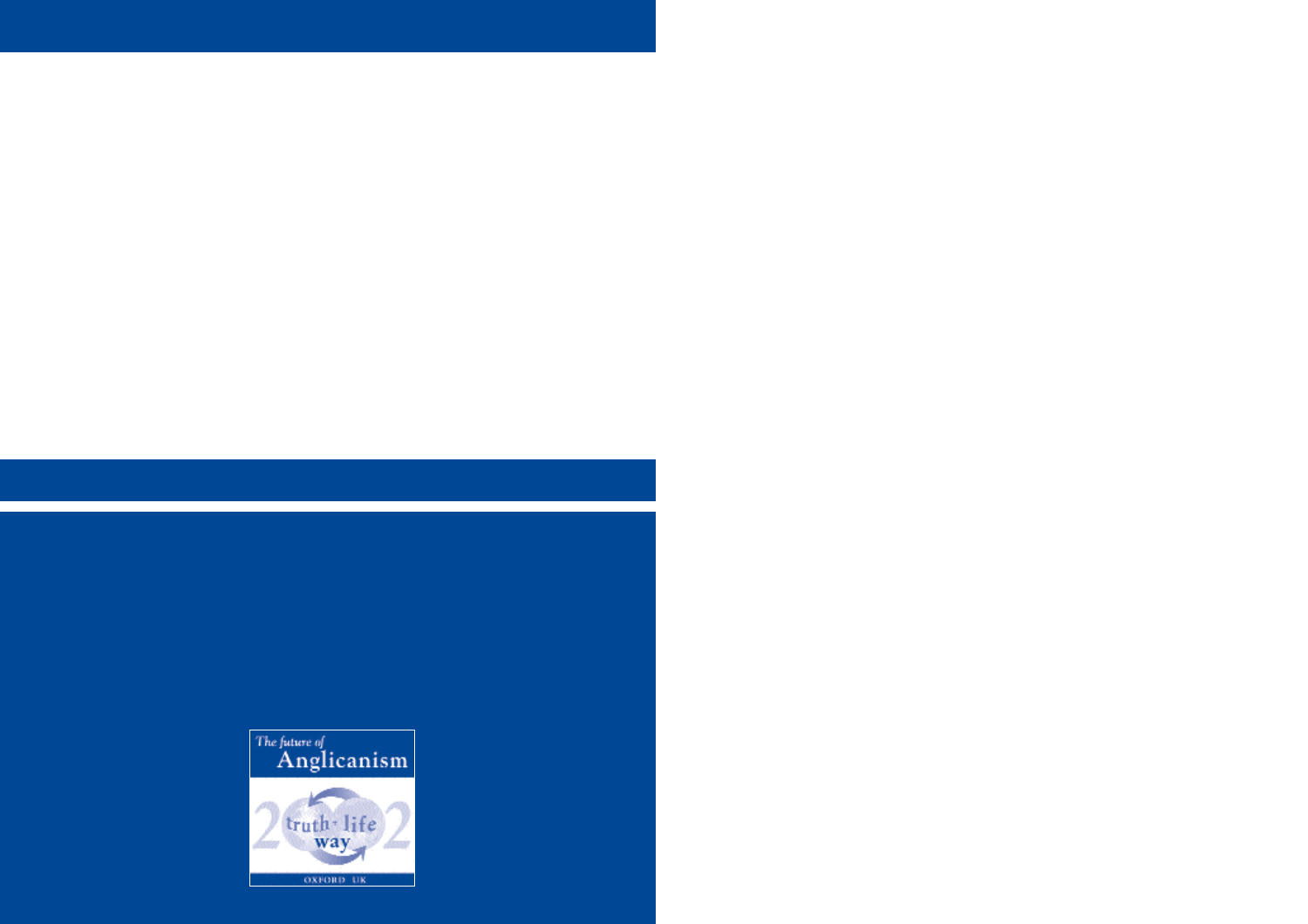The future of
Anglicanism

2002

truth life
way

OXFORD UK